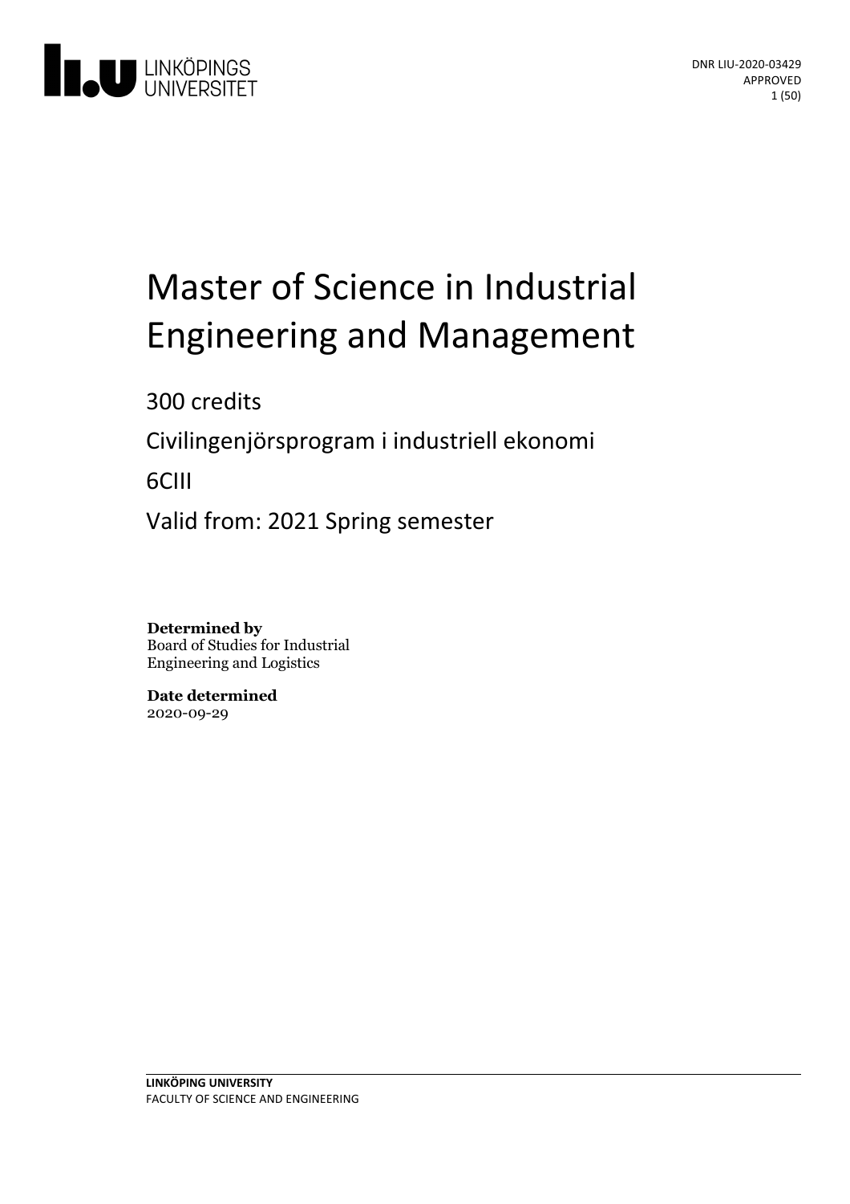DNR LIU-2020-03429
APPROVED

# Master of Science in Industrial Engineering and Management

300 credits

Civilingenjörsprogram i industriell ekonomi

6CIII

Valid from: 2021 Spring semester

**Determined by**
Board of Studies for Industrial Engineering and Logistics

**Date determined**
2020-09-29

**LINKÖPING UNIVERSITY**
FACULTY OF SCIENCE AND ENGINEERING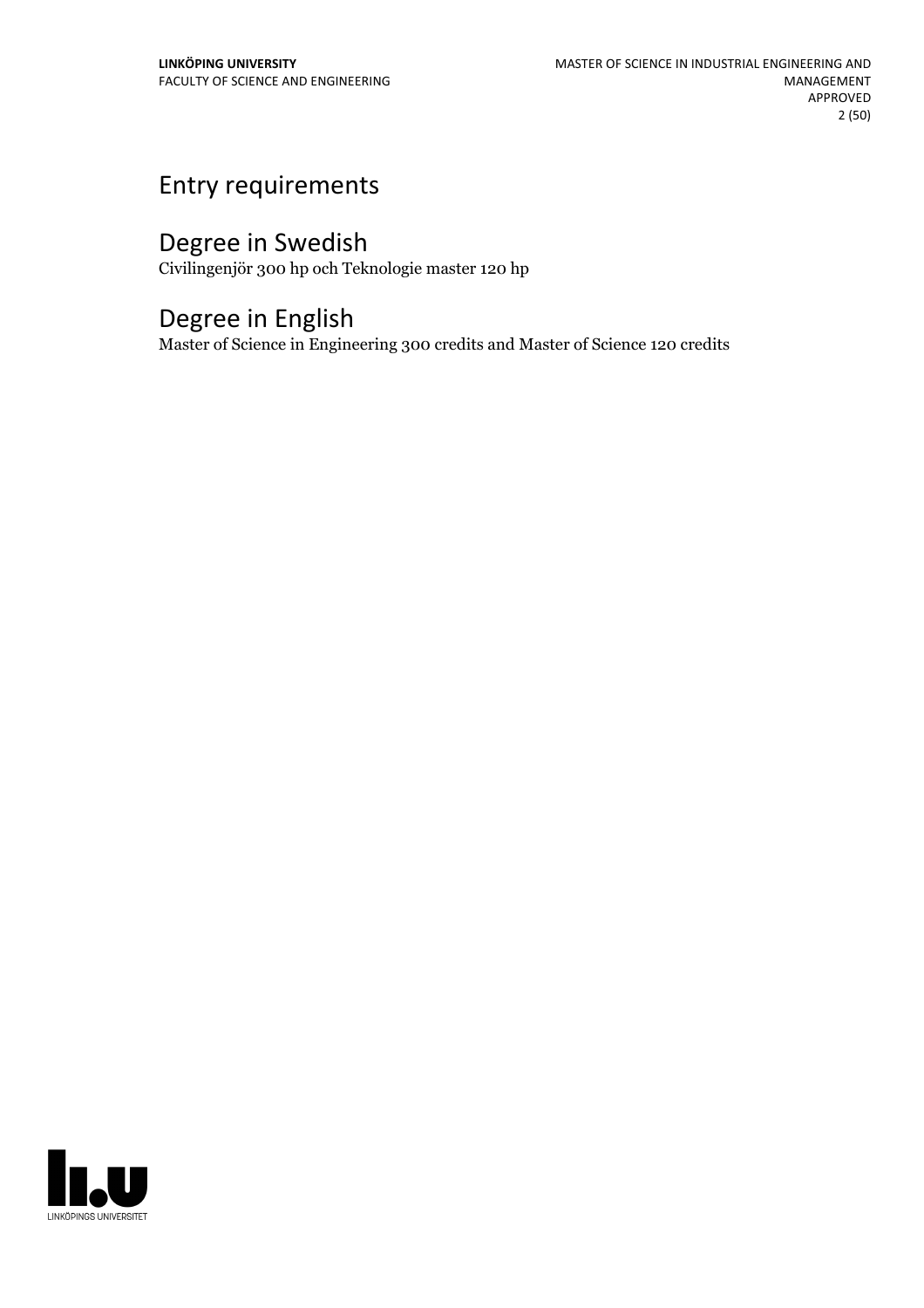# Entry requirements

# Degree in Swedish

Civilingenjör 300 hp och Teknologie master 120 hp

# Degree in English

Master of Science in Engineering 300 credits and Master of Science 120 credits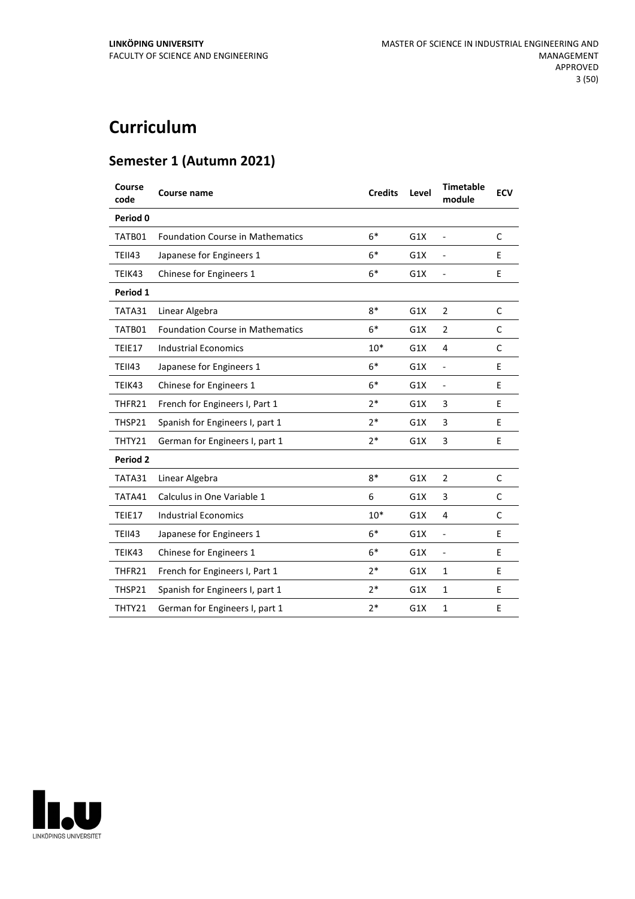# Curriculum

## Semester 1 (Autumn 2021)

| Course code | Course name | Credits | Level | Timetable module | ECV |
|---|---|---|---|---|---|
| **Period 0** | | | | | |
| TATB01 | Foundation Course in Mathematics | 6* | G1X | - | C |
| TEII43 | Japanese for Engineers 1 | 6* | G1X | - | E |
| TEIK43 | Chinese for Engineers 1 | 6* | G1X | - | E |
| **Period 1** | | | | | |
| TATA31 | Linear Algebra | 8* | G1X | 2 | C |
| TATB01 | Foundation Course in Mathematics | 6* | G1X | 2 | C |
| TEIE17 | Industrial Economics | 10* | G1X | 4 | C |
| TEII43 | Japanese for Engineers 1 | 6* | G1X | - | E |
| TEIK43 | Chinese for Engineers 1 | 6* | G1X | - | E |
| THFR21 | French for Engineers I, Part 1 | 2* | G1X | 3 | E |
| THSP21 | Spanish for Engineers I, part 1 | 2* | G1X | 3 | E |
| THTY21 | German for Engineers I, part 1 | 2* | G1X | 3 | E |
| **Period 2** | | | | | |
| TATA31 | Linear Algebra | 8* | G1X | 2 | C |
| TATA41 | Calculus in One Variable 1 | 6 | G1X | 3 | C |
| TEIE17 | Industrial Economics | 10* | G1X | 4 | C |
| TEII43 | Japanese for Engineers 1 | 6* | G1X | - | E |
| TEIK43 | Chinese for Engineers 1 | 6* | G1X | - | E |
| THFR21 | French for Engineers I, Part 1 | 2* | G1X | 1 | E |
| THSP21 | Spanish for Engineers I, part 1 | 2* | G1X | 1 | E |
| THTY21 | German for Engineers I, part 1 | 2* | G1X | 1 | E |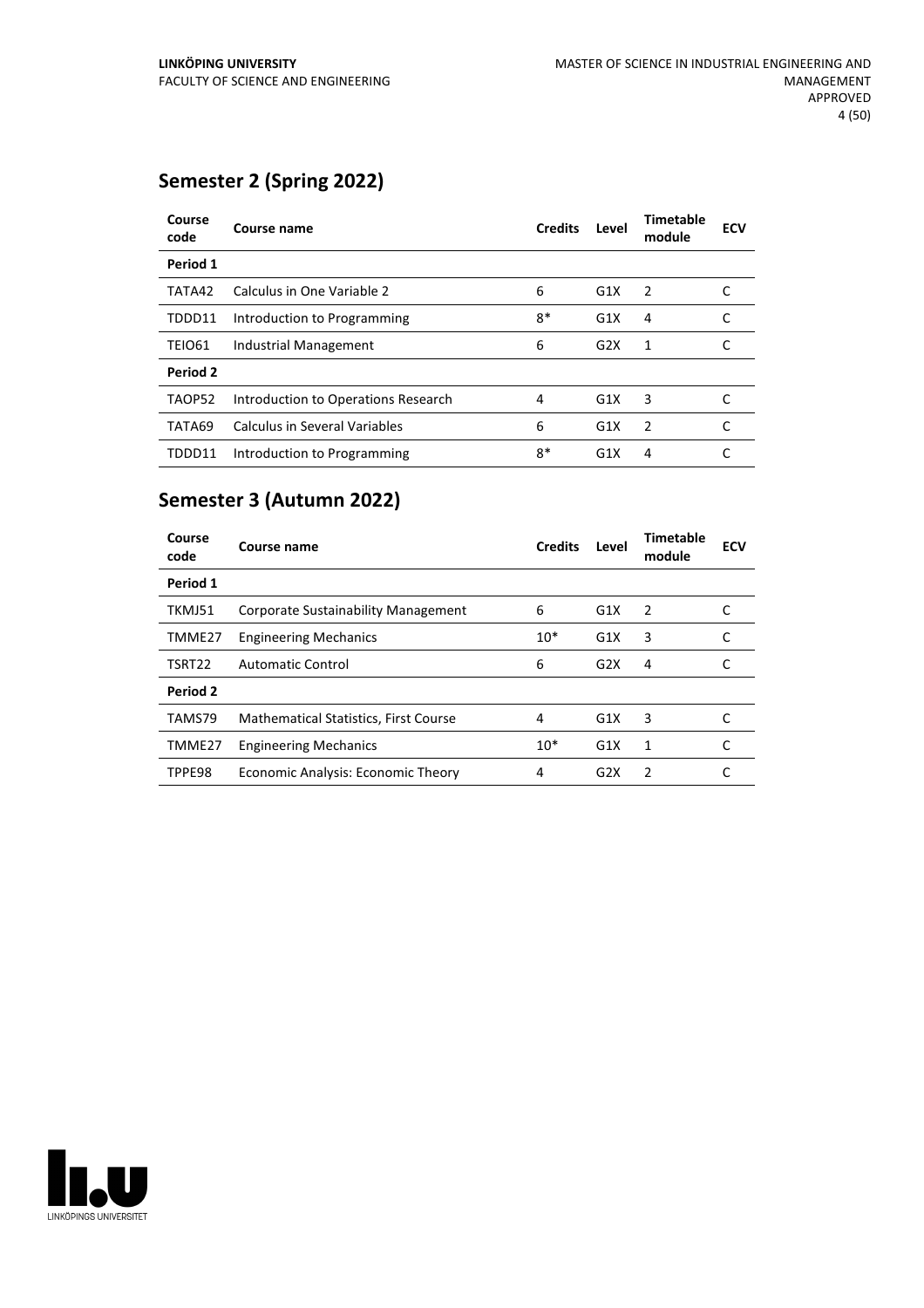## Semester 2 (Spring 2022)

| Course code | Course name | Credits | Level | Timetable module | ECV |
|---|---|---|---|---|---|
| **Period 1** | | | | | |
| TATA42 | Calculus in One Variable 2 | 6 | G1X | 2 | C |
| TDDD11 | Introduction to Programming | 8* | G1X | 4 | C |
| TEIO61 | Industrial Management | 6 | G2X | 1 | C |
| **Period 2** | | | | | |
| TAOP52 | Introduction to Operations Research | 4 | G1X | 3 | C |
| TATA69 | Calculus in Several Variables | 6 | G1X | 2 | C |
| TDDD11 | Introduction to Programming | 8* | G1X | 4 | C |

## Semester 3 (Autumn 2022)

| Course code | Course name | Credits | Level | Timetable module | ECV |
|---|---|---|---|---|---|
| **Period 1** | | | | | |
| TKMJ51 | Corporate Sustainability Management | 6 | G1X | 2 | C |
| TMME27 | Engineering Mechanics | 10* | G1X | 3 | C |
| TSRT22 | Automatic Control | 6 | G2X | 4 | C |
| **Period 2** | | | | | |
| TAMS79 | Mathematical Statistics, First Course | 4 | G1X | 3 | C |
| TMME27 | Engineering Mechanics | 10* | G1X | 1 | C |
| TPPE98 | Economic Analysis: Economic Theory | 4 | G2X | 2 | C |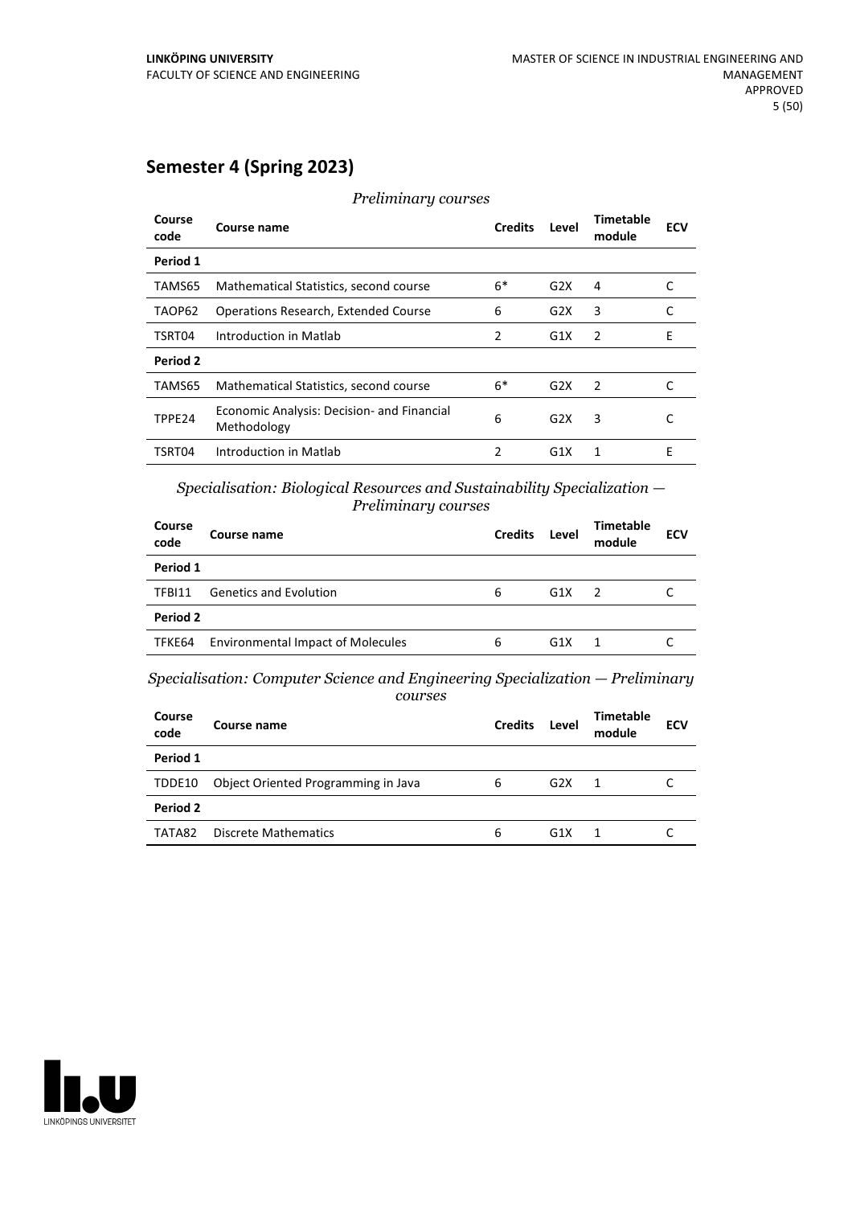## Semester 4 (Spring 2023)

*Preliminary courses*

| Course code | Course name | Credits | Level | Timetable module | ECV |
|---|---|---|---|---|---|
| **Period 1** | | | | | |
| TAMS65 | Mathematical Statistics, second course | 6* | G2X | 4 | C |
| TAOP62 | Operations Research, Extended Course | 6 | G2X | 3 | C |
| TSRT04 | Introduction in Matlab | 2 | G1X | 2 | E |
| **Period 2** | | | | | |
| TAMS65 | Mathematical Statistics, second course | 6* | G2X | 2 | C |
| TPPE24 | Economic Analysis: Decision- and Financial Methodology | 6 | G2X | 3 | C |
| TSRT04 | Introduction in Matlab | 2 | G1X | 1 | E |

*Specialisation: Biological Resources and Sustainability Specialization — Preliminary courses*

| Course code | Course name | Credits | Level | Timetable module | ECV |
|---|---|---|---|---|---|
| **Period 1** | | | | | |
| TFBI11 | Genetics and Evolution | 6 | G1X | 2 | C |
| **Period 2** | | | | | |
| TFKE64 | Environmental Impact of Molecules | 6 | G1X | 1 | C |

*Specialisation: Computer Science and Engineering Specialization — Preliminary courses*

| Course code | Course name | Credits | Level | Timetable module | ECV |
|---|---|---|---|---|---|
| **Period 1** | | | | | |
| TDDE10 | Object Oriented Programming in Java | 6 | G2X | 1 | C |
| **Period 2** | | | | | |
| TATA82 | Discrete Mathematics | 6 | G1X | 1 | C |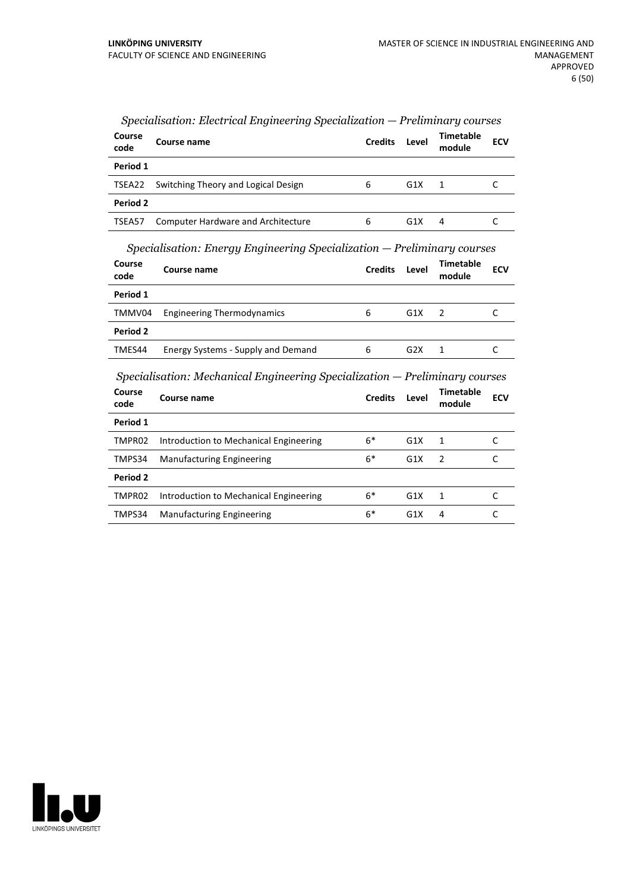*Specialisation: Electrical Engineering Specialization — Preliminary courses*

| Course code | Course name | Credits | Level | Timetable module | ECV |
|---|---|---|---|---|---|
| **Period 1** | | | | | |
| TSEA22 | Switching Theory and Logical Design | 6 | G1X | 1 | C |
| **Period 2** | | | | | |
| TSEA57 | Computer Hardware and Architecture | 6 | G1X | 4 | C |

*Specialisation: Energy Engineering Specialization — Preliminary courses*

| Course code | Course name | Credits | Level | Timetable module | ECV |
|---|---|---|---|---|---|
| **Period 1** | | | | | |
| TMMV04 | Engineering Thermodynamics | 6 | G1X | 2 | C |
| **Period 2** | | | | | |
| TMES44 | Energy Systems - Supply and Demand | 6 | G2X | 1 | C |

*Specialisation: Mechanical Engineering Specialization — Preliminary courses*

| Course code | Course name | Credits | Level | Timetable module | ECV |
|---|---|---|---|---|---|
| **Period 1** | | | | | |
| TMPR02 | Introduction to Mechanical Engineering | 6* | G1X | 1 | C |
| TMPS34 | Manufacturing Engineering | 6* | G1X | 2 | C |
| **Period 2** | | | | | |
| TMPR02 | Introduction to Mechanical Engineering | 6* | G1X | 1 | C |
| TMPS34 | Manufacturing Engineering | 6* | G1X | 4 | C |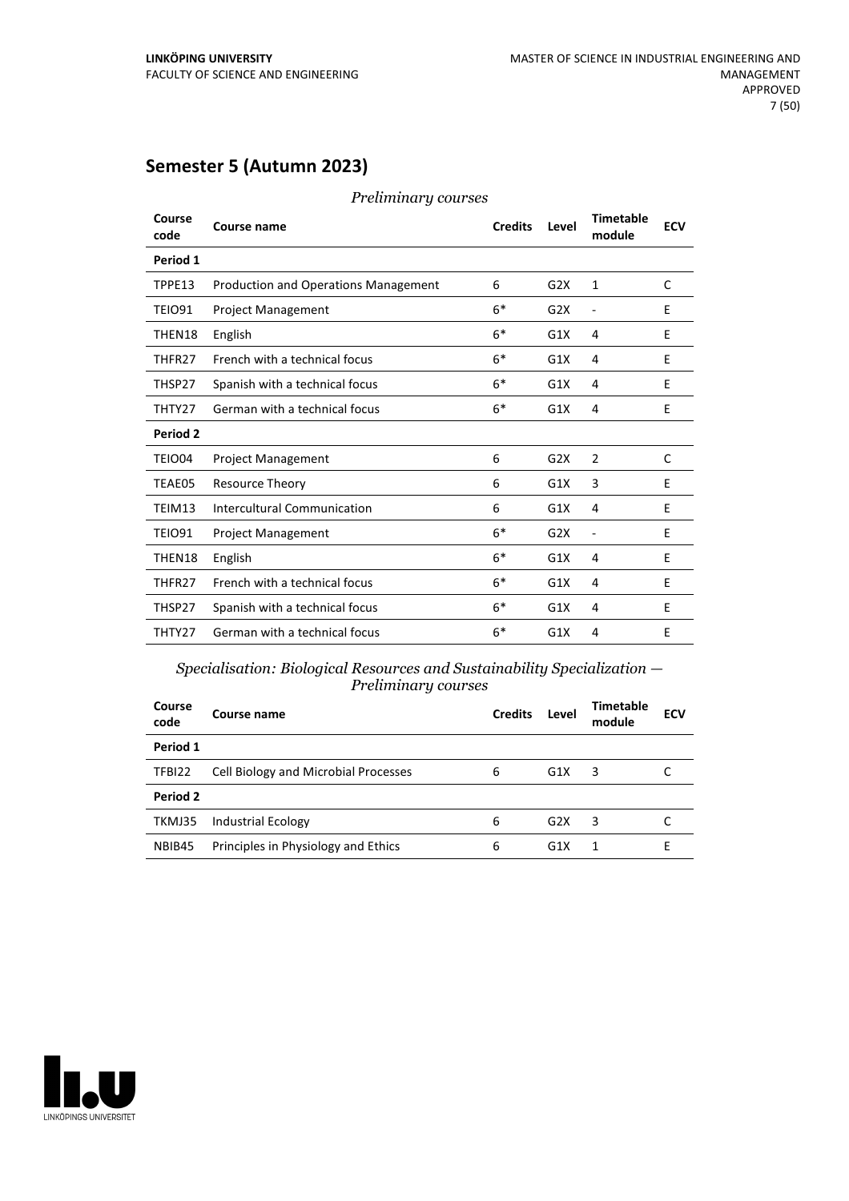## Semester 5 (Autumn 2023)

*Preliminary courses*

| Course code | Course name | Credits | Level | Timetable module | ECV |
|---|---|---|---|---|---|
| **Period 1** | | | | | |
| TPPE13 | Production and Operations Management | 6 | G2X | 1 | C |
| TEIO91 | Project Management | 6* | G2X | - | E |
| THEN18 | English | 6* | G1X | 4 | E |
| THFR27 | French with a technical focus | 6* | G1X | 4 | E |
| THSP27 | Spanish with a technical focus | 6* | G1X | 4 | E |
| THTY27 | German with a technical focus | 6* | G1X | 4 | E |
| **Period 2** | | | | | |
| TEIO04 | Project Management | 6 | G2X | 2 | C |
| TEAE05 | Resource Theory | 6 | G1X | 3 | E |
| TEIM13 | Intercultural Communication | 6 | G1X | 4 | E |
| TEIO91 | Project Management | 6* | G2X | - | E |
| THEN18 | English | 6* | G1X | 4 | E |
| THFR27 | French with a technical focus | 6* | G1X | 4 | E |
| THSP27 | Spanish with a technical focus | 6* | G1X | 4 | E |
| THTY27 | German with a technical focus | 6* | G1X | 4 | E |

*Specialisation: Biological Resources and Sustainability Specialization — Preliminary courses*

| Course code | Course name | Credits | Level | Timetable module | ECV |
|---|---|---|---|---|---|
| **Period 1** | | | | | |
| TFBI22 | Cell Biology and Microbial Processes | 6 | G1X | 3 | C |
| **Period 2** | | | | | |
| TKMJ35 | Industrial Ecology | 6 | G2X | 3 | C |
| NBIB45 | Principles in Physiology and Ethics | 6 | G1X | 1 | E |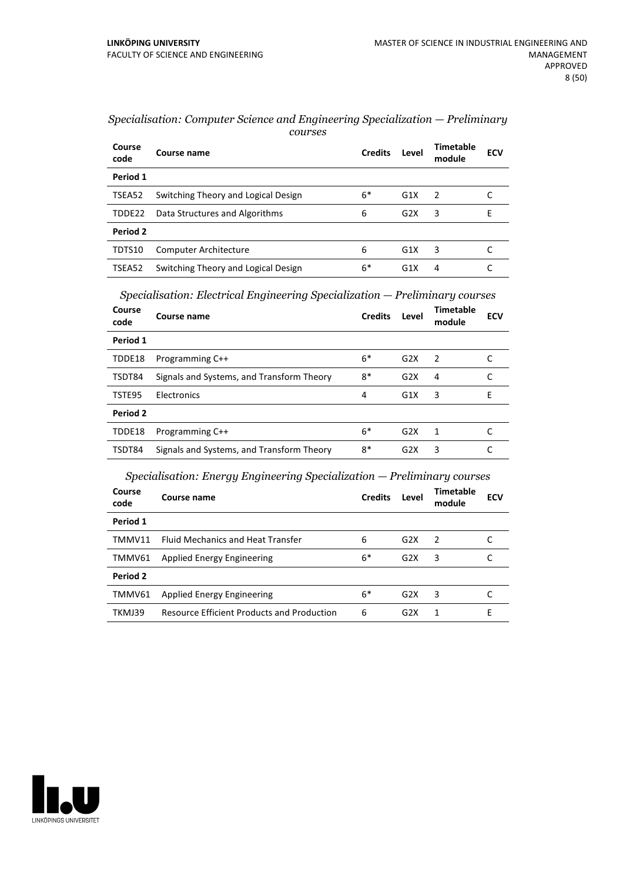*Specialisation: Computer Science and Engineering Specialization — Preliminary courses*

| Course code | Course name | Credits | Level | Timetable module | ECV |
|---|---|---|---|---|---|
| **Period 1** | | | | | |
| TSEA52 | Switching Theory and Logical Design | 6* | G1X | 2 | C |
| TDDE22 | Data Structures and Algorithms | 6 | G2X | 3 | E |
| **Period 2** | | | | | |
| TDTS10 | Computer Architecture | 6 | G1X | 3 | C |
| TSEA52 | Switching Theory and Logical Design | 6* | G1X | 4 | C |

*Specialisation: Electrical Engineering Specialization — Preliminary courses*

| Course code | Course name | Credits | Level | Timetable module | ECV |
|---|---|---|---|---|---|
| **Period 1** | | | | | |
| TDDE18 | Programming C++ | 6* | G2X | 2 | C |
| TSDT84 | Signals and Systems, and Transform Theory | 8* | G2X | 4 | C |
| TSTE95 | Electronics | 4 | G1X | 3 | E |
| **Period 2** | | | | | |
| TDDE18 | Programming C++ | 6* | G2X | 1 | C |
| TSDT84 | Signals and Systems, and Transform Theory | 8* | G2X | 3 | C |

*Specialisation: Energy Engineering Specialization — Preliminary courses*

| Course code | Course name | Credits | Level | Timetable module | ECV |
|---|---|---|---|---|---|
| **Period 1** | | | | | |
| TMMV11 | Fluid Mechanics and Heat Transfer | 6 | G2X | 2 | C |
| TMMV61 | Applied Energy Engineering | 6* | G2X | 3 | C |
| **Period 2** | | | | | |
| TMMV61 | Applied Energy Engineering | 6* | G2X | 3 | C |
| TKMJ39 | Resource Efficient Products and Production | 6 | G2X | 1 | E |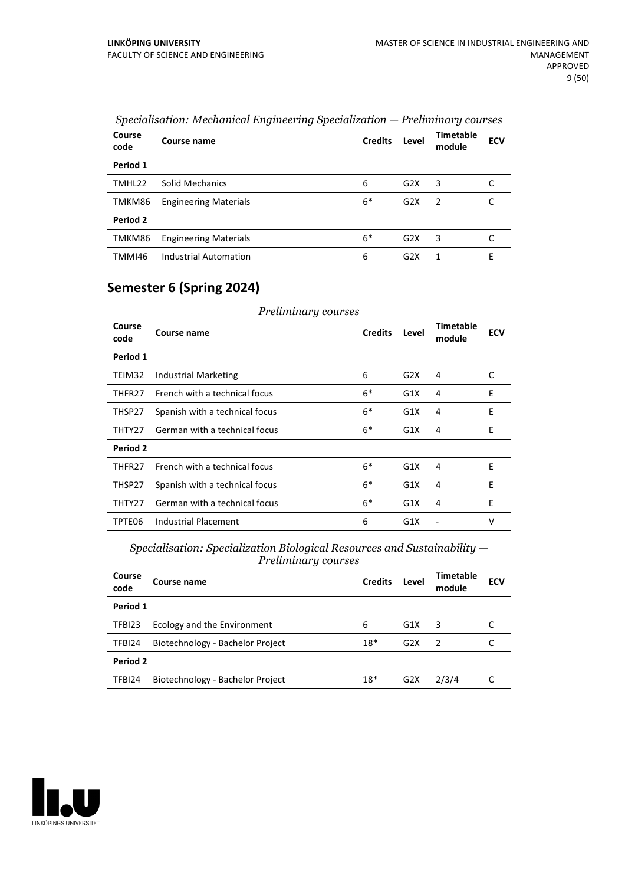*Specialisation: Mechanical Engineering Specialization — Preliminary courses*

| Course code | Course name | Credits | Level | Timetable module | ECV |
|---|---|---|---|---|---|
| **Period 1** | | | | | |
| TMHL22 | Solid Mechanics | 6 | G2X | 3 | C |
| TMKM86 | Engineering Materials | 6* | G2X | 2 | C |
| **Period 2** | | | | | |
| TMKM86 | Engineering Materials | 6* | G2X | 3 | C |
| TMMI46 | Industrial Automation | 6 | G2X | 1 | E |

## Semester 6 (Spring 2024)

*Preliminary courses*

| Course code | Course name | Credits | Level | Timetable module | ECV |
|---|---|---|---|---|---|
| **Period 1** | | | | | |
| TEIM32 | Industrial Marketing | 6 | G2X | 4 | C |
| THFR27 | French with a technical focus | 6* | G1X | 4 | E |
| THSP27 | Spanish with a technical focus | 6* | G1X | 4 | E |
| THTY27 | German with a technical focus | 6* | G1X | 4 | E |
| **Period 2** | | | | | |
| THFR27 | French with a technical focus | 6* | G1X | 4 | E |
| THSP27 | Spanish with a technical focus | 6* | G1X | 4 | E |
| THTY27 | German with a technical focus | 6* | G1X | 4 | E |
| TPTE06 | Industrial Placement | 6 | G1X | - | V |

*Specialisation: Specialization Biological Resources and Sustainability — Preliminary courses*

| Course code | Course name | Credits | Level | Timetable module | ECV |
|---|---|---|---|---|---|
| **Period 1** | | | | | |
| TFBI23 | Ecology and the Environment | 6 | G1X | 3 | C |
| TFBI24 | Biotechnology - Bachelor Project | 18* | G2X | 2 | C |
| **Period 2** | | | | | |
| TFBI24 | Biotechnology - Bachelor Project | 18* | G2X | 2/3/4 | C |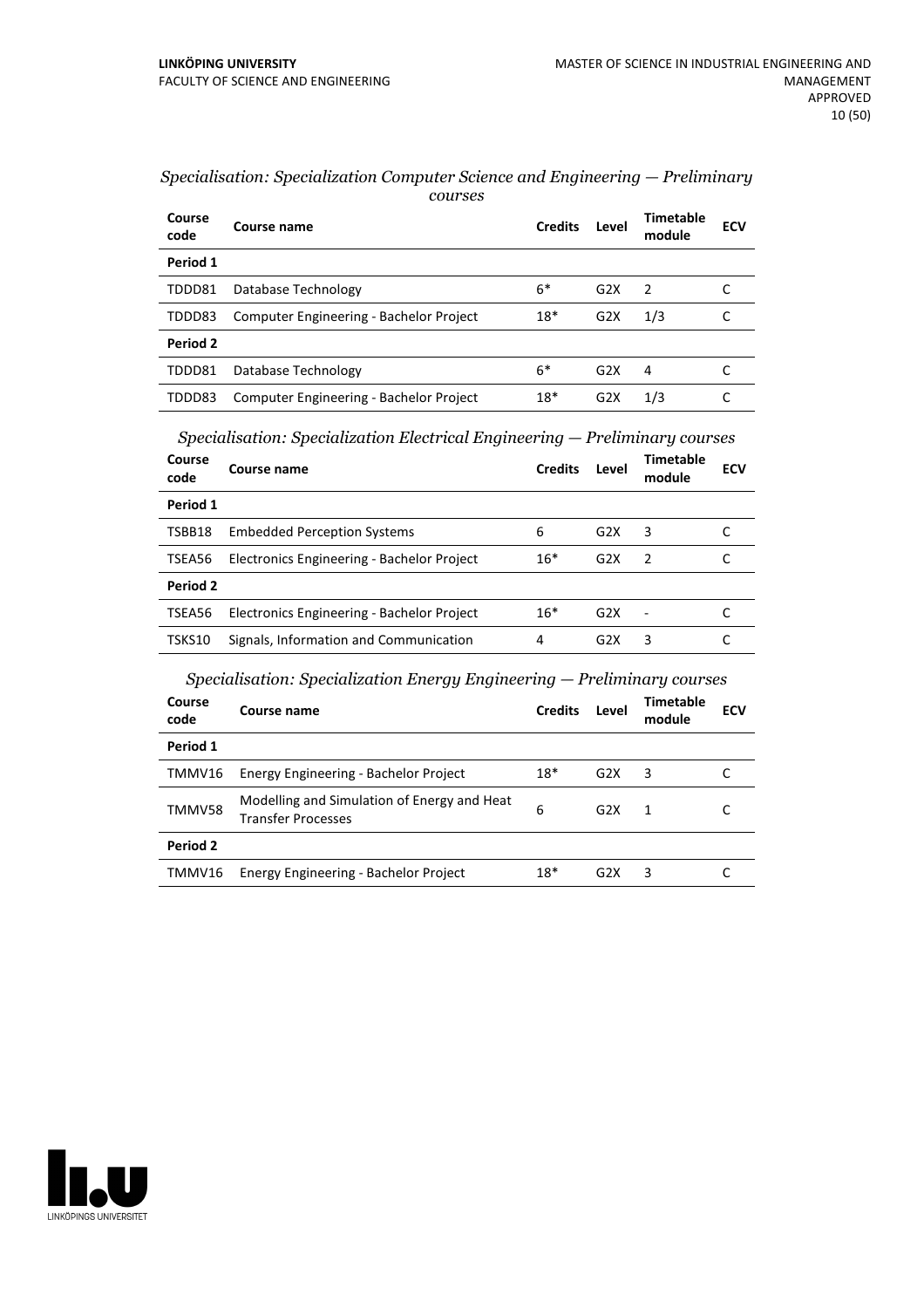*Specialisation: Specialization Computer Science and Engineering — Preliminary courses*

| Course code | Course name | Credits | Level | Timetable module | ECV |
|---|---|---|---|---|---|
| **Period 1** | | | | | |
| TDDD81 | Database Technology | 6* | G2X | 2 | C |
| TDDD83 | Computer Engineering - Bachelor Project | 18* | G2X | 1/3 | C |
| **Period 2** | | | | | |
| TDDD81 | Database Technology | 6* | G2X | 4 | C |
| TDDD83 | Computer Engineering - Bachelor Project | 18* | G2X | 1/3 | C |

*Specialisation: Specialization Electrical Engineering — Preliminary courses*

| Course code | Course name | Credits | Level | Timetable module | ECV |
|---|---|---|---|---|---|
| **Period 1** | | | | | |
| TSBB18 | Embedded Perception Systems | 6 | G2X | 3 | C |
| TSEA56 | Electronics Engineering - Bachelor Project | 16* | G2X | 2 | C |
| **Period 2** | | | | | |
| TSEA56 | Electronics Engineering - Bachelor Project | 16* | G2X | - | C |
| TSKS10 | Signals, Information and Communication | 4 | G2X | 3 | C |

*Specialisation: Specialization Energy Engineering — Preliminary courses*

| Course code | Course name | Credits | Level | Timetable module | ECV |
|---|---|---|---|---|---|
| **Period 1** | | | | | |
| TMMV16 | Energy Engineering - Bachelor Project | 18* | G2X | 3 | C |
| TMMV58 | Modelling and Simulation of Energy and Heat Transfer Processes | 6 | G2X | 1 | C |
| **Period 2** | | | | | |
| TMMV16 | Energy Engineering - Bachelor Project | 18* | G2X | 3 | C |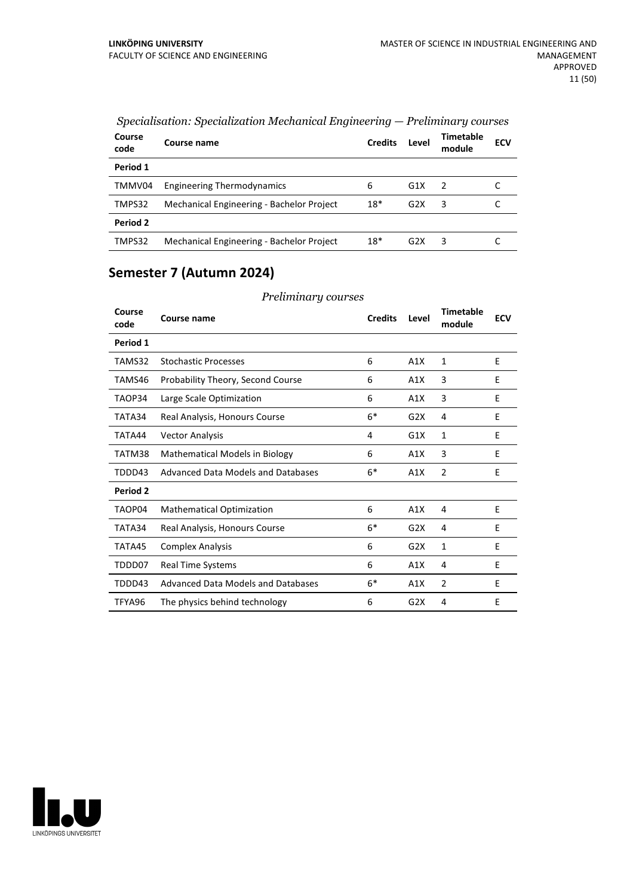*Specialisation: Specialization Mechanical Engineering — Preliminary courses*

| Course code | Course name | Credits | Level | Timetable module | ECV |
|---|---|---|---|---|---|
| **Period 1** | | | | | |
| TMMV04 | Engineering Thermodynamics | 6 | G1X | 2 | C |
| TMPS32 | Mechanical Engineering - Bachelor Project | 18* | G2X | 3 | C |
| **Period 2** | | | | | |
| TMPS32 | Mechanical Engineering - Bachelor Project | 18* | G2X | 3 | C |

## Semester 7 (Autumn 2024)

*Preliminary courses*

| Course code | Course name | Credits | Level | Timetable module | ECV |
|---|---|---|---|---|---|
| **Period 1** | | | | | |
| TAMS32 | Stochastic Processes | 6 | A1X | 1 | E |
| TAMS46 | Probability Theory, Second Course | 6 | A1X | 3 | E |
| TAOP34 | Large Scale Optimization | 6 | A1X | 3 | E |
| TATA34 | Real Analysis, Honours Course | 6* | G2X | 4 | E |
| TATA44 | Vector Analysis | 4 | G1X | 1 | E |
| TATM38 | Mathematical Models in Biology | 6 | A1X | 3 | E |
| TDDD43 | Advanced Data Models and Databases | 6* | A1X | 2 | E |
| **Period 2** | | | | | |
| TAOP04 | Mathematical Optimization | 6 | A1X | 4 | E |
| TATA34 | Real Analysis, Honours Course | 6* | G2X | 4 | E |
| TATA45 | Complex Analysis | 6 | G2X | 1 | E |
| TDDD07 | Real Time Systems | 6 | A1X | 4 | E |
| TDDD43 | Advanced Data Models and Databases | 6* | A1X | 2 | E |
| TFYA96 | The physics behind technology | 6 | G2X | 4 | E |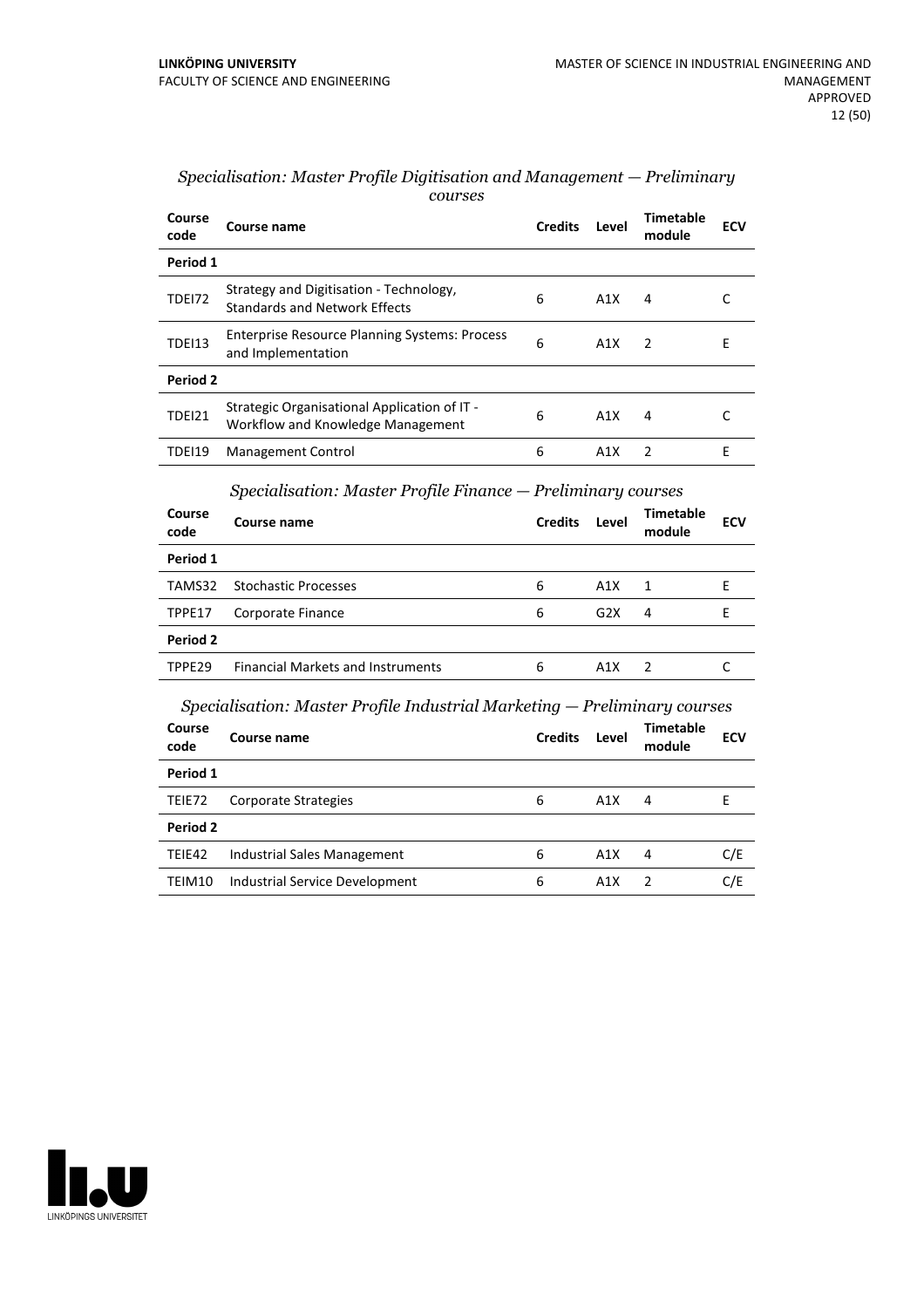*Specialisation: Master Profile Digitisation and Management — Preliminary courses*

| Course code | Course name | Credits | Level | Timetable module | ECV |
|---|---|---|---|---|---|
| **Period 1** | | | | | |
| TDEI72 | Strategy and Digitisation - Technology, Standards and Network Effects | 6 | A1X | 4 | C |
| TDEI13 | Enterprise Resource Planning Systems: Process and Implementation | 6 | A1X | 2 | E |
| **Period 2** | | | | | |
| TDEI21 | Strategic Organisational Application of IT - Workflow and Knowledge Management | 6 | A1X | 4 | C |
| TDEI19 | Management Control | 6 | A1X | 2 | E |

*Specialisation: Master Profile Finance — Preliminary courses*

| Course code | Course name | Credits | Level | Timetable module | ECV |
|---|---|---|---|---|---|
| **Period 1** | | | | | |
| TAMS32 | Stochastic Processes | 6 | A1X | 1 | E |
| TPPE17 | Corporate Finance | 6 | G2X | 4 | E |
| **Period 2** | | | | | |
| TPPE29 | Financial Markets and Instruments | 6 | A1X | 2 | C |

*Specialisation: Master Profile Industrial Marketing — Preliminary courses*

| Course code | Course name | Credits | Level | Timetable module | ECV |
|---|---|---|---|---|---|
| **Period 1** | | | | | |
| TEIE72 | Corporate Strategies | 6 | A1X | 4 | E |
| **Period 2** | | | | | |
| TEIE42 | Industrial Sales Management | 6 | A1X | 4 | C/E |
| TEIM10 | Industrial Service Development | 6 | A1X | 2 | C/E |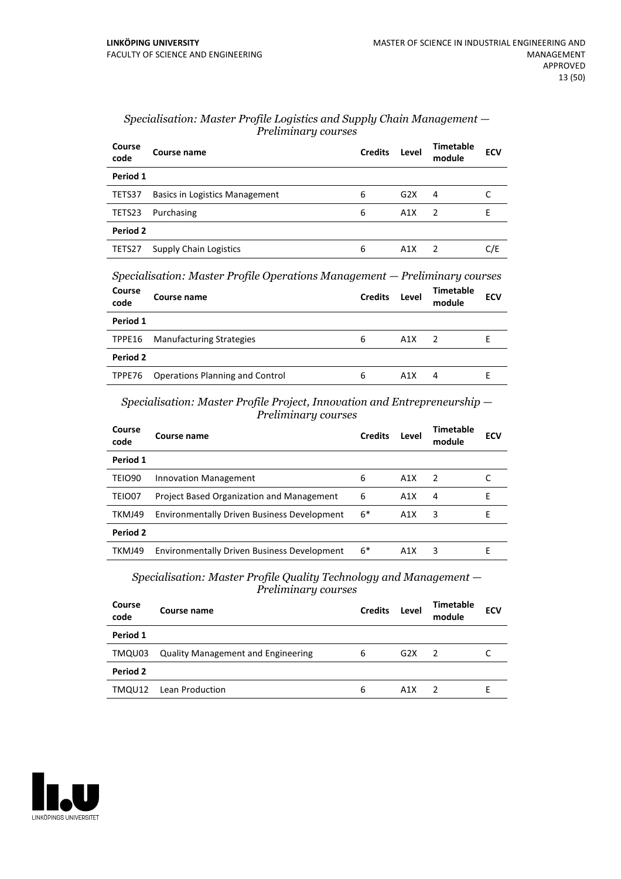*Specialisation: Master Profile Logistics and Supply Chain Management — Preliminary courses*

| Course code | Course name | Credits | Level | Timetable module | ECV |
|---|---|---|---|---|---|
| **Period 1** | | | | | |
| TETS37 | Basics in Logistics Management | 6 | G2X | 4 | C |
| TETS23 | Purchasing | 6 | A1X | 2 | E |
| **Period 2** | | | | | |
| TETS27 | Supply Chain Logistics | 6 | A1X | 2 | C/E |

*Specialisation: Master Profile Operations Management — Preliminary courses*

| Course code | Course name | Credits | Level | Timetable module | ECV |
|---|---|---|---|---|---|
| **Period 1** | | | | | |
| TPPE16 | Manufacturing Strategies | 6 | A1X | 2 | E |
| **Period 2** | | | | | |
| TPPE76 | Operations Planning and Control | 6 | A1X | 4 | E |

*Specialisation: Master Profile Project, Innovation and Entrepreneurship — Preliminary courses*

| Course code | Course name | Credits | Level | Timetable module | ECV |
|---|---|---|---|---|---|
| **Period 1** | | | | | |
| TEIO90 | Innovation Management | 6 | A1X | 2 | C |
| TEIO07 | Project Based Organization and Management | 6 | A1X | 4 | E |
| TKMJ49 | Environmentally Driven Business Development | 6* | A1X | 3 | E |
| **Period 2** | | | | | |
| TKMJ49 | Environmentally Driven Business Development | 6* | A1X | 3 | E |

*Specialisation: Master Profile Quality Technology and Management — Preliminary courses*

| Course code | Course name | Credits | Level | Timetable module | ECV |
|---|---|---|---|---|---|
| **Period 1** | | | | | |
| TMQU03 | Quality Management and Engineering | 6 | G2X | 2 | C |
| **Period 2** | | | | | |
| TMQU12 | Lean Production | 6 | A1X | 2 | E |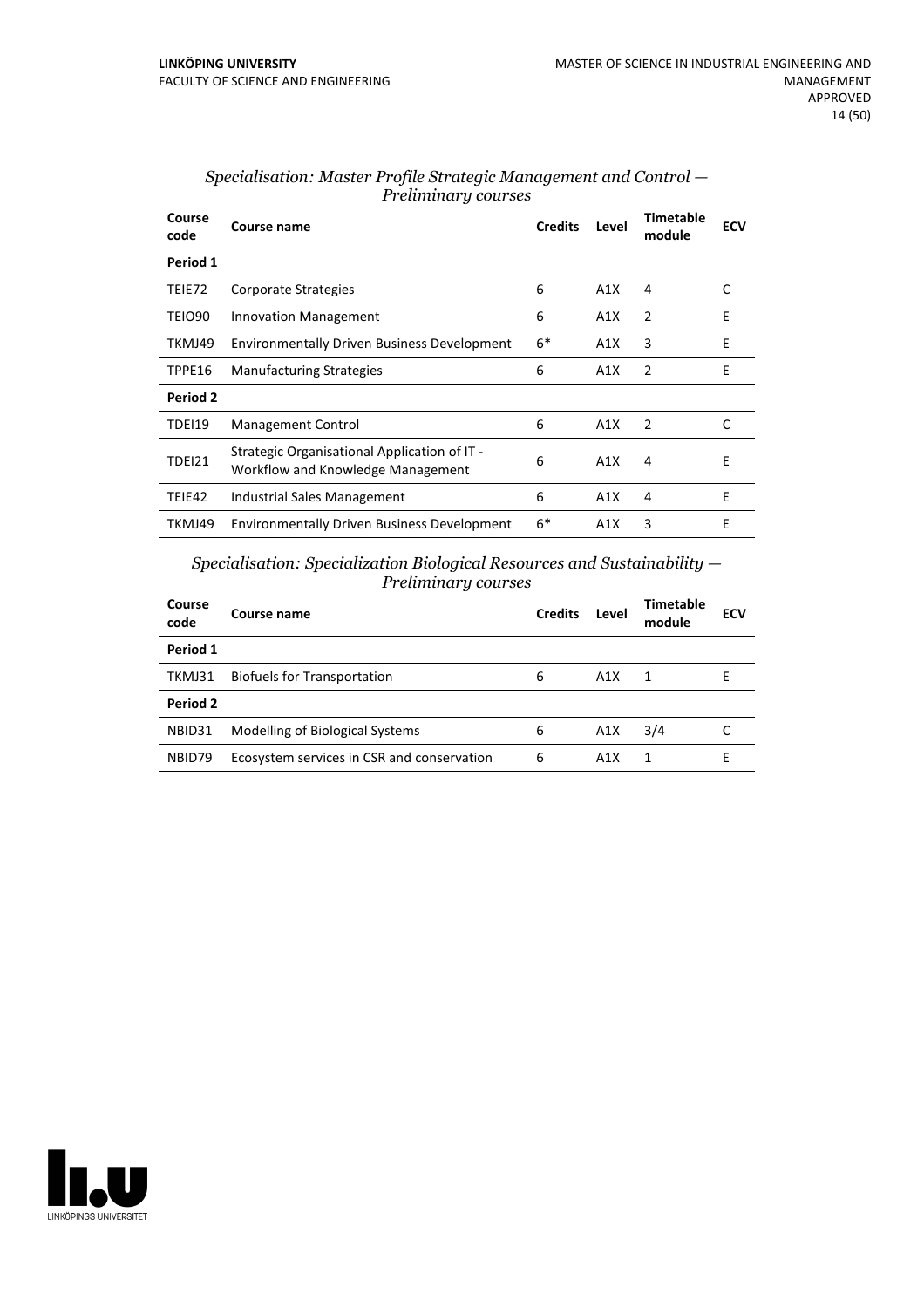*Specialisation: Master Profile Strategic Management and Control — Preliminary courses*

| Course code | Course name | Credits | Level | Timetable module | ECV |
|---|---|---|---|---|---|
| **Period 1** | | | | | |
| TEIE72 | Corporate Strategies | 6 | A1X | 4 | C |
| TEIO90 | Innovation Management | 6 | A1X | 2 | E |
| TKMJ49 | Environmentally Driven Business Development | 6* | A1X | 3 | E |
| TPPE16 | Manufacturing Strategies | 6 | A1X | 2 | E |
| **Period 2** | | | | | |
| TDEI19 | Management Control | 6 | A1X | 2 | C |
| TDEI21 | Strategic Organisational Application of IT - Workflow and Knowledge Management | 6 | A1X | 4 | E |
| TEIE42 | Industrial Sales Management | 6 | A1X | 4 | E |
| TKMJ49 | Environmentally Driven Business Development | 6* | A1X | 3 | E |

*Specialisation: Specialization Biological Resources and Sustainability — Preliminary courses*

| Course code | Course name | Credits | Level | Timetable module | ECV |
|---|---|---|---|---|---|
| **Period 1** | | | | | |
| TKMJ31 | Biofuels for Transportation | 6 | A1X | 1 | E |
| **Period 2** | | | | | |
| NBID31 | Modelling of Biological Systems | 6 | A1X | 3/4 | C |
| NBID79 | Ecosystem services in CSR and conservation | 6 | A1X | 1 | E |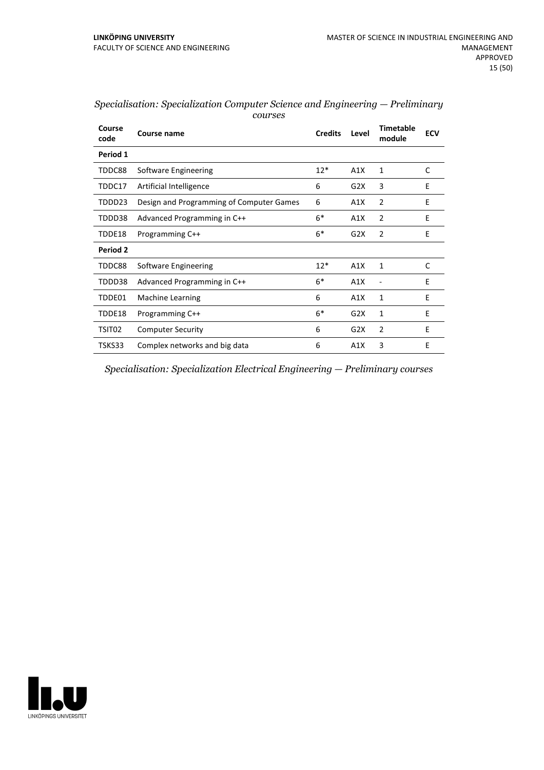*Specialisation: Specialization Computer Science and Engineering — Preliminary courses*

| Course code | Course name | Credits | Level | Timetable module | ECV |
|---|---|---|---|---|---|
| **Period 1** | | | | | |
| TDDC88 | Software Engineering | 12* | A1X | 1 | C |
| TDDC17 | Artificial Intelligence | 6 | G2X | 3 | E |
| TDDD23 | Design and Programming of Computer Games | 6 | A1X | 2 | E |
| TDDD38 | Advanced Programming in C++ | 6* | A1X | 2 | E |
| TDDE18 | Programming C++ | 6* | G2X | 2 | E |
| **Period 2** | | | | | |
| TDDC88 | Software Engineering | 12* | A1X | 1 | C |
| TDDD38 | Advanced Programming in C++ | 6* | A1X | - | E |
| TDDE01 | Machine Learning | 6 | A1X | 1 | E |
| TDDE18 | Programming C++ | 6* | G2X | 1 | E |
| TSIT02 | Computer Security | 6 | G2X | 2 | E |
| TSKS33 | Complex networks and big data | 6 | A1X | 3 | E |

*Specialisation: Specialization Electrical Engineering — Preliminary courses*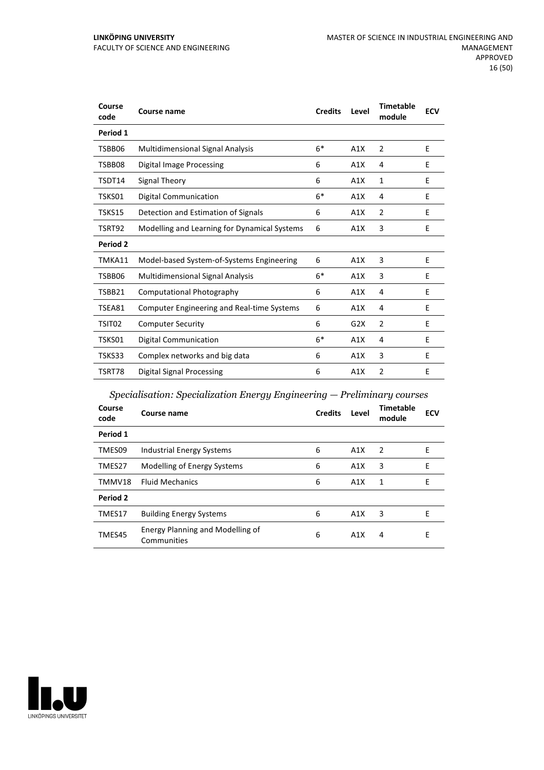| Course code | Course name | Credits | Level | Timetable module | ECV |
|---|---|---|---|---|---|
| **Period 1** | | | | | |
| TSBB06 | Multidimensional Signal Analysis | 6* | A1X | 2 | E |
| TSBB08 | Digital Image Processing | 6 | A1X | 4 | E |
| TSDT14 | Signal Theory | 6 | A1X | 1 | E |
| TSKS01 | Digital Communication | 6* | A1X | 4 | E |
| TSKS15 | Detection and Estimation of Signals | 6 | A1X | 2 | E |
| TSRT92 | Modelling and Learning for Dynamical Systems | 6 | A1X | 3 | E |
| **Period 2** | | | | | |
| TMKA11 | Model-based System-of-Systems Engineering | 6 | A1X | 3 | E |
| TSBB06 | Multidimensional Signal Analysis | 6* | A1X | 3 | E |
| TSBB21 | Computational Photography | 6 | A1X | 4 | E |
| TSEA81 | Computer Engineering and Real-time Systems | 6 | A1X | 4 | E |
| TSIT02 | Computer Security | 6 | G2X | 2 | E |
| TSKS01 | Digital Communication | 6* | A1X | 4 | E |
| TSKS33 | Complex networks and big data | 6 | A1X | 3 | E |
| TSRT78 | Digital Signal Processing | 6 | A1X | 2 | E |

*Specialisation: Specialization Energy Engineering — Preliminary courses*

| Course code | Course name | Credits | Level | Timetable module | ECV |
|---|---|---|---|---|---|
| **Period 1** | | | | | |
| TMES09 | Industrial Energy Systems | 6 | A1X | 2 | E |
| TMES27 | Modelling of Energy Systems | 6 | A1X | 3 | E |
| TMMV18 | Fluid Mechanics | 6 | A1X | 1 | E |
| **Period 2** | | | | | |
| TMES17 | Building Energy Systems | 6 | A1X | 3 | E |
| TMES45 | Energy Planning and Modelling of Communities | 6 | A1X | 4 | E |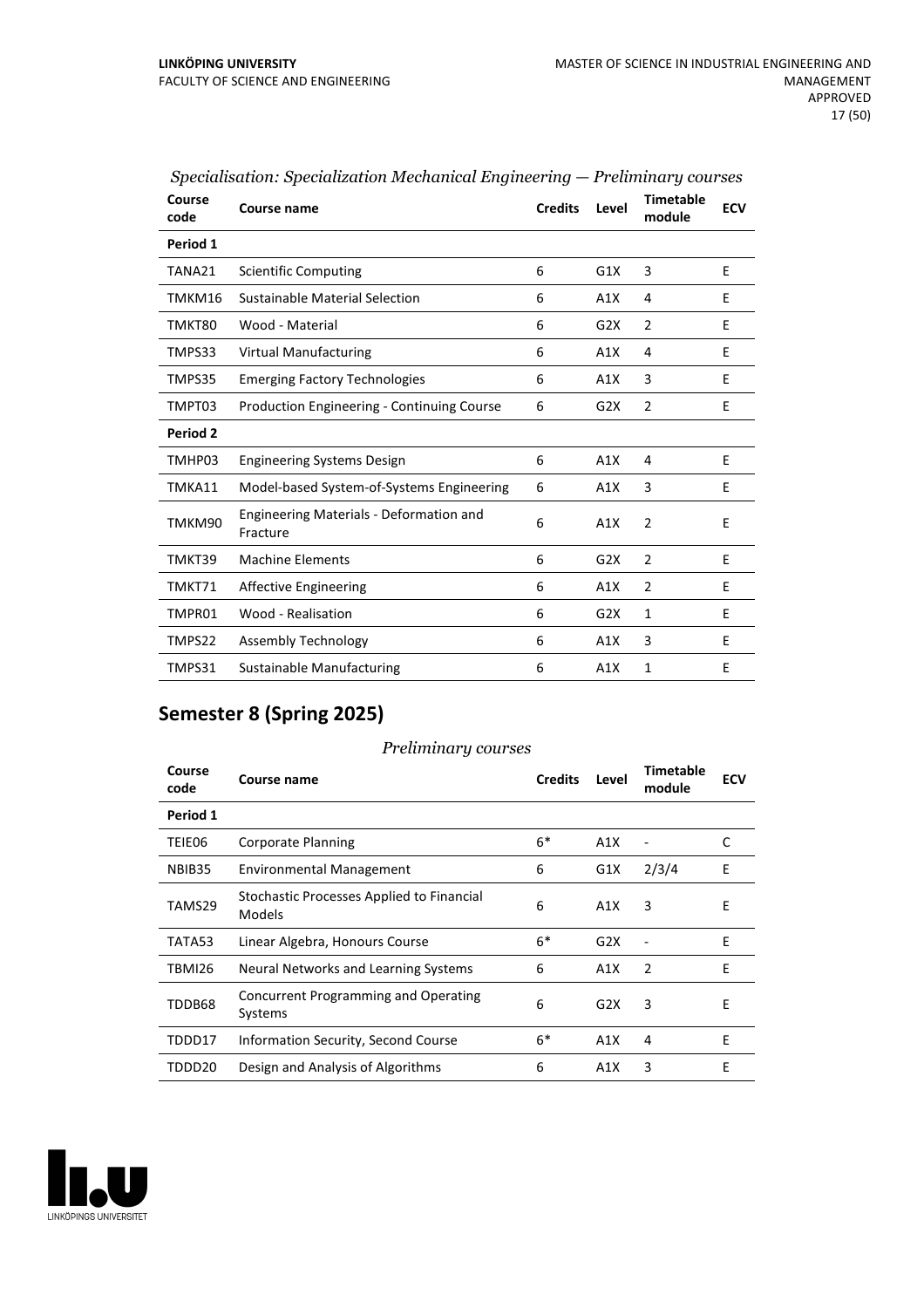*Specialisation: Specialization Mechanical Engineering — Preliminary courses*

| Course code | Course name | Credits | Level | Timetable module | ECV |
|---|---|---|---|---|---|
| **Period 1** | | | | | |
| TANA21 | Scientific Computing | 6 | G1X | 3 | E |
| TMKM16 | Sustainable Material Selection | 6 | A1X | 4 | E |
| TMKT80 | Wood - Material | 6 | G2X | 2 | E |
| TMPS33 | Virtual Manufacturing | 6 | A1X | 4 | E |
| TMPS35 | Emerging Factory Technologies | 6 | A1X | 3 | E |
| TMPT03 | Production Engineering - Continuing Course | 6 | G2X | 2 | E |
| **Period 2** | | | | | |
| TMHP03 | Engineering Systems Design | 6 | A1X | 4 | E |
| TMKA11 | Model-based System-of-Systems Engineering | 6 | A1X | 3 | E |
| TMKM90 | Engineering Materials - Deformation and Fracture | 6 | A1X | 2 | E |
| TMKT39 | Machine Elements | 6 | G2X | 2 | E |
| TMKT71 | Affective Engineering | 6 | A1X | 2 | E |
| TMPR01 | Wood - Realisation | 6 | G2X | 1 | E |
| TMPS22 | Assembly Technology | 6 | A1X | 3 | E |
| TMPS31 | Sustainable Manufacturing | 6 | A1X | 1 | E |

## Semester 8 (Spring 2025)

*Preliminary courses*

| Course code | Course name | Credits | Level | Timetable module | ECV |
|---|---|---|---|---|---|
| **Period 1** | | | | | |
| TEIE06 | Corporate Planning | 6* | A1X | - | C |
| NBIB35 | Environmental Management | 6 | G1X | 2/3/4 | E |
| TAMS29 | Stochastic Processes Applied to Financial Models | 6 | A1X | 3 | E |
| TATA53 | Linear Algebra, Honours Course | 6* | G2X | - | E |
| TBMI26 | Neural Networks and Learning Systems | 6 | A1X | 2 | E |
| TDDB68 | Concurrent Programming and Operating Systems | 6 | G2X | 3 | E |
| TDDD17 | Information Security, Second Course | 6* | A1X | 4 | E |
| TDDD20 | Design and Analysis of Algorithms | 6 | A1X | 3 | E |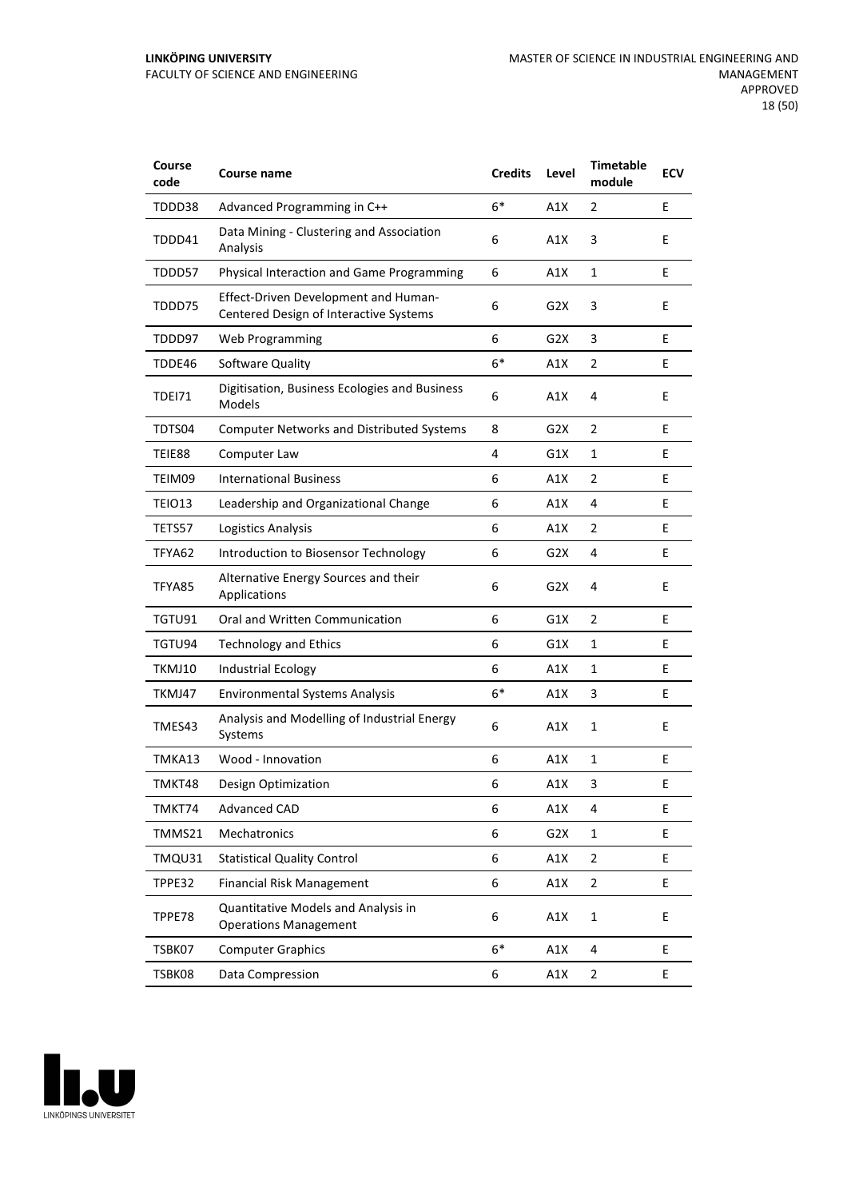| Course code | Course name | Credits | Level | Timetable module | ECV |
|---|---|---|---|---|---|
| TDDD38 | Advanced Programming in C++ | 6* | A1X | 2 | E |
| TDDD41 | Data Mining - Clustering and Association Analysis | 6 | A1X | 3 | E |
| TDDD57 | Physical Interaction and Game Programming | 6 | A1X | 1 | E |
| TDDD75 | Effect-Driven Development and Human-Centered Design of Interactive Systems | 6 | G2X | 3 | E |
| TDDD97 | Web Programming | 6 | G2X | 3 | E |
| TDDE46 | Software Quality | 6* | A1X | 2 | E |
| TDEI71 | Digitisation, Business Ecologies and Business Models | 6 | A1X | 4 | E |
| TDTS04 | Computer Networks and Distributed Systems | 8 | G2X | 2 | E |
| TEIE88 | Computer Law | 4 | G1X | 1 | E |
| TEIM09 | International Business | 6 | A1X | 2 | E |
| TEIO13 | Leadership and Organizational Change | 6 | A1X | 4 | E |
| TETS57 | Logistics Analysis | 6 | A1X | 2 | E |
| TFYA62 | Introduction to Biosensor Technology | 6 | G2X | 4 | E |
| TFYA85 | Alternative Energy Sources and their Applications | 6 | G2X | 4 | E |
| TGTU91 | Oral and Written Communication | 6 | G1X | 2 | E |
| TGTU94 | Technology and Ethics | 6 | G1X | 1 | E |
| TKMJ10 | Industrial Ecology | 6 | A1X | 1 | E |
| TKMJ47 | Environmental Systems Analysis | 6* | A1X | 3 | E |
| TMES43 | Analysis and Modelling of Industrial Energy Systems | 6 | A1X | 1 | E |
| TMKA13 | Wood - Innovation | 6 | A1X | 1 | E |
| TMKT48 | Design Optimization | 6 | A1X | 3 | E |
| TMKT74 | Advanced CAD | 6 | A1X | 4 | E |
| TMMS21 | Mechatronics | 6 | G2X | 1 | E |
| TMQU31 | Statistical Quality Control | 6 | A1X | 2 | E |
| TPPE32 | Financial Risk Management | 6 | A1X | 2 | E |
| TPPE78 | Quantitative Models and Analysis in Operations Management | 6 | A1X | 1 | E |
| TSBK07 | Computer Graphics | 6* | A1X | 4 | E |
| TSBK08 | Data Compression | 6 | A1X | 2 | E |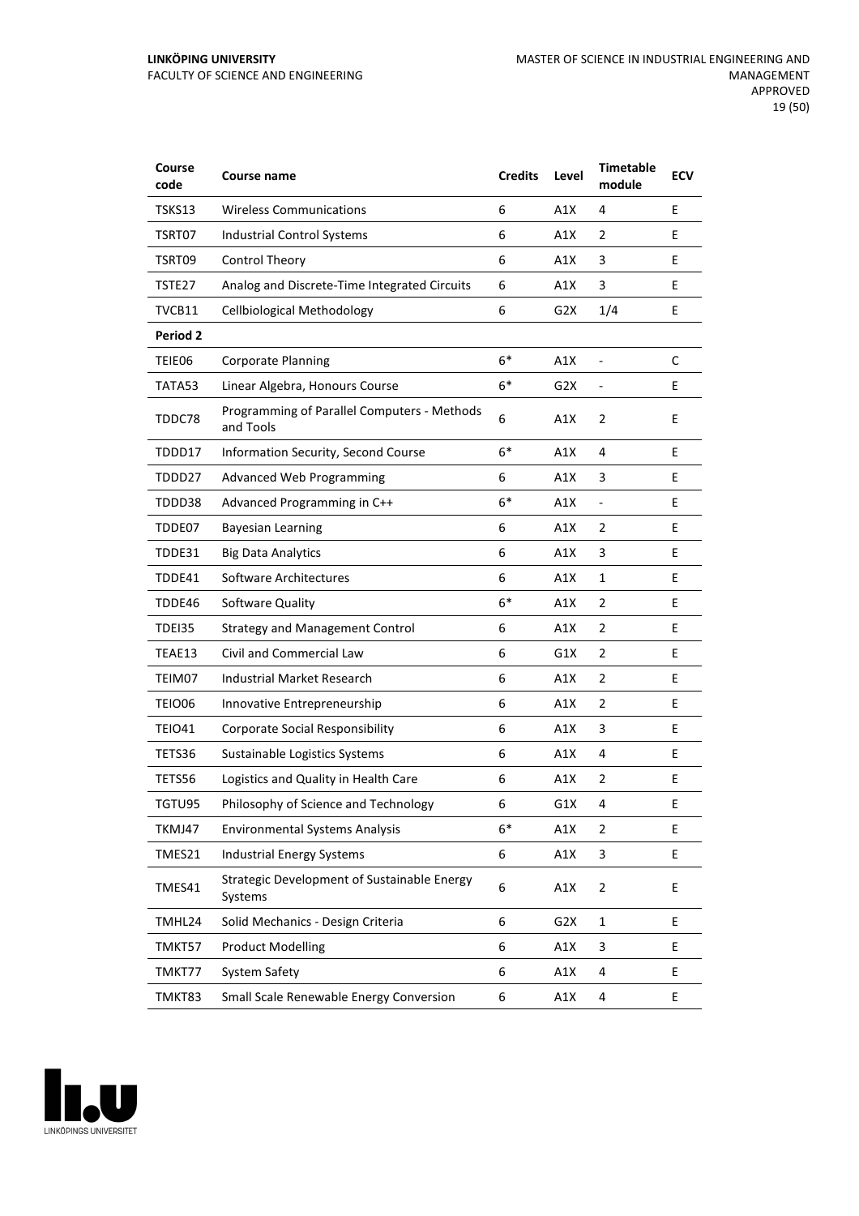| Course code | Course name | Credits | Level | Timetable module | ECV |
|---|---|---|---|---|---|
| TSKS13 | Wireless Communications | 6 | A1X | 4 | E |
| TSRT07 | Industrial Control Systems | 6 | A1X | 2 | E |
| TSRT09 | Control Theory | 6 | A1X | 3 | E |
| TSTE27 | Analog and Discrete-Time Integrated Circuits | 6 | A1X | 3 | E |
| TVCB11 | Cellbiological Methodology | 6 | G2X | 1/4 | E |
| **Period 2** | | | | | |
| TEIE06 | Corporate Planning | 6* | A1X | - | C |
| TATA53 | Linear Algebra, Honours Course | 6* | G2X | - | E |
| TDDC78 | Programming of Parallel Computers - Methods and Tools | 6 | A1X | 2 | E |
| TDDD17 | Information Security, Second Course | 6* | A1X | 4 | E |
| TDDD27 | Advanced Web Programming | 6 | A1X | 3 | E |
| TDDD38 | Advanced Programming in C++ | 6* | A1X | - | E |
| TDDE07 | Bayesian Learning | 6 | A1X | 2 | E |
| TDDE31 | Big Data Analytics | 6 | A1X | 3 | E |
| TDDE41 | Software Architectures | 6 | A1X | 1 | E |
| TDDE46 | Software Quality | 6* | A1X | 2 | E |
| TDEI35 | Strategy and Management Control | 6 | A1X | 2 | E |
| TEAE13 | Civil and Commercial Law | 6 | G1X | 2 | E |
| TEIM07 | Industrial Market Research | 6 | A1X | 2 | E |
| TEIO06 | Innovative Entrepreneurship | 6 | A1X | 2 | E |
| TEIO41 | Corporate Social Responsibility | 6 | A1X | 3 | E |
| TETS36 | Sustainable Logistics Systems | 6 | A1X | 4 | E |
| TETS56 | Logistics and Quality in Health Care | 6 | A1X | 2 | E |
| TGTU95 | Philosophy of Science and Technology | 6 | G1X | 4 | E |
| TKMJ47 | Environmental Systems Analysis | 6* | A1X | 2 | E |
| TMES21 | Industrial Energy Systems | 6 | A1X | 3 | E |
| TMES41 | Strategic Development of Sustainable Energy Systems | 6 | A1X | 2 | E |
| TMHL24 | Solid Mechanics - Design Criteria | 6 | G2X | 1 | E |
| TMKT57 | Product Modelling | 6 | A1X | 3 | E |
| TMKT77 | System Safety | 6 | A1X | 4 | E |
| TMKT83 | Small Scale Renewable Energy Conversion | 6 | A1X | 4 | E |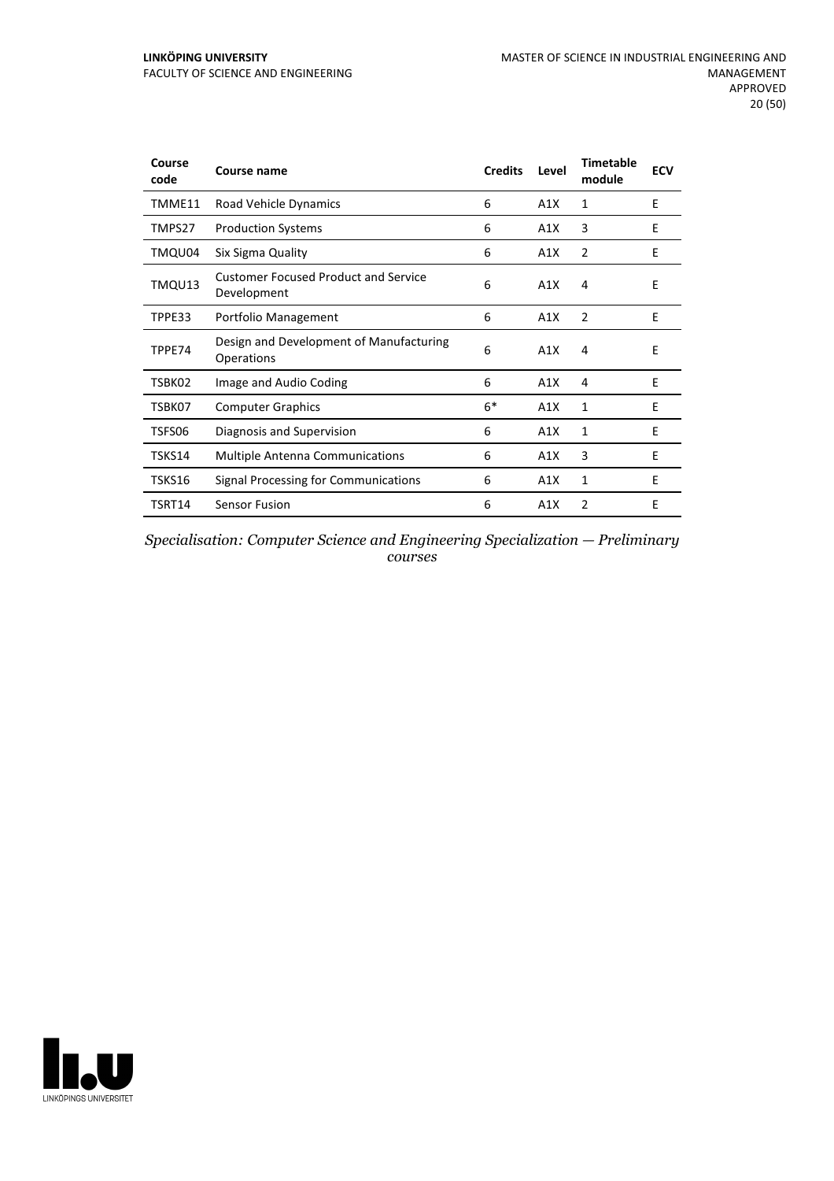| Course code | Course name | Credits | Level | Timetable module | ECV |
|---|---|---|---|---|---|
| TMME11 | Road Vehicle Dynamics | 6 | A1X | 1 | E |
| TMPS27 | Production Systems | 6 | A1X | 3 | E |
| TMQU04 | Six Sigma Quality | 6 | A1X | 2 | E |
| TMQU13 | Customer Focused Product and Service Development | 6 | A1X | 4 | E |
| TPPE33 | Portfolio Management | 6 | A1X | 2 | E |
| TPPE74 | Design and Development of Manufacturing Operations | 6 | A1X | 4 | E |
| TSBK02 | Image and Audio Coding | 6 | A1X | 4 | E |
| TSBK07 | Computer Graphics | 6* | A1X | 1 | E |
| TSFS06 | Diagnosis and Supervision | 6 | A1X | 1 | E |
| TSKS14 | Multiple Antenna Communications | 6 | A1X | 3 | E |
| TSKS16 | Signal Processing for Communications | 6 | A1X | 1 | E |
| TSRT14 | Sensor Fusion | 6 | A1X | 2 | E |

*Specialisation: Computer Science and Engineering Specialization — Preliminary courses*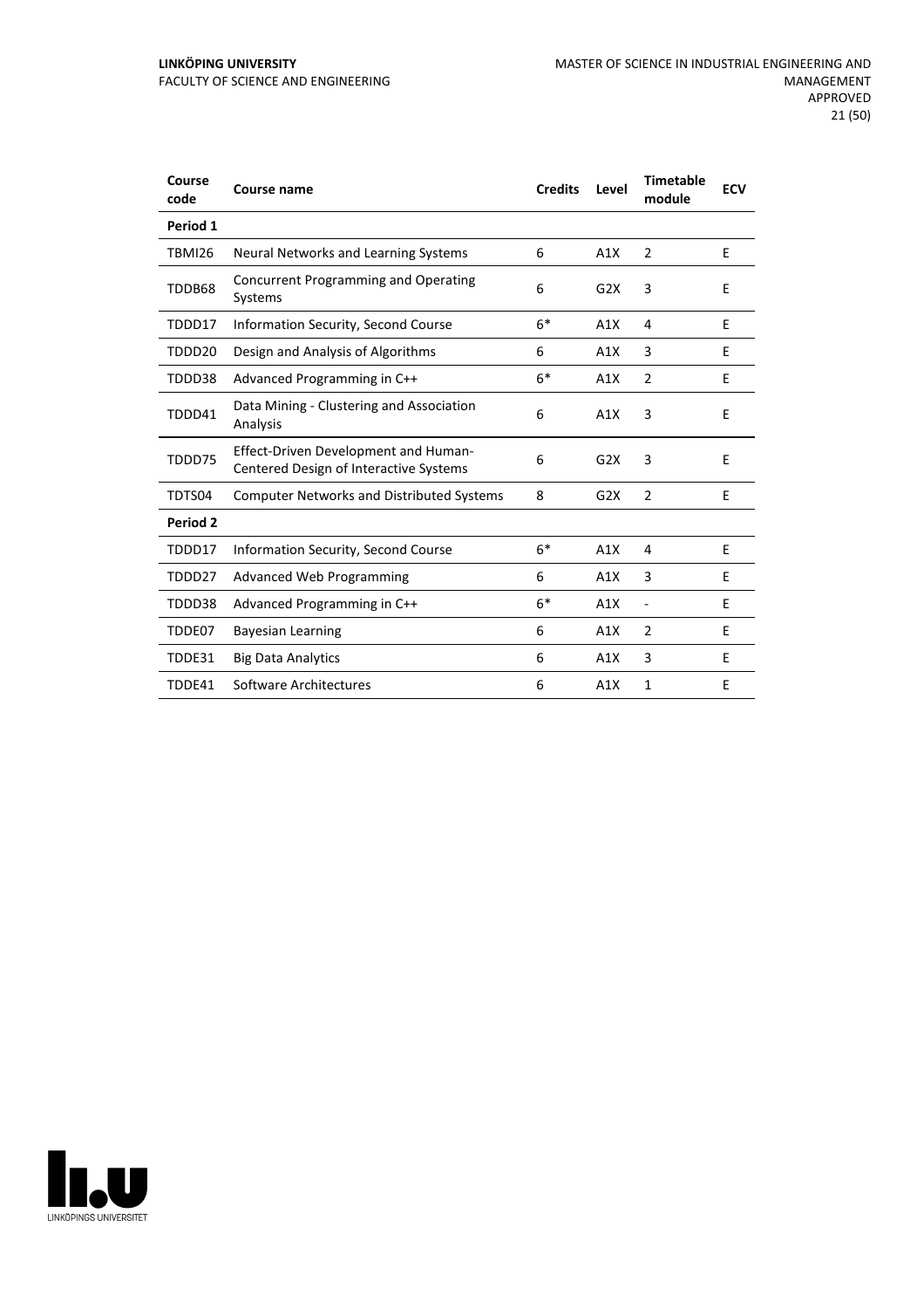| Course code | Course name | Credits | Level | Timetable module | ECV |
|---|---|---|---|---|---|
| **Period 1** | | | | | |
| TBMI26 | Neural Networks and Learning Systems | 6 | A1X | 2 | E |
| TDDB68 | Concurrent Programming and Operating Systems | 6 | G2X | 3 | E |
| TDDD17 | Information Security, Second Course | 6* | A1X | 4 | E |
| TDDD20 | Design and Analysis of Algorithms | 6 | A1X | 3 | E |
| TDDD38 | Advanced Programming in C++ | 6* | A1X | 2 | E |
| TDDD41 | Data Mining - Clustering and Association Analysis | 6 | A1X | 3 | E |
| TDDD75 | Effect-Driven Development and Human-Centered Design of Interactive Systems | 6 | G2X | 3 | E |
| TDTS04 | Computer Networks and Distributed Systems | 8 | G2X | 2 | E |
| **Period 2** | | | | | |
| TDDD17 | Information Security, Second Course | 6* | A1X | 4 | E |
| TDDD27 | Advanced Web Programming | 6 | A1X | 3 | E |
| TDDD38 | Advanced Programming in C++ | 6* | A1X | - | E |
| TDDE07 | Bayesian Learning | 6 | A1X | 2 | E |
| TDDE31 | Big Data Analytics | 6 | A1X | 3 | E |
| TDDE41 | Software Architectures | 6 | A1X | 1 | E |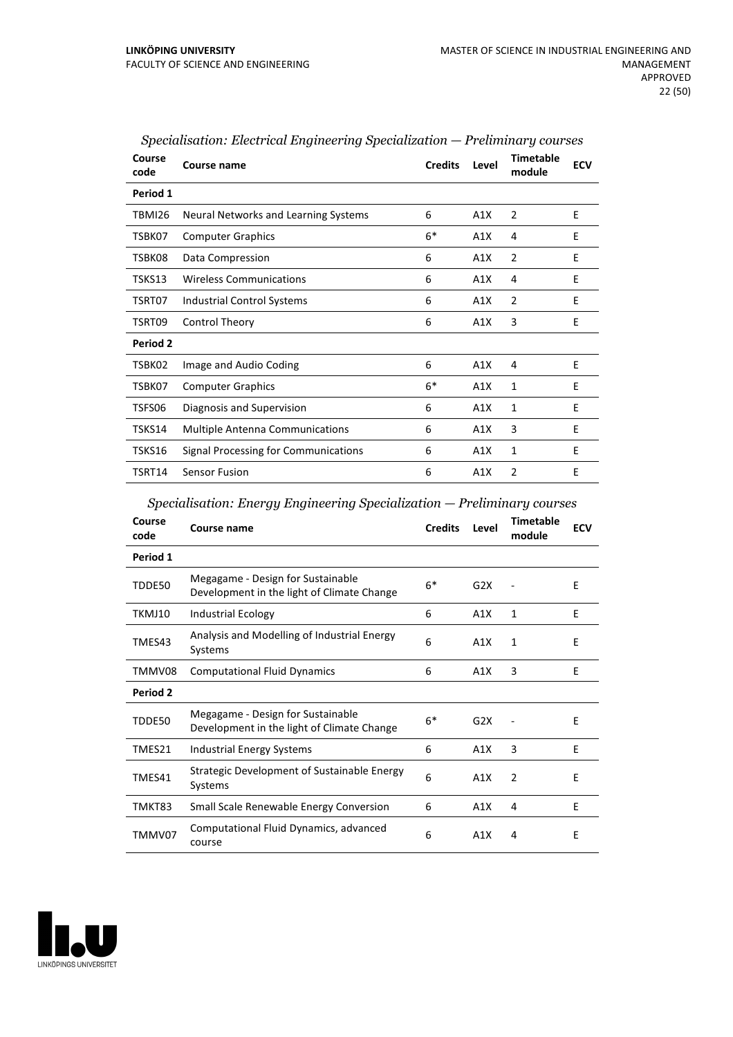*Specialisation: Electrical Engineering Specialization — Preliminary courses*

| Course code | Course name | Credits | Level | Timetable module | ECV |
|---|---|---|---|---|---|
| **Period 1** | | | | | |
| TBMI26 | Neural Networks and Learning Systems | 6 | A1X | 2 | E |
| TSBK07 | Computer Graphics | 6* | A1X | 4 | E |
| TSBK08 | Data Compression | 6 | A1X | 2 | E |
| TSKS13 | Wireless Communications | 6 | A1X | 4 | E |
| TSRT07 | Industrial Control Systems | 6 | A1X | 2 | E |
| TSRT09 | Control Theory | 6 | A1X | 3 | E |
| **Period 2** | | | | | |
| TSBK02 | Image and Audio Coding | 6 | A1X | 4 | E |
| TSBK07 | Computer Graphics | 6* | A1X | 1 | E |
| TSFS06 | Diagnosis and Supervision | 6 | A1X | 1 | E |
| TSKS14 | Multiple Antenna Communications | 6 | A1X | 3 | E |
| TSKS16 | Signal Processing for Communications | 6 | A1X | 1 | E |
| TSRT14 | Sensor Fusion | 6 | A1X | 2 | E |

*Specialisation: Energy Engineering Specialization — Preliminary courses*

| Course code | Course name | Credits | Level | Timetable module | ECV |
|---|---|---|---|---|---|
| **Period 1** | | | | | |
| TDDE50 | Megagame - Design for Sustainable Development in the light of Climate Change | 6* | G2X | - | E |
| TKMJ10 | Industrial Ecology | 6 | A1X | 1 | E |
| TMES43 | Analysis and Modelling of Industrial Energy Systems | 6 | A1X | 1 | E |
| TMMV08 | Computational Fluid Dynamics | 6 | A1X | 3 | E |
| **Period 2** | | | | | |
| TDDE50 | Megagame - Design for Sustainable Development in the light of Climate Change | 6* | G2X | - | E |
| TMES21 | Industrial Energy Systems | 6 | A1X | 3 | E |
| TMES41 | Strategic Development of Sustainable Energy Systems | 6 | A1X | 2 | E |
| TMKT83 | Small Scale Renewable Energy Conversion | 6 | A1X | 4 | E |
| TMMV07 | Computational Fluid Dynamics, advanced course | 6 | A1X | 4 | E |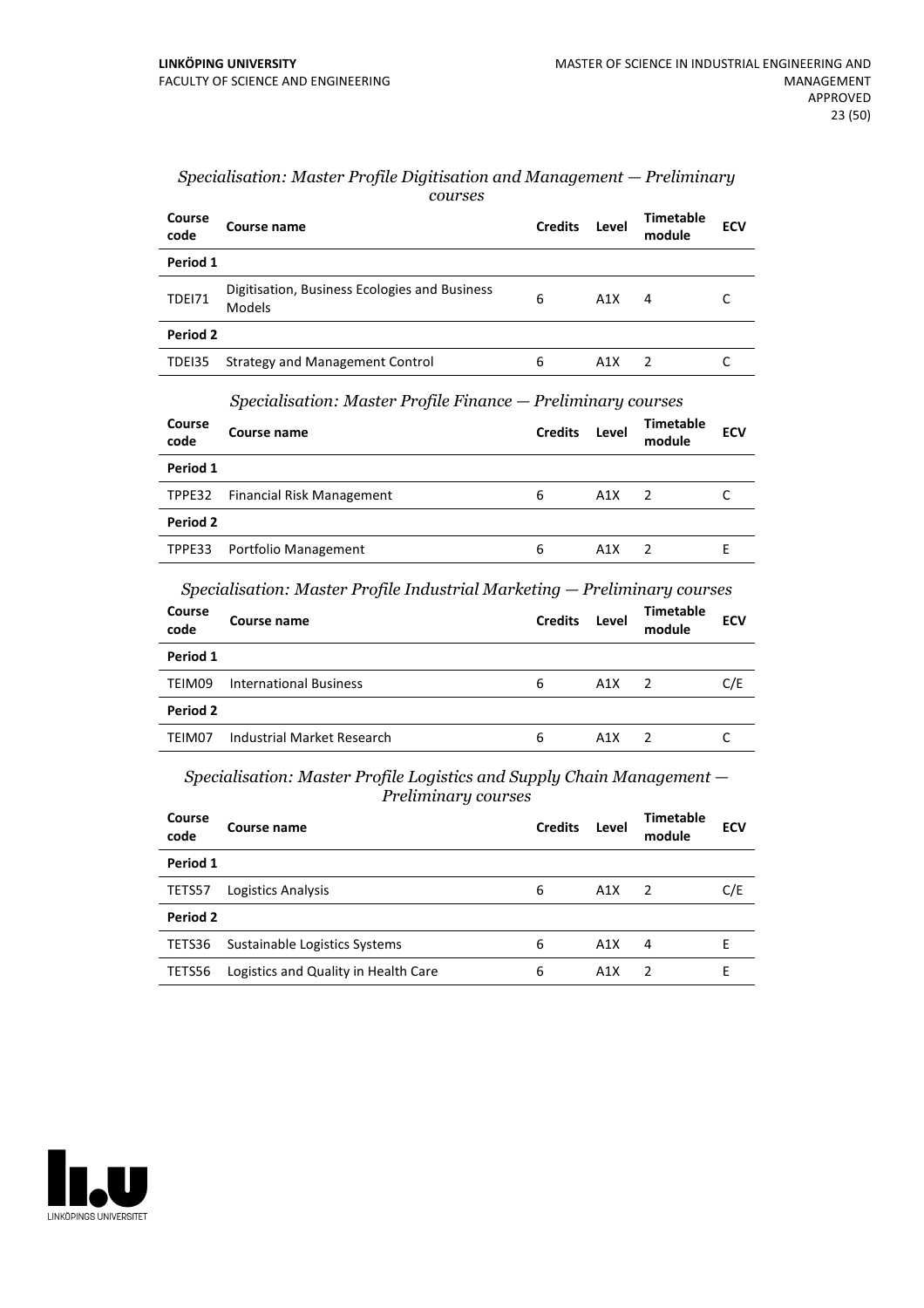*Specialisation: Master Profile Digitisation and Management — Preliminary courses*

| Course code | Course name | Credits | Level | Timetable module | ECV |
|---|---|---|---|---|---|
| **Period 1** | | | | | |
| TDEI71 | Digitisation, Business Ecologies and Business Models | 6 | A1X | 4 | C |
| **Period 2** | | | | | |
| TDEI35 | Strategy and Management Control | 6 | A1X | 2 | C |

*Specialisation: Master Profile Finance — Preliminary courses*

| Course code | Course name | Credits | Level | Timetable module | ECV |
|---|---|---|---|---|---|
| **Period 1** | | | | | |
| TPPE32 | Financial Risk Management | 6 | A1X | 2 | C |
| **Period 2** | | | | | |
| TPPE33 | Portfolio Management | 6 | A1X | 2 | E |

*Specialisation: Master Profile Industrial Marketing — Preliminary courses*

| Course code | Course name | Credits | Level | Timetable module | ECV |
|---|---|---|---|---|---|
| **Period 1** | | | | | |
| TEIM09 | International Business | 6 | A1X | 2 | C/E |
| **Period 2** | | | | | |
| TEIM07 | Industrial Market Research | 6 | A1X | 2 | C |

*Specialisation: Master Profile Logistics and Supply Chain Management — Preliminary courses*

| Course code | Course name | Credits | Level | Timetable module | ECV |
|---|---|---|---|---|---|
| **Period 1** | | | | | |
| TETS57 | Logistics Analysis | 6 | A1X | 2 | C/E |
| **Period 2** | | | | | |
| TETS36 | Sustainable Logistics Systems | 6 | A1X | 4 | E |
| TETS56 | Logistics and Quality in Health Care | 6 | A1X | 2 | E |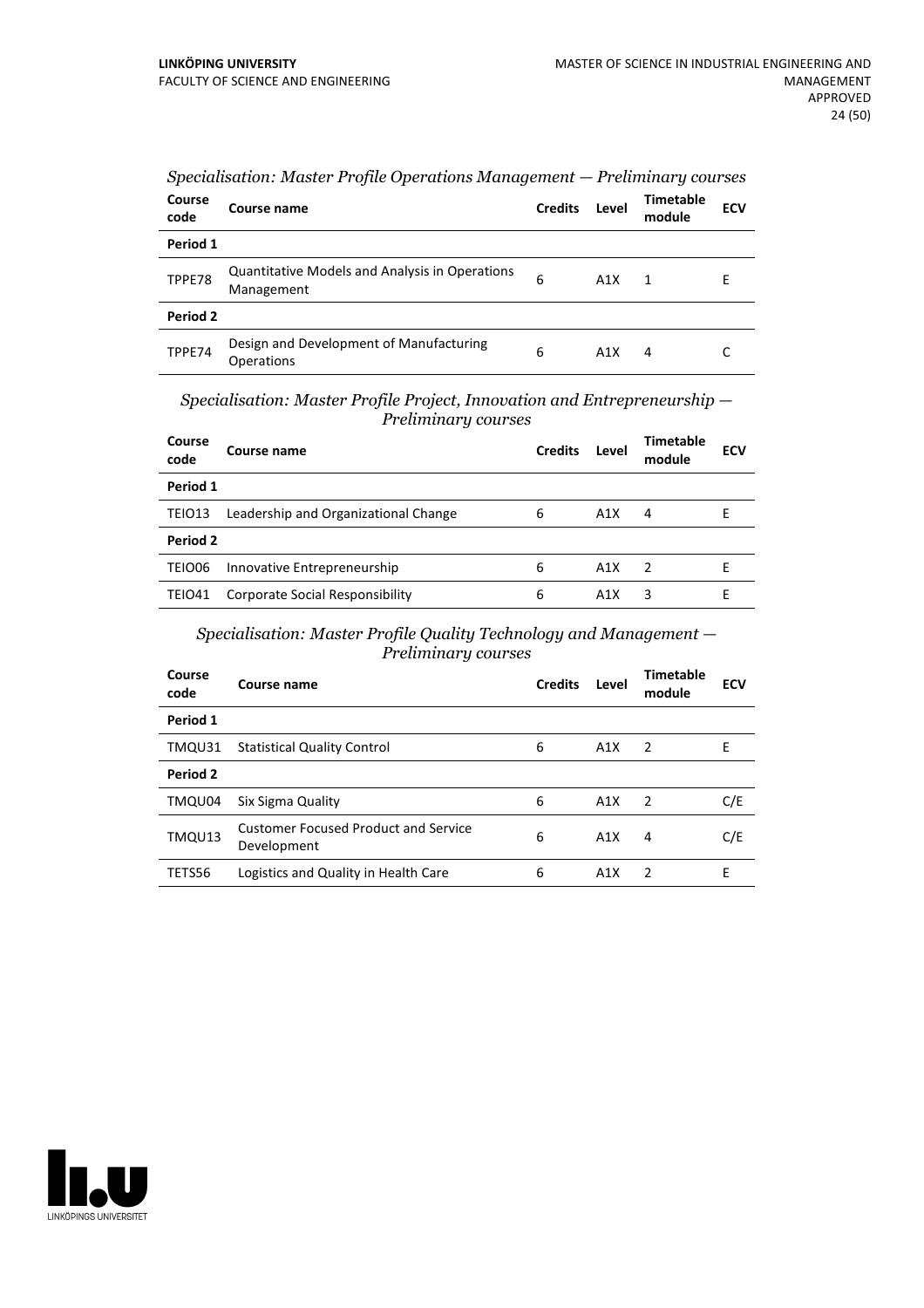*Specialisation: Master Profile Operations Management — Preliminary courses*

| Course code | Course name | Credits | Level | Timetable module | ECV |
|---|---|---|---|---|---|
| **Period 1** | | | | | |
| TPPE78 | Quantitative Models and Analysis in Operations Management | 6 | A1X | 1 | E |
| **Period 2** | | | | | |
| TPPE74 | Design and Development of Manufacturing Operations | 6 | A1X | 4 | C |

*Specialisation: Master Profile Project, Innovation and Entrepreneurship — Preliminary courses*

| Course code | Course name | Credits | Level | Timetable module | ECV |
|---|---|---|---|---|---|
| **Period 1** | | | | | |
| TEIO13 | Leadership and Organizational Change | 6 | A1X | 4 | E |
| **Period 2** | | | | | |
| TEIO06 | Innovative Entrepreneurship | 6 | A1X | 2 | E |
| TEIO41 | Corporate Social Responsibility | 6 | A1X | 3 | E |

*Specialisation: Master Profile Quality Technology and Management — Preliminary courses*

| Course code | Course name | Credits | Level | Timetable module | ECV |
|---|---|---|---|---|---|
| **Period 1** | | | | | |
| TMQU31 | Statistical Quality Control | 6 | A1X | 2 | E |
| **Period 2** | | | | | |
| TMQU04 | Six Sigma Quality | 6 | A1X | 2 | C/E |
| TMQU13 | Customer Focused Product and Service Development | 6 | A1X | 4 | C/E |
| TETS56 | Logistics and Quality in Health Care | 6 | A1X | 2 | E |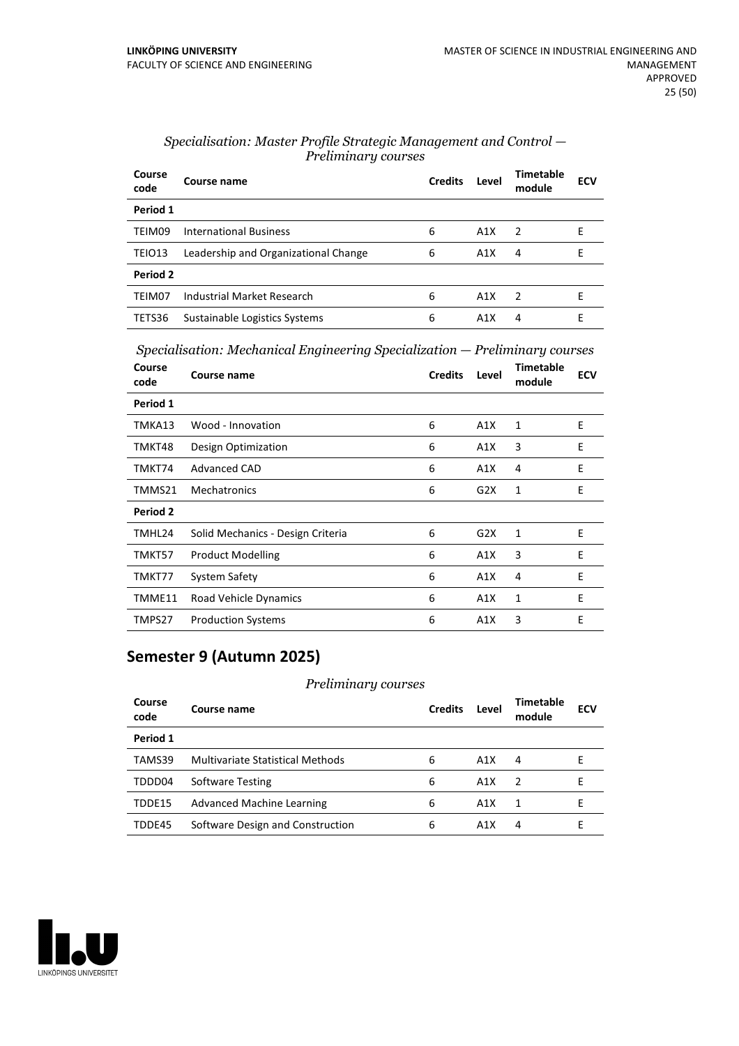*Specialisation: Master Profile Strategic Management and Control — Preliminary courses*

| Course code | Course name | Credits | Level | Timetable module | ECV |
|---|---|---|---|---|---|
| **Period 1** | | | | | |
| TEIM09 | International Business | 6 | A1X | 2 | E |
| TEIO13 | Leadership and Organizational Change | 6 | A1X | 4 | E |
| **Period 2** | | | | | |
| TEIM07 | Industrial Market Research | 6 | A1X | 2 | E |
| TETS36 | Sustainable Logistics Systems | 6 | A1X | 4 | E |

*Specialisation: Mechanical Engineering Specialization — Preliminary courses*

| Course code | Course name | Credits | Level | Timetable module | ECV |
|---|---|---|---|---|---|
| **Period 1** | | | | | |
| TMKA13 | Wood - Innovation | 6 | A1X | 1 | E |
| TMKT48 | Design Optimization | 6 | A1X | 3 | E |
| TMKT74 | Advanced CAD | 6 | A1X | 4 | E |
| TMMS21 | Mechatronics | 6 | G2X | 1 | E |
| **Period 2** | | | | | |
| TMHL24 | Solid Mechanics - Design Criteria | 6 | G2X | 1 | E |
| TMKT57 | Product Modelling | 6 | A1X | 3 | E |
| TMKT77 | System Safety | 6 | A1X | 4 | E |
| TMME11 | Road Vehicle Dynamics | 6 | A1X | 1 | E |
| TMPS27 | Production Systems | 6 | A1X | 3 | E |

## Semester 9 (Autumn 2025)

*Preliminary courses*

| Course code | Course name | Credits | Level | Timetable module | ECV |
|---|---|---|---|---|---|
| **Period 1** | | | | | |
| TAMS39 | Multivariate Statistical Methods | 6 | A1X | 4 | E |
| TDDD04 | Software Testing | 6 | A1X | 2 | E |
| TDDE15 | Advanced Machine Learning | 6 | A1X | 1 | E |
| TDDE45 | Software Design and Construction | 6 | A1X | 4 | E |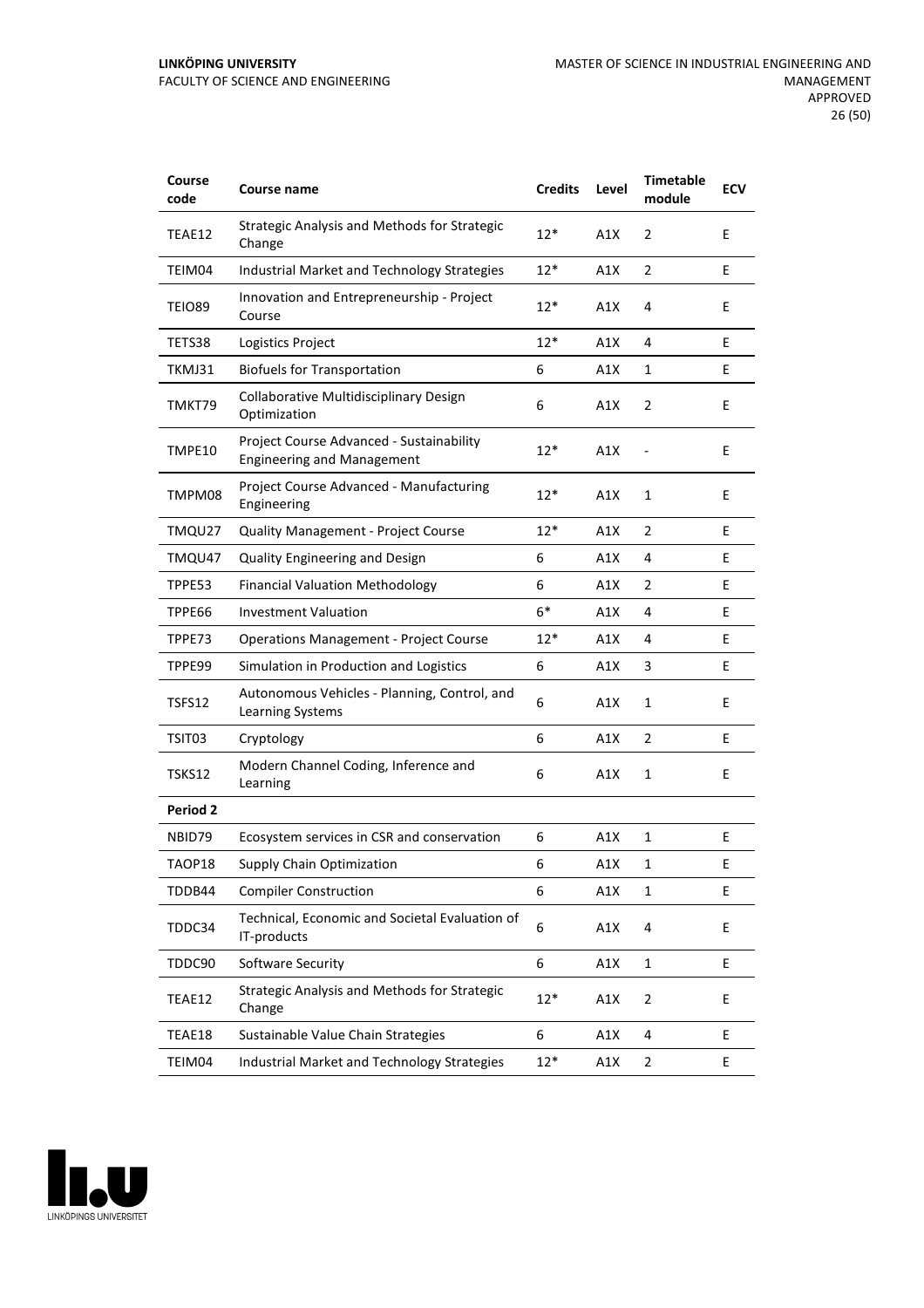| Course code | Course name | Credits | Level | Timetable module | ECV |
|---|---|---|---|---|---|
| TEAE12 | Strategic Analysis and Methods for Strategic Change | 12* | A1X | 2 | E |
| TEIM04 | Industrial Market and Technology Strategies | 12* | A1X | 2 | E |
| TEIO89 | Innovation and Entrepreneurship - Project Course | 12* | A1X | 4 | E |
| TETS38 | Logistics Project | 12* | A1X | 4 | E |
| TKMJ31 | Biofuels for Transportation | 6 | A1X | 1 | E |
| TMKT79 | Collaborative Multidisciplinary Design Optimization | 6 | A1X | 2 | E |
| TMPE10 | Project Course Advanced - Sustainability Engineering and Management | 12* | A1X | - | E |
| TMPM08 | Project Course Advanced - Manufacturing Engineering | 12* | A1X | 1 | E |
| TMQU27 | Quality Management - Project Course | 12* | A1X | 2 | E |
| TMQU47 | Quality Engineering and Design | 6 | A1X | 4 | E |
| TPPE53 | Financial Valuation Methodology | 6 | A1X | 2 | E |
| TPPE66 | Investment Valuation | 6* | A1X | 4 | E |
| TPPE73 | Operations Management - Project Course | 12* | A1X | 4 | E |
| TPPE99 | Simulation in Production and Logistics | 6 | A1X | 3 | E |
| TSFS12 | Autonomous Vehicles - Planning, Control, and Learning Systems | 6 | A1X | 1 | E |
| TSIT03 | Cryptology | 6 | A1X | 2 | E |
| TSKS12 | Modern Channel Coding, Inference and Learning | 6 | A1X | 1 | E |
| **Period 2** | | | | | |
| NBID79 | Ecosystem services in CSR and conservation | 6 | A1X | 1 | E |
| TAOP18 | Supply Chain Optimization | 6 | A1X | 1 | E |
| TDDB44 | Compiler Construction | 6 | A1X | 1 | E |
| TDDC34 | Technical, Economic and Societal Evaluation of IT-products | 6 | A1X | 4 | E |
| TDDC90 | Software Security | 6 | A1X | 1 | E |
| TEAE12 | Strategic Analysis and Methods for Strategic Change | 12* | A1X | 2 | E |
| TEAE18 | Sustainable Value Chain Strategies | 6 | A1X | 4 | E |
| TEIM04 | Industrial Market and Technology Strategies | 12* | A1X | 2 | E |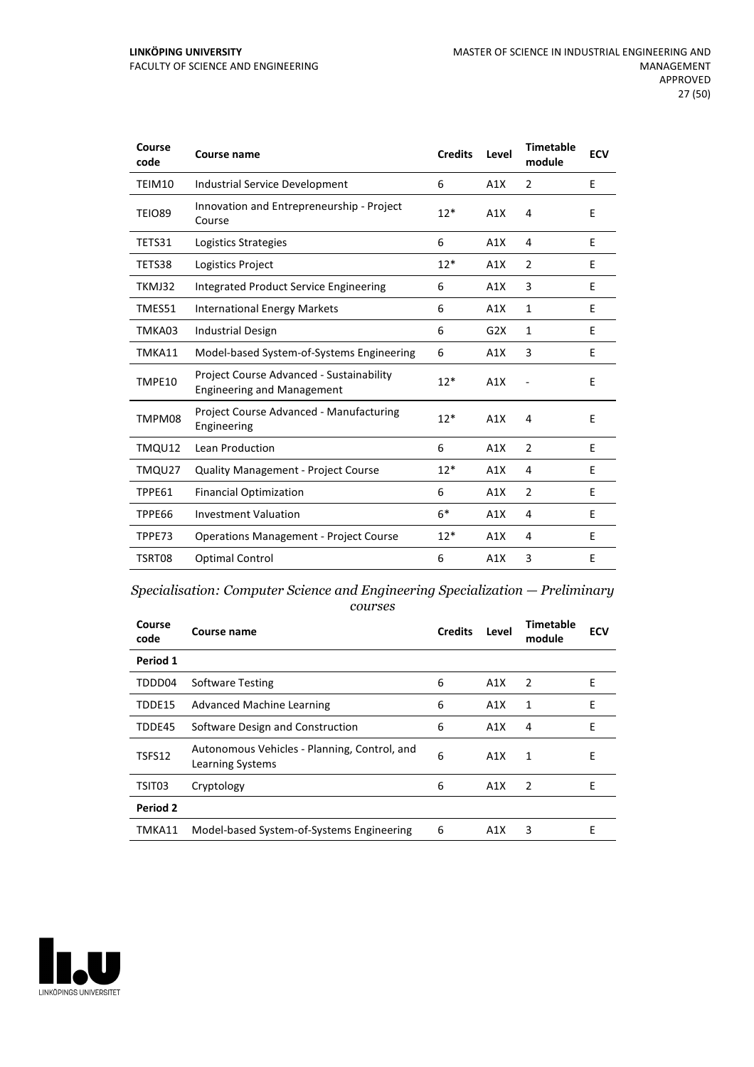| Course code | Course name | Credits | Level | Timetable module | ECV |
|---|---|---|---|---|---|
| TEIM10 | Industrial Service Development | 6 | A1X | 2 | E |
| TEIO89 | Innovation and Entrepreneurship - Project Course | 12* | A1X | 4 | E |
| TETS31 | Logistics Strategies | 6 | A1X | 4 | E |
| TETS38 | Logistics Project | 12* | A1X | 2 | E |
| TKMJ32 | Integrated Product Service Engineering | 6 | A1X | 3 | E |
| TMES51 | International Energy Markets | 6 | A1X | 1 | E |
| TMKA03 | Industrial Design | 6 | G2X | 1 | E |
| TMKA11 | Model-based System-of-Systems Engineering | 6 | A1X | 3 | E |
| TMPE10 | Project Course Advanced - Sustainability Engineering and Management | 12* | A1X | - | E |
| TMPM08 | Project Course Advanced - Manufacturing Engineering | 12* | A1X | 4 | E |
| TMQU12 | Lean Production | 6 | A1X | 2 | E |
| TMQU27 | Quality Management - Project Course | 12* | A1X | 4 | E |
| TPPE61 | Financial Optimization | 6 | A1X | 2 | E |
| TPPE66 | Investment Valuation | 6* | A1X | 4 | E |
| TPPE73 | Operations Management - Project Course | 12* | A1X | 4 | E |
| TSRT08 | Optimal Control | 6 | A1X | 3 | E |

*Specialisation: Computer Science and Engineering Specialization — Preliminary courses*

| Course code | Course name | Credits | Level | Timetable module | ECV |
|---|---|---|---|---|---|
| **Period 1** | | | | | |
| TDDD04 | Software Testing | 6 | A1X | 2 | E |
| TDDE15 | Advanced Machine Learning | 6 | A1X | 1 | E |
| TDDE45 | Software Design and Construction | 6 | A1X | 4 | E |
| TSFS12 | Autonomous Vehicles - Planning, Control, and Learning Systems | 6 | A1X | 1 | E |
| TSIT03 | Cryptology | 6 | A1X | 2 | E |
| **Period 2** | | | | | |
| TMKA11 | Model-based System-of-Systems Engineering | 6 | A1X | 3 | E |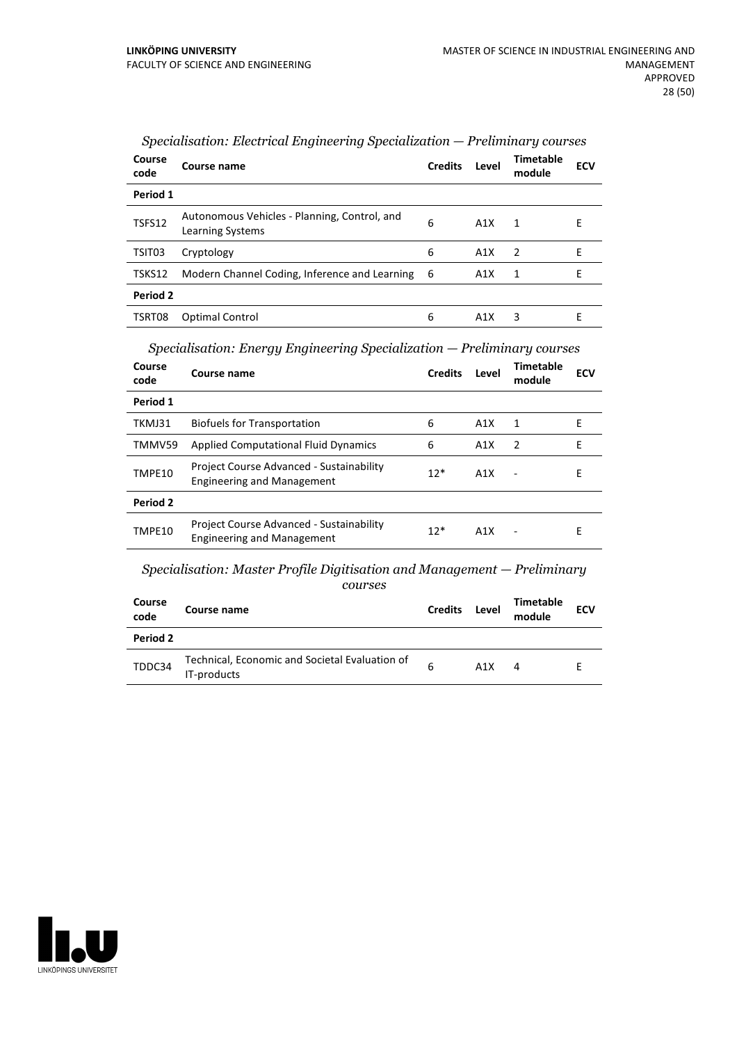*Specialisation: Electrical Engineering Specialization — Preliminary courses*

| Course code | Course name | Credits | Level | Timetable module | ECV |
|---|---|---|---|---|---|
| **Period 1** | | | | | |
| TSFS12 | Autonomous Vehicles - Planning, Control, and Learning Systems | 6 | A1X | 1 | E |
| TSIT03 | Cryptology | 6 | A1X | 2 | E |
| TSKS12 | Modern Channel Coding, Inference and Learning | 6 | A1X | 1 | E |
| **Period 2** | | | | | |
| TSRT08 | Optimal Control | 6 | A1X | 3 | E |

*Specialisation: Energy Engineering Specialization — Preliminary courses*

| Course code | Course name | Credits | Level | Timetable module | ECV |
|---|---|---|---|---|---|
| **Period 1** | | | | | |
| TKMJ31 | Biofuels for Transportation | 6 | A1X | 1 | E |
| TMMV59 | Applied Computational Fluid Dynamics | 6 | A1X | 2 | E |
| TMPE10 | Project Course Advanced - Sustainability Engineering and Management | 12* | A1X | - | E |
| **Period 2** | | | | | |
| TMPE10 | Project Course Advanced - Sustainability Engineering and Management | 12* | A1X | - | E |

*Specialisation: Master Profile Digitisation and Management — Preliminary courses*

| Course code | Course name | Credits | Level | Timetable module | ECV |
|---|---|---|---|---|---|
| **Period 2** | | | | | |
| TDDC34 | Technical, Economic and Societal Evaluation of IT-products | 6 | A1X | 4 | E |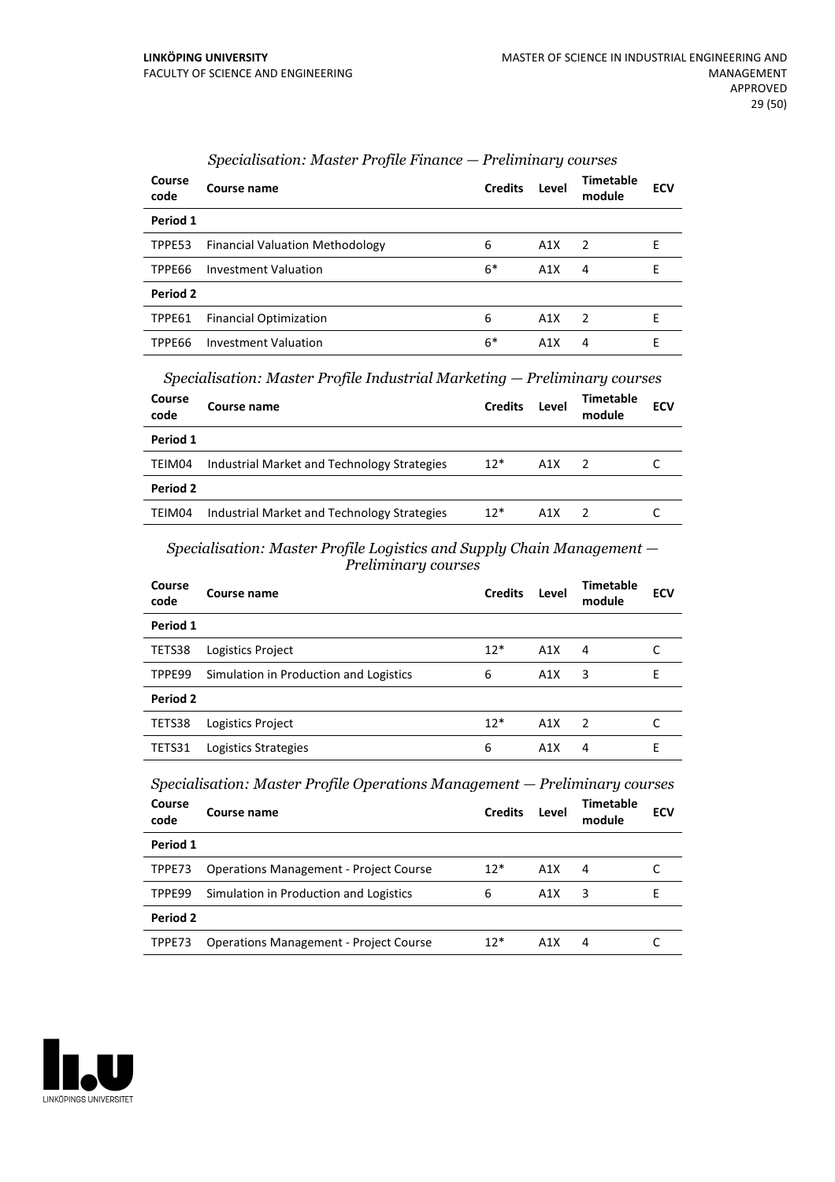*Specialisation: Master Profile Finance — Preliminary courses*

| Course code | Course name | Credits | Level | Timetable module | ECV |
|---|---|---|---|---|---|
| **Period 1** | | | | | |
| TPPE53 | Financial Valuation Methodology | 6 | A1X | 2 | E |
| TPPE66 | Investment Valuation | 6* | A1X | 4 | E |
| **Period 2** | | | | | |
| TPPE61 | Financial Optimization | 6 | A1X | 2 | E |
| TPPE66 | Investment Valuation | 6* | A1X | 4 | E |

*Specialisation: Master Profile Industrial Marketing — Preliminary courses*

| Course code | Course name | Credits | Level | Timetable module | ECV |
|---|---|---|---|---|---|
| **Period 1** | | | | | |
| TEIM04 | Industrial Market and Technology Strategies | 12* | A1X | 2 | C |
| **Period 2** | | | | | |
| TEIM04 | Industrial Market and Technology Strategies | 12* | A1X | 2 | C |

*Specialisation: Master Profile Logistics and Supply Chain Management — Preliminary courses*

| Course code | Course name | Credits | Level | Timetable module | ECV |
|---|---|---|---|---|---|
| **Period 1** | | | | | |
| TETS38 | Logistics Project | 12* | A1X | 4 | C |
| TPPE99 | Simulation in Production and Logistics | 6 | A1X | 3 | E |
| **Period 2** | | | | | |
| TETS38 | Logistics Project | 12* | A1X | 2 | C |
| TETS31 | Logistics Strategies | 6 | A1X | 4 | E |

*Specialisation: Master Profile Operations Management — Preliminary courses*

| Course code | Course name | Credits | Level | Timetable module | ECV |
|---|---|---|---|---|---|
| **Period 1** | | | | | |
| TPPE73 | Operations Management - Project Course | 12* | A1X | 4 | C |
| TPPE99 | Simulation in Production and Logistics | 6 | A1X | 3 | E |
| **Period 2** | | | | | |
| TPPE73 | Operations Management - Project Course | 12* | A1X | 4 | C |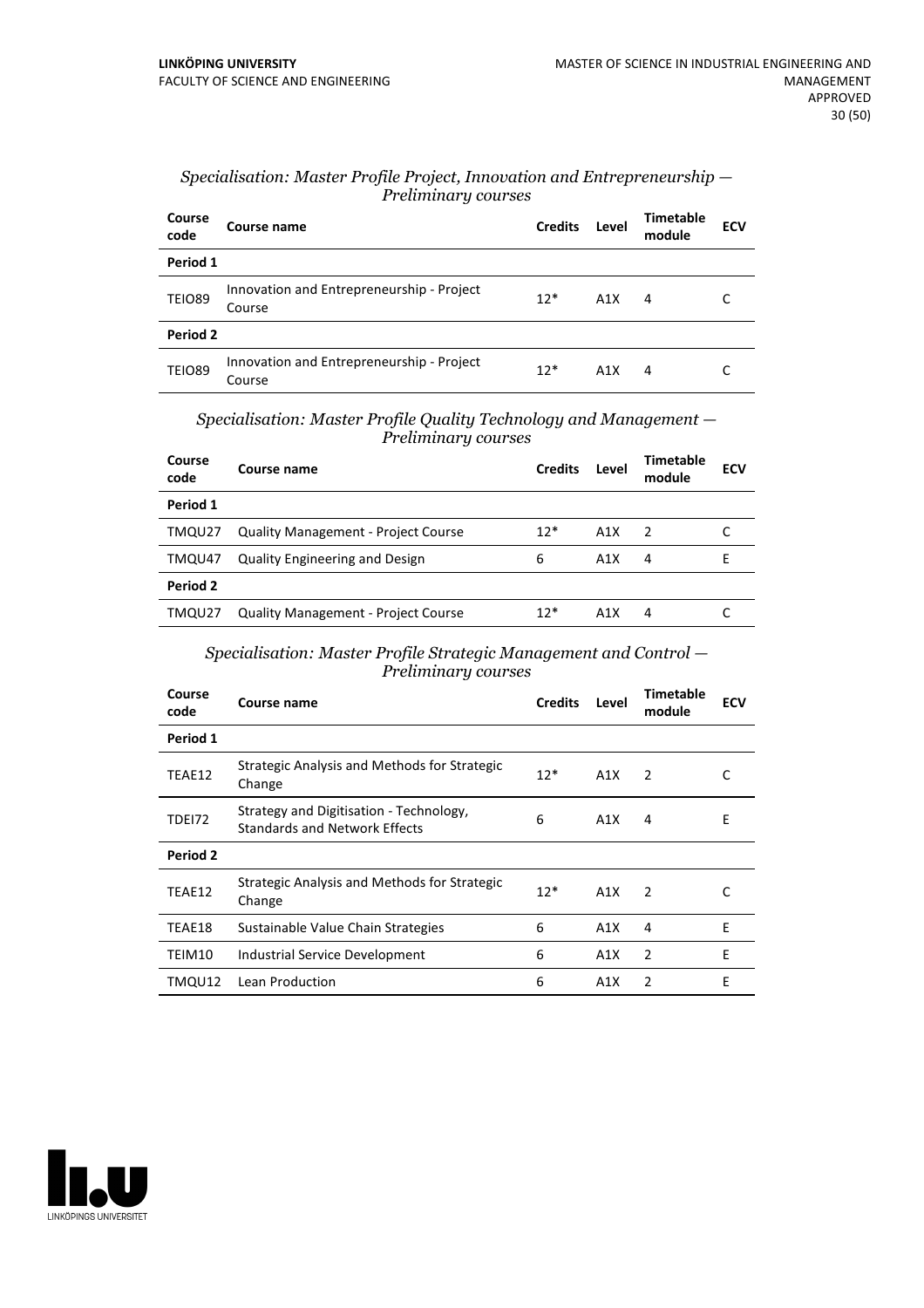### *Specialisation: Master Profile Project, Innovation and Entrepreneurship — Preliminary courses*

| Course code | Course name | Credits | Level | Timetable module | ECV |
|---|---|---|---|---|---|
| **Period 1** | | | | | |
| TEIO89 | Innovation and Entrepreneurship - Project Course | 12* | A1X | 4 | C |
| **Period 2** | | | | | |
| TEIO89 | Innovation and Entrepreneurship - Project Course | 12* | A1X | 4 | C |

### *Specialisation: Master Profile Quality Technology and Management — Preliminary courses*

| Course code | Course name | Credits | Level | Timetable module | ECV |
|---|---|---|---|---|---|
| **Period 1** | | | | | |
| TMQU27 | Quality Management - Project Course | 12* | A1X | 2 | C |
| TMQU47 | Quality Engineering and Design | 6 | A1X | 4 | E |
| **Period 2** | | | | | |
| TMQU27 | Quality Management - Project Course | 12* | A1X | 4 | C |

### *Specialisation: Master Profile Strategic Management and Control — Preliminary courses*

| Course code | Course name | Credits | Level | Timetable module | ECV |
|---|---|---|---|---|---|
| **Period 1** | | | | | |
| TEAE12 | Strategic Analysis and Methods for Strategic Change | 12* | A1X | 2 | C |
| TDEI72 | Strategy and Digitisation - Technology, Standards and Network Effects | 6 | A1X | 4 | E |
| **Period 2** | | | | | |
| TEAE12 | Strategic Analysis and Methods for Strategic Change | 12* | A1X | 2 | C |
| TEAE18 | Sustainable Value Chain Strategies | 6 | A1X | 4 | E |
| TEIM10 | Industrial Service Development | 6 | A1X | 2 | E |
| TMQU12 | Lean Production | 6 | A1X | 2 | E |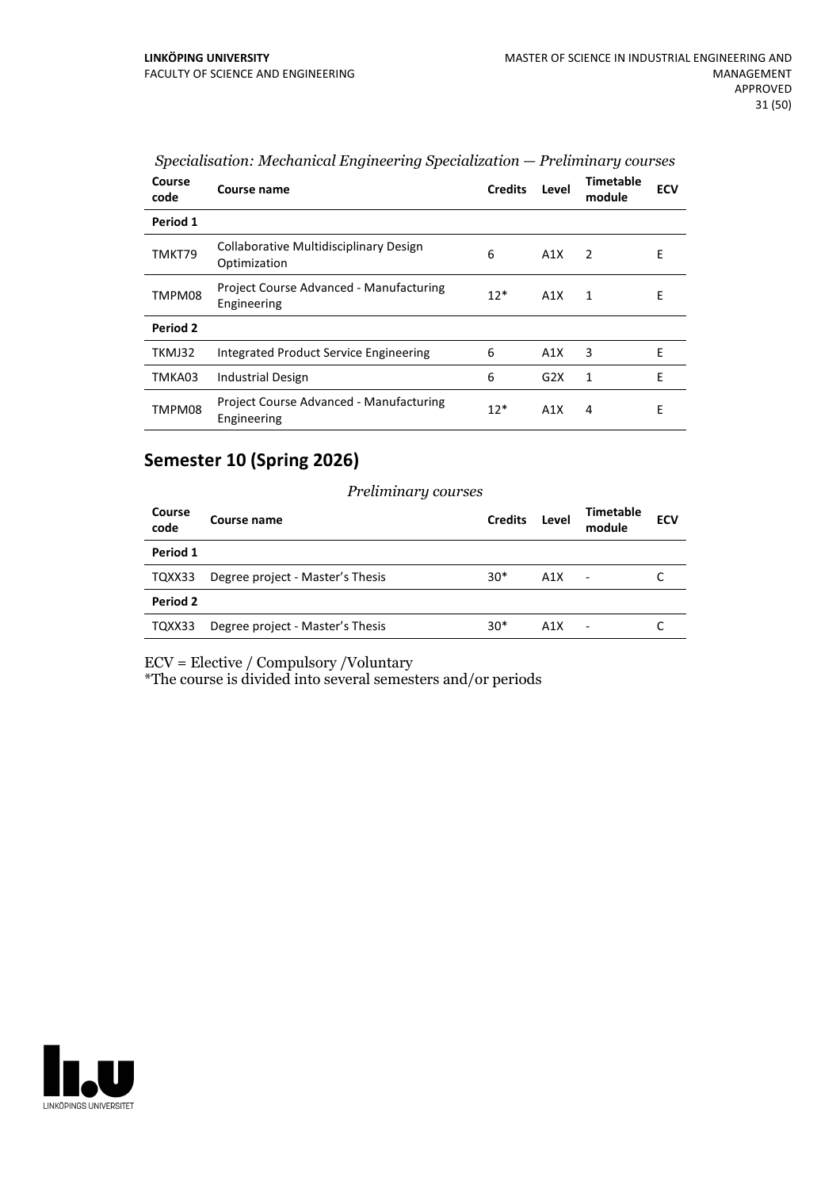*Specialisation: Mechanical Engineering Specialization — Preliminary courses*

| Course code | Course name | Credits | Level | Timetable module | ECV |
|---|---|---|---|---|---|
| **Period 1** | | | | | |
| TMKT79 | Collaborative Multidisciplinary Design Optimization | 6 | A1X | 2 | E |
| TMPM08 | Project Course Advanced - Manufacturing Engineering | 12* | A1X | 1 | E |
| **Period 2** | | | | | |
| TKMJ32 | Integrated Product Service Engineering | 6 | A1X | 3 | E |
| TMKA03 | Industrial Design | 6 | G2X | 1 | E |
| TMPM08 | Project Course Advanced - Manufacturing Engineering | 12* | A1X | 4 | E |

## Semester 10 (Spring 2026)

*Preliminary courses*

| Course code | Course name | Credits | Level | Timetable module | ECV |
|---|---|---|---|---|---|
| **Period 1** | | | | | |
| TQXX33 | Degree project - Master's Thesis | 30* | A1X | - | C |
| **Period 2** | | | | | |
| TQXX33 | Degree project - Master's Thesis | 30* | A1X | - | C |

ECV = Elective / Compulsory /Voluntary
*The course is divided into several semesters and/or periods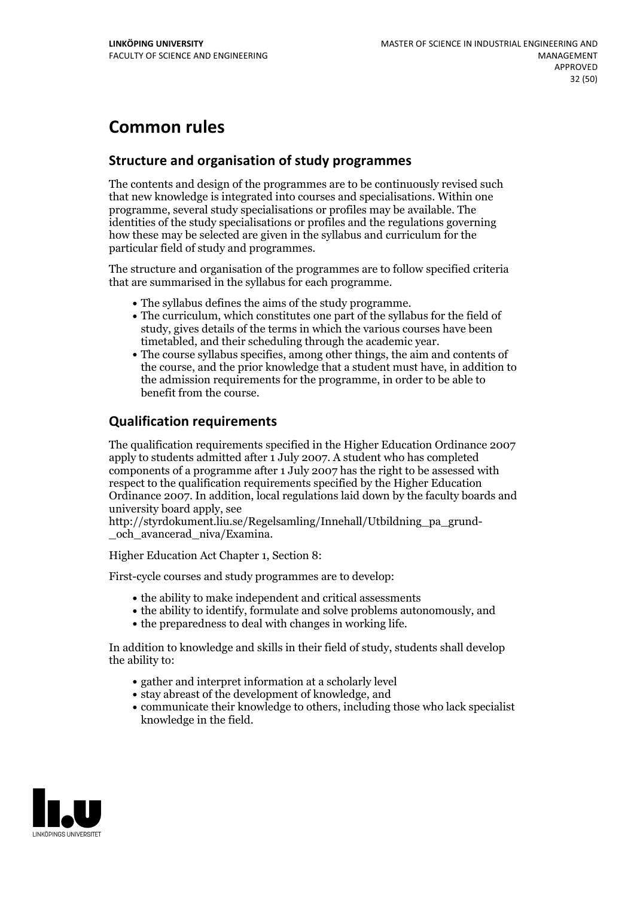# Common rules

## Structure and organisation of study programmes

The contents and design of the programmes are to be continuously revised such that new knowledge is integrated into courses and specialisations. Within one programme, several study specialisations or profiles may be available. The identities of the study specialisations or profiles and the regulations governing how these may be selected are given in the syllabus and curriculum for the particular field of study and programmes.

The structure and organisation of the programmes are to follow specified criteria that are summarised in the syllabus for each programme.

- The syllabus defines the aims of the study programme.
- The curriculum, which constitutes one part of the syllabus for the field of study, gives details of the terms in which the various courses have been timetabled, and their scheduling through the academic year.
- The course syllabus specifies, among other things, the aim and contents of the course, and the prior knowledge that a student must have, in addition to the admission requirements for the programme, in order to be able to benefit from the course.

## Qualification requirements

The qualification requirements specified in the Higher Education Ordinance 2007 apply to students admitted after 1 July 2007. A student who has completed components of a programme after 1 July 2007 has the right to be assessed with respect to the qualification requirements specified by the Higher Education Ordinance 2007. In addition, local regulations laid down by the faculty boards and university board apply, see http://styrdokument.liu.se/Regelsamling/Innehall/Utbildning_pa_grund-_och_avancerad_niva/Examina.

Higher Education Act Chapter 1, Section 8:

First-cycle courses and study programmes are to develop:

- the ability to make independent and critical assessments
- the ability to identify, formulate and solve problems autonomously, and
- the preparedness to deal with changes in working life.

In addition to knowledge and skills in their field of study, students shall develop the ability to:

- gather and interpret information at a scholarly level
- stay abreast of the development of knowledge, and
- communicate their knowledge to others, including those who lack specialist knowledge in the field.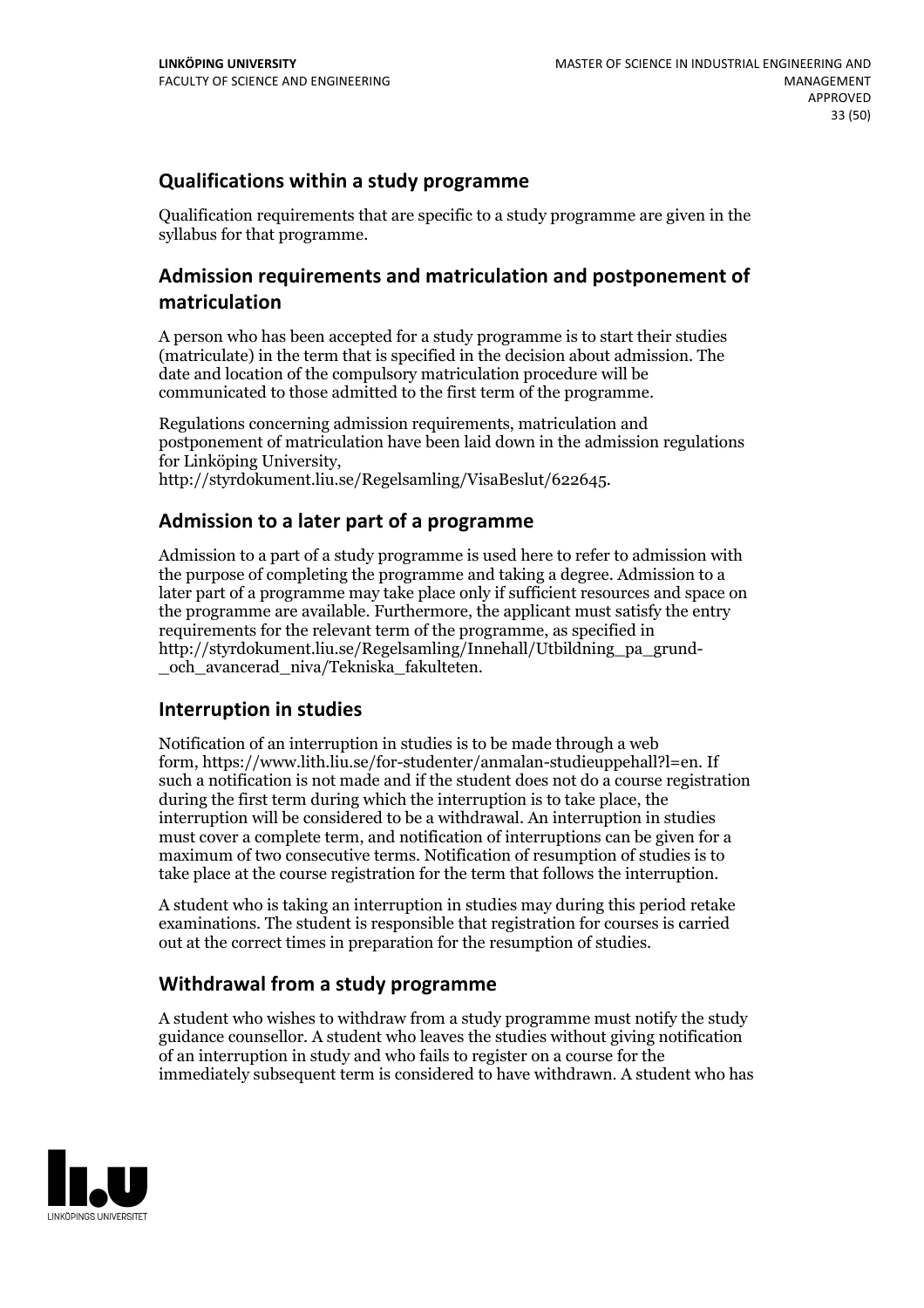## Qualifications within a study programme

Qualification requirements that are specific to a study programme are given in the syllabus for that programme.

## Admission requirements and matriculation and postponement of matriculation

A person who has been accepted for a study programme is to start their studies (matriculate) in the term that is specified in the decision about admission. The date and location of the compulsory matriculation procedure will be communicated to those admitted to the first term of the programme.

Regulations concerning admission requirements, matriculation and postponement of matriculation have been laid down in the admission regulations for Linköping University, http://styrdokument.liu.se/Regelsamling/VisaBeslut/622645.

## Admission to a later part of a programme

Admission to a part of a study programme is used here to refer to admission with the purpose of completing the programme and taking a degree. Admission to a later part of a programme may take place only if sufficient resources and space on the programme are available. Furthermore, the applicant must satisfy the entry requirements for the relevant term of the programme, as specified in http://styrdokument.liu.se/Regelsamling/Innehall/Utbildning_pa_grund-_och_avancerad_niva/Tekniska_fakulteten.

## Interruption in studies

Notification of an interruption in studies is to be made through a web form, https://www.lith.liu.se/for-studenter/anmalan-studieuppehall?l=en. If such a notification is not made and if the student does not do a course registration during the first term during which the interruption is to take place, the interruption will be considered to be a withdrawal. An interruption in studies must cover a complete term, and notification of interruptions can be given for a maximum of two consecutive terms. Notification of resumption of studies is to take place at the course registration for the term that follows the interruption.

A student who is taking an interruption in studies may during this period retake examinations. The student is responsible that registration for courses is carried out at the correct times in preparation for the resumption of studies.

## Withdrawal from a study programme

A student who wishes to withdraw from a study programme must notify the study guidance counsellor. A student who leaves the studies without giving notification of an interruption in study and who fails to register on a course for the immediately subsequent term is considered to have withdrawn. A student who has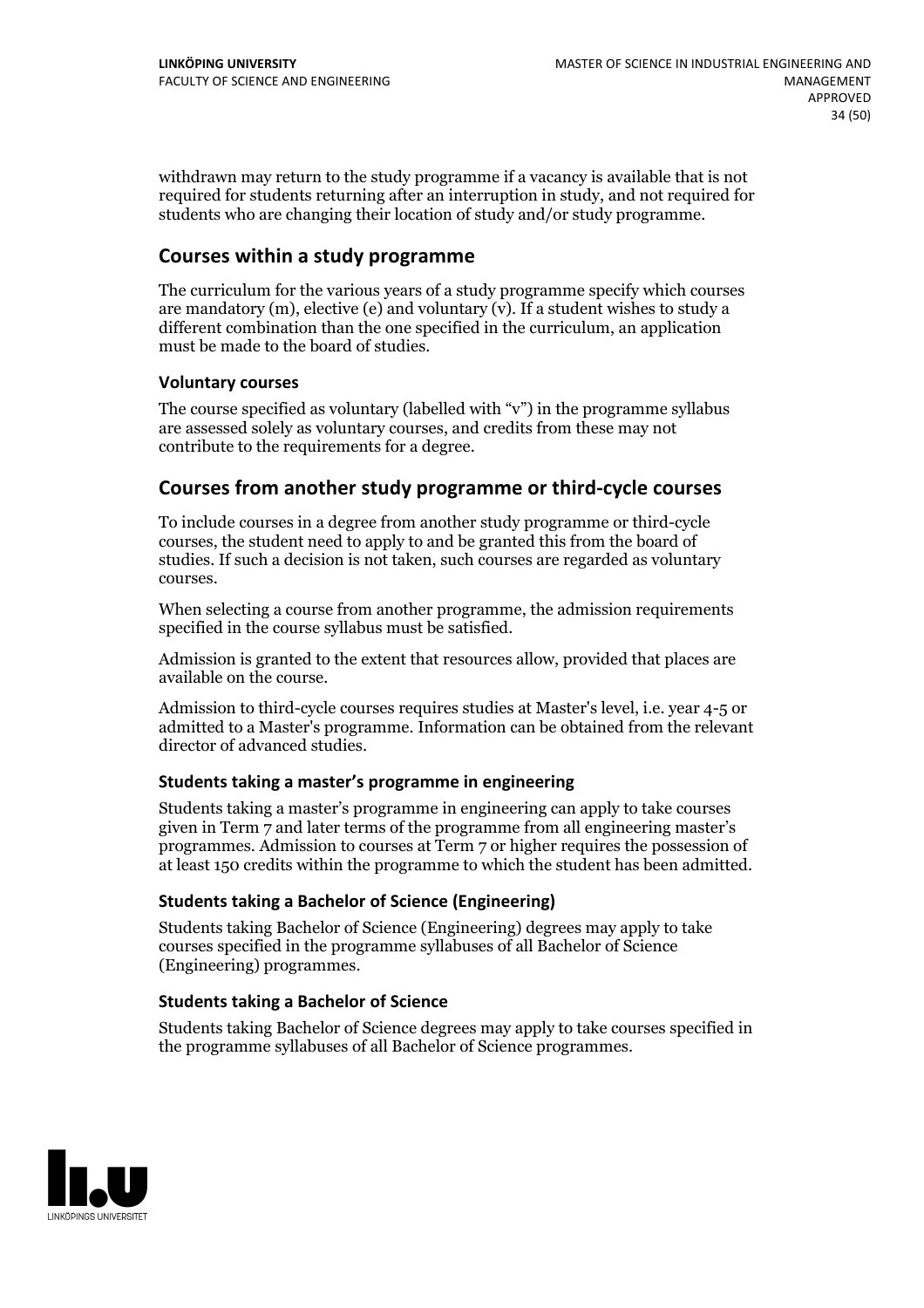withdrawn may return to the study programme if a vacancy is available that is not required for students returning after an interruption in study, and not required for students who are changing their location of study and/or study programme.

## Courses within a study programme

The curriculum for the various years of a study programme specify which courses are mandatory (m), elective (e) and voluntary (v). If a student wishes to study a different combination than the one specified in the curriculum, an application must be made to the board of studies.

### Voluntary courses

The course specified as voluntary (labelled with "v") in the programme syllabus are assessed solely as voluntary courses, and credits from these may not contribute to the requirements for a degree.

## Courses from another study programme or third-cycle courses

To include courses in a degree from another study programme or third-cycle courses, the student need to apply to and be granted this from the board of studies. If such a decision is not taken, such courses are regarded as voluntary courses.

When selecting a course from another programme, the admission requirements specified in the course syllabus must be satisfied.

Admission is granted to the extent that resources allow, provided that places are available on the course.

Admission to third-cycle courses requires studies at Master's level, i.e. year 4-5 or admitted to a Master's programme. Information can be obtained from the relevant director of advanced studies.

### Students taking a master's programme in engineering

Students taking a master's programme in engineering can apply to take courses given in Term 7 and later terms of the programme from all engineering master's programmes. Admission to courses at Term 7 or higher requires the possession of at least 150 credits within the programme to which the student has been admitted.

### Students taking a Bachelor of Science (Engineering)

Students taking Bachelor of Science (Engineering) degrees may apply to take courses specified in the programme syllabuses of all Bachelor of Science (Engineering) programmes.

### Students taking a Bachelor of Science

Students taking Bachelor of Science degrees may apply to take courses specified in the programme syllabuses of all Bachelor of Science programmes.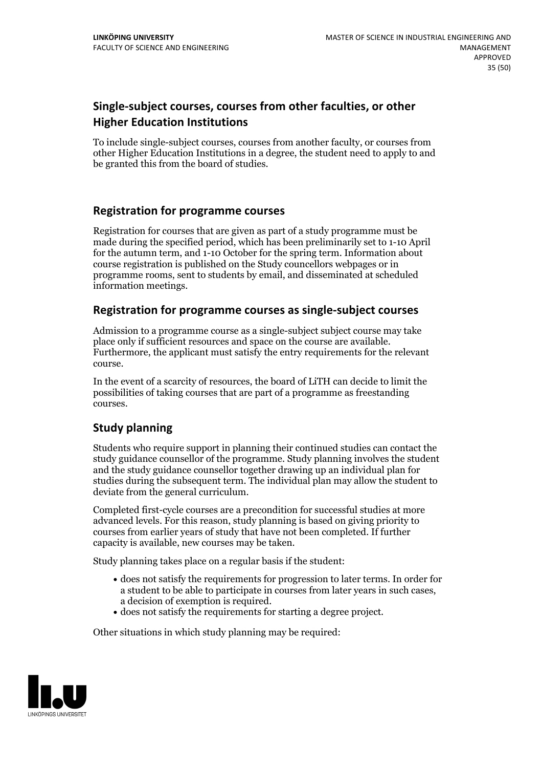## Single-subject courses, courses from other faculties, or other Higher Education Institutions

To include single-subject courses, courses from another faculty, or courses from other Higher Education Institutions in a degree, the student need to apply to and be granted this from the board of studies.

## Registration for programme courses

Registration for courses that are given as part of a study programme must be made during the specified period, which has been preliminarily set to 1-10 April for the autumn term, and 1-10 October for the spring term. Information about course registration is published on the Study councellors webpages or in programme rooms, sent to students by email, and disseminated at scheduled information meetings.

## Registration for programme courses as single-subject courses

Admission to a programme course as a single-subject subject course may take place only if sufficient resources and space on the course are available. Furthermore, the applicant must satisfy the entry requirements for the relevant course.

In the event of a scarcity of resources, the board of LiTH can decide to limit the possibilities of taking courses that are part of a programme as freestanding courses.

## Study planning

Students who require support in planning their continued studies can contact the study guidance counsellor of the programme. Study planning involves the student and the study guidance counsellor together drawing up an individual plan for studies during the subsequent term. The individual plan may allow the student to deviate from the general curriculum.

Completed first-cycle courses are a precondition for successful studies at more advanced levels. For this reason, study planning is based on giving priority to courses from earlier years of study that have not been completed. If further capacity is available, new courses may be taken.

Study planning takes place on a regular basis if the student:

- does not satisfy the requirements for progression to later terms. In order for a student to be able to participate in courses from later years in such cases, a decision of exemption is required.
- does not satisfy the requirements for starting a degree project.

Other situations in which study planning may be required: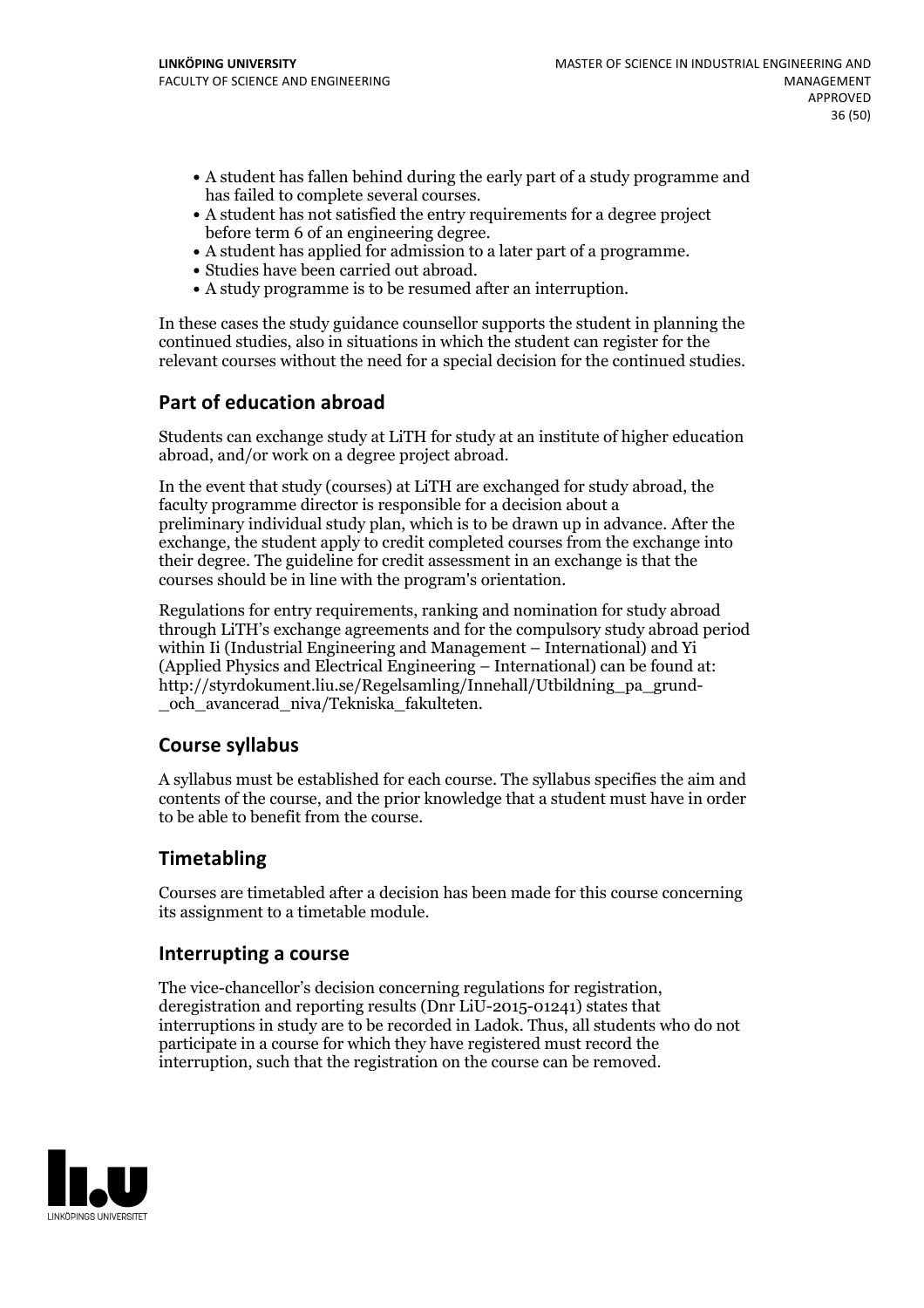- A student has fallen behind during the early part of a study programme and has failed to complete several courses.
- A student has not satisfied the entry requirements for a degree project before term 6 of an engineering degree.
- A student has applied for admission to a later part of a programme.
- Studies have been carried out abroad.
- A study programme is to be resumed after an interruption.

In these cases the study guidance counsellor supports the student in planning the continued studies, also in situations in which the student can register for the relevant courses without the need for a special decision for the continued studies.

## Part of education abroad

Students can exchange study at LiTH for study at an institute of higher education abroad, and/or work on a degree project abroad.

In the event that study (courses) at LiTH are exchanged for study abroad, the faculty programme director is responsible for a decision about a preliminary individual study plan, which is to be drawn up in advance. After the exchange, the student apply to credit completed courses from the exchange into their degree. The guideline for credit assessment in an exchange is that the courses should be in line with the program's orientation.

Regulations for entry requirements, ranking and nomination for study abroad through LiTH's exchange agreements and for the compulsory study abroad period within Ii (Industrial Engineering and Management – International) and Yi (Applied Physics and Electrical Engineering – International) can be found at: http://styrdokument.liu.se/Regelsamling/Innehall/Utbildning_pa_grund-_och_avancerad_niva/Tekniska_fakulteten.

## Course syllabus

A syllabus must be established for each course. The syllabus specifies the aim and contents of the course, and the prior knowledge that a student must have in order to be able to benefit from the course.

## Timetabling

Courses are timetabled after a decision has been made for this course concerning its assignment to a timetable module.

## Interrupting a course

The vice-chancellor's decision concerning regulations for registration, deregistration and reporting results (Dnr LiU-2015-01241) states that interruptions in study are to be recorded in Ladok. Thus, all students who do not participate in a course for which they have registered must record the interruption, such that the registration on the course can be removed.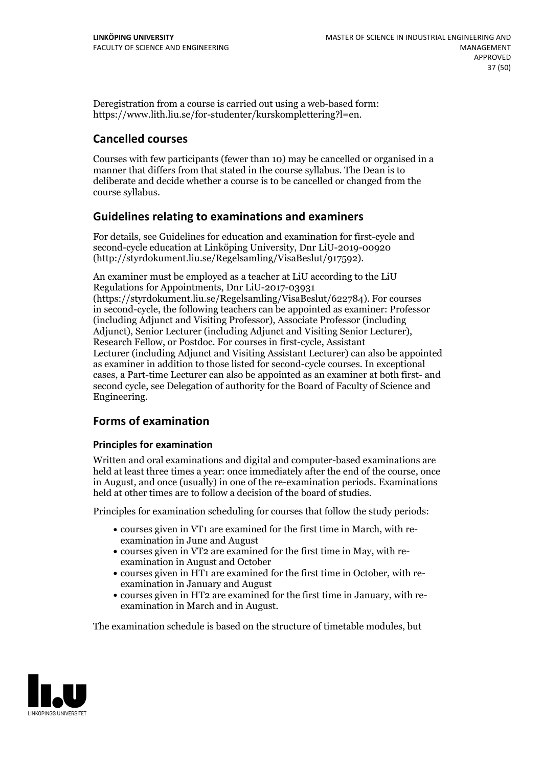Deregistration from a course is carried out using a web-based form: https://www.lith.liu.se/for-studenter/kurskomplettering?l=en.

## Cancelled courses

Courses with few participants (fewer than 10) may be cancelled or organised in a manner that differs from that stated in the course syllabus. The Dean is to deliberate and decide whether a course is to be cancelled or changed from the course syllabus.

## Guidelines relating to examinations and examiners

For details, see Guidelines for education and examination for first-cycle and second-cycle education at Linköping University, Dnr LiU-2019-00920 (http://styrdokument.liu.se/Regelsamling/VisaBeslut/917592).

An examiner must be employed as a teacher at LiU according to the LiU Regulations for Appointments, Dnr LiU-2017-03931 (https://styrdokument.liu.se/Regelsamling/VisaBeslut/622784). For courses in second-cycle, the following teachers can be appointed as examiner: Professor (including Adjunct and Visiting Professor), Associate Professor (including Adjunct), Senior Lecturer (including Adjunct and Visiting Senior Lecturer), Research Fellow, or Postdoc. For courses in first-cycle, Assistant Lecturer (including Adjunct and Visiting Assistant Lecturer) can also be appointed as examiner in addition to those listed for second-cycle courses. In exceptional cases, a Part-time Lecturer can also be appointed as an examiner at both first- and second cycle, see Delegation of authority for the Board of Faculty of Science and Engineering.

## Forms of examination

### Principles for examination

Written and oral examinations and digital and computer-based examinations are held at least three times a year: once immediately after the end of the course, once in August, and once (usually) in one of the re-examination periods. Examinations held at other times are to follow a decision of the board of studies.

Principles for examination scheduling for courses that follow the study periods:

- courses given in VT1 are examined for the first time in March, with re-examination in June and August
- courses given in VT2 are examined for the first time in May, with re-examination in August and October
- courses given in HT1 are examined for the first time in October, with re-examination in January and August
- courses given in HT2 are examined for the first time in January, with re-examination in March and in August.

The examination schedule is based on the structure of timetable modules, but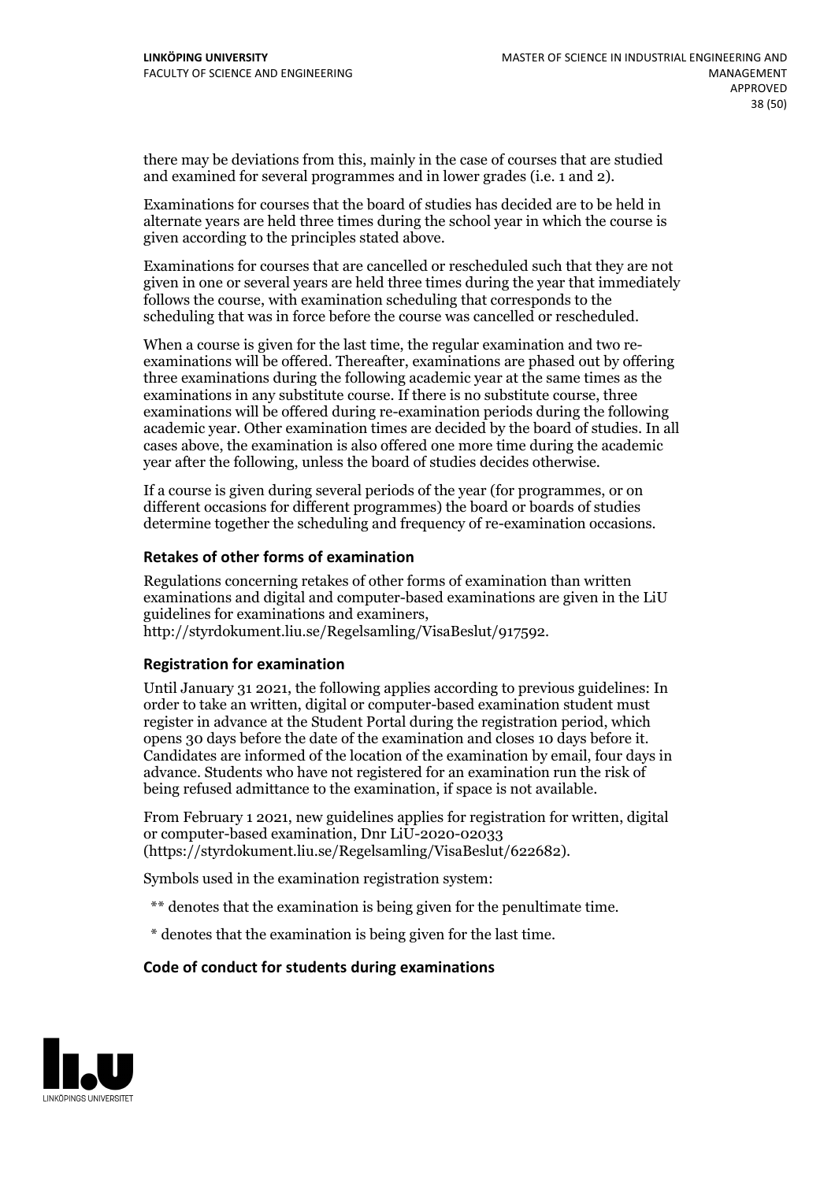there may be deviations from this, mainly in the case of courses that are studied and examined for several programmes and in lower grades (i.e. 1 and 2).

Examinations for courses that the board of studies has decided are to be held in alternate years are held three times during the school year in which the course is given according to the principles stated above.

Examinations for courses that are cancelled or rescheduled such that they are not given in one or several years are held three times during the year that immediately follows the course, with examination scheduling that corresponds to the scheduling that was in force before the course was cancelled or rescheduled.

When a course is given for the last time, the regular examination and two re-examinations will be offered. Thereafter, examinations are phased out by offering three examinations during the following academic year at the same times as the examinations in any substitute course. If there is no substitute course, three examinations will be offered during re-examination periods during the following academic year. Other examination times are decided by the board of studies. In all cases above, the examination is also offered one more time during the academic year after the following, unless the board of studies decides otherwise.

If a course is given during several periods of the year (for programmes, or on different occasions for different programmes) the board or boards of studies determine together the scheduling and frequency of re-examination occasions.

### Retakes of other forms of examination

Regulations concerning retakes of other forms of examination than written examinations and digital and computer-based examinations are given in the LiU guidelines for examinations and examiners, http://styrdokument.liu.se/Regelsamling/VisaBeslut/917592.

### Registration for examination

Until January 31 2021, the following applies according to previous guidelines: In order to take an written, digital or computer-based examination student must register in advance at the Student Portal during the registration period, which opens 30 days before the date of the examination and closes 10 days before it. Candidates are informed of the location of the examination by email, four days in advance. Students who have not registered for an examination run the risk of being refused admittance to the examination, if space is not available.

From February 1 2021, new guidelines applies for registration for written, digital or computer-based examination, Dnr LiU-2020-02033 (https://styrdokument.liu.se/Regelsamling/VisaBeslut/622682).

Symbols used in the examination registration system:

** denotes that the examination is being given for the penultimate time.

* denotes that the examination is being given for the last time.

### Code of conduct for students during examinations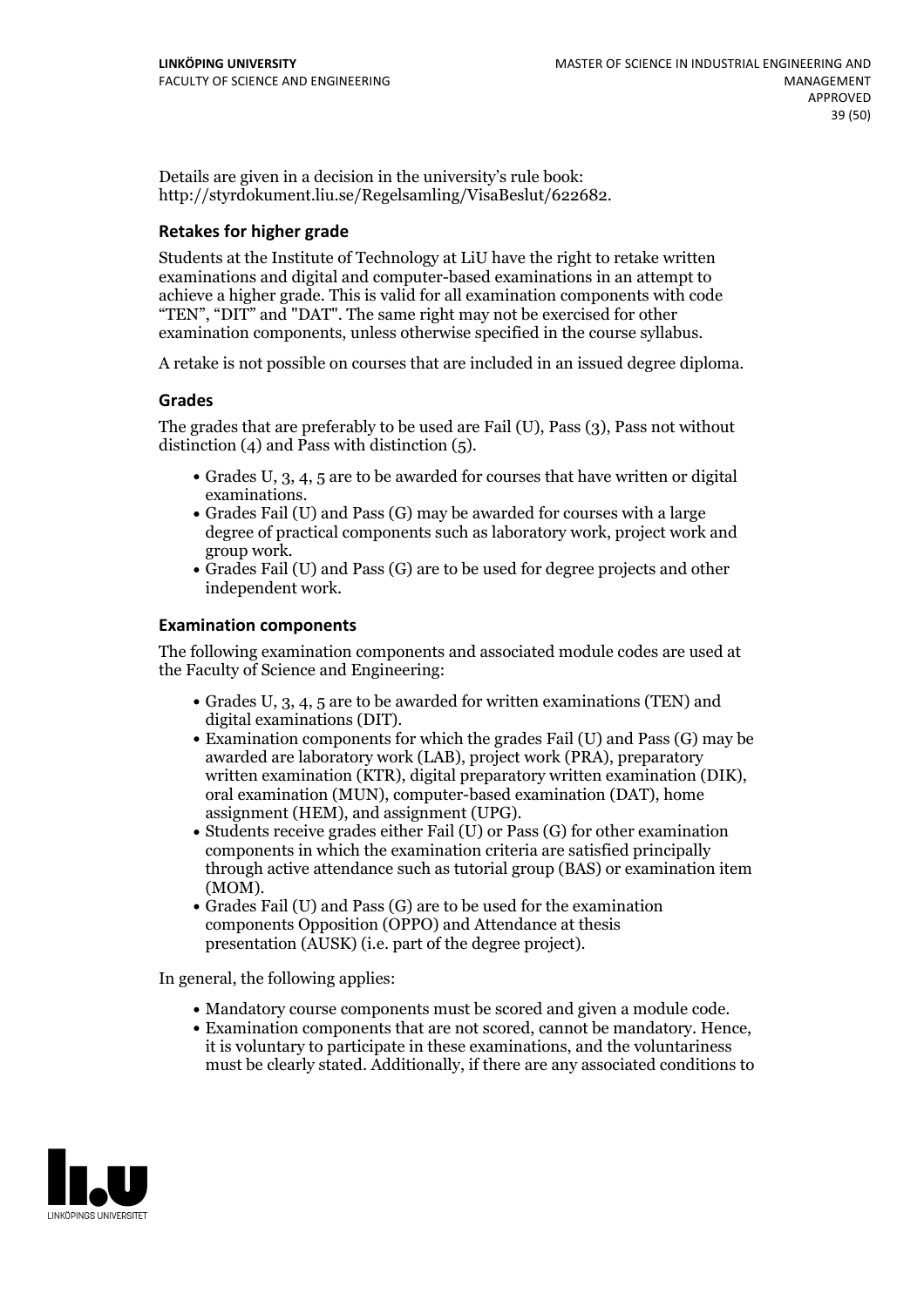Details are given in a decision in the university's rule book: http://styrdokument.liu.se/Regelsamling/VisaBeslut/622682.

### Retakes for higher grade

Students at the Institute of Technology at LiU have the right to retake written examinations and digital and computer-based examinations in an attempt to achieve a higher grade. This is valid for all examination components with code "TEN", "DIT" and "DAT". The same right may not be exercised for other examination components, unless otherwise specified in the course syllabus.

A retake is not possible on courses that are included in an issued degree diploma.

### Grades

The grades that are preferably to be used are Fail (U), Pass (3), Pass not without distinction (4) and Pass with distinction (5).

- Grades U, 3, 4, 5 are to be awarded for courses that have written or digital examinations.
- Grades Fail (U) and Pass (G) may be awarded for courses with a large degree of practical components such as laboratory work, project work and group work.
- Grades Fail (U) and Pass (G) are to be used for degree projects and other independent work.

### Examination components

The following examination components and associated module codes are used at the Faculty of Science and Engineering:

- Grades U, 3, 4, 5 are to be awarded for written examinations (TEN) and digital examinations (DIT).
- Examination components for which the grades Fail (U) and Pass (G) may be awarded are laboratory work (LAB), project work (PRA), preparatory written examination (KTR), digital preparatory written examination (DIK), oral examination (MUN), computer-based examination (DAT), home assignment (HEM), and assignment (UPG).
- Students receive grades either Fail (U) or Pass (G) for other examination components in which the examination criteria are satisfied principally through active attendance such as tutorial group (BAS) or examination item (MOM).
- Grades Fail (U) and Pass (G) are to be used for the examination components Opposition (OPPO) and Attendance at thesis presentation (AUSK) (i.e. part of the degree project).

In general, the following applies:

- Mandatory course components must be scored and given a module code.
- Examination components that are not scored, cannot be mandatory. Hence, it is voluntary to participate in these examinations, and the voluntariness must be clearly stated. Additionally, if there are any associated conditions to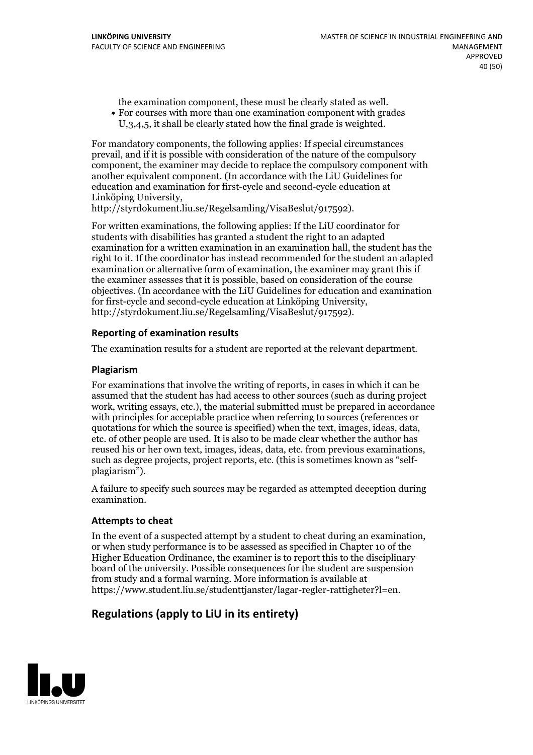the examination component, these must be clearly stated as well.

- For courses with more than one examination component with grades U,3,4,5, it shall be clearly stated how the final grade is weighted.

For mandatory components, the following applies: If special circumstances prevail, and if it is possible with consideration of the nature of the compulsory component, the examiner may decide to replace the compulsory component with another equivalent component. (In accordance with the LiU Guidelines for education and examination for first-cycle and second-cycle education at Linköping University, http://styrdokument.liu.se/Regelsamling/VisaBeslut/917592).

For written examinations, the following applies: If the LiU coordinator for students with disabilities has granted a student the right to an adapted examination for a written examination in an examination hall, the student has the right to it. If the coordinator has instead recommended for the student an adapted examination or alternative form of examination, the examiner may grant this if the examiner assesses that it is possible, based on consideration of the course objectives. (In accordance with the LiU Guidelines for education and examination for first-cycle and second-cycle education at Linköping University, http://styrdokument.liu.se/Regelsamling/VisaBeslut/917592).

### Reporting of examination results

The examination results for a student are reported at the relevant department.

### Plagiarism

For examinations that involve the writing of reports, in cases in which it can be assumed that the student has had access to other sources (such as during project work, writing essays, etc.), the material submitted must be prepared in accordance with principles for acceptable practice when referring to sources (references or quotations for which the source is specified) when the text, images, ideas, data, etc. of other people are used. It is also to be made clear whether the author has reused his or her own text, images, ideas, data, etc. from previous examinations, such as degree projects, project reports, etc. (this is sometimes known as "self-plagiarism").

A failure to specify such sources may be regarded as attempted deception during examination.

### Attempts to cheat

In the event of a suspected attempt by a student to cheat during an examination, or when study performance is to be assessed as specified in Chapter 10 of the Higher Education Ordinance, the examiner is to report this to the disciplinary board of the university. Possible consequences for the student are suspension from study and a formal warning. More information is available at https://www.student.liu.se/studenttjanster/lagar-regler-rattigheter?l=en.

## Regulations (apply to LiU in its entirety)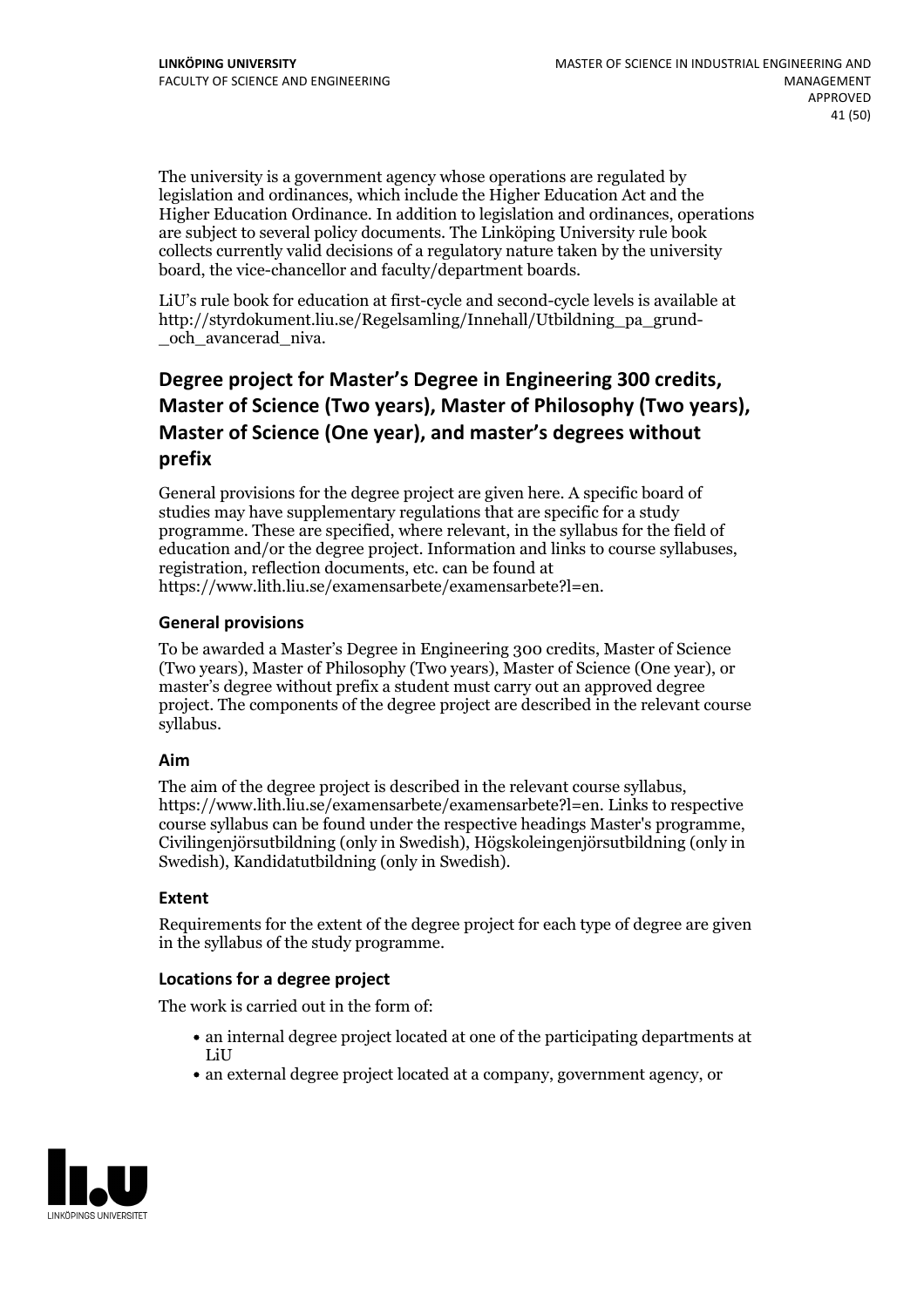The university is a government agency whose operations are regulated by legislation and ordinances, which include the Higher Education Act and the Higher Education Ordinance. In addition to legislation and ordinances, operations are subject to several policy documents. The Linköping University rule book collects currently valid decisions of a regulatory nature taken by the university board, the vice-chancellor and faculty/department boards.

LiU's rule book for education at first-cycle and second-cycle levels is available at http://styrdokument.liu.se/Regelsamling/Innehall/Utbildning_pa_grund-_och_avancerad_niva.

## Degree project for Master's Degree in Engineering 300 credits, Master of Science (Two years), Master of Philosophy (Two years), Master of Science (One year), and master's degrees without prefix

General provisions for the degree project are given here. A specific board of studies may have supplementary regulations that are specific for a study programme. These are specified, where relevant, in the syllabus for the field of education and/or the degree project. Information and links to course syllabuses, registration, reflection documents, etc. can be found at https://www.lith.liu.se/examensarbete/examensarbete?l=en.

### General provisions

To be awarded a Master's Degree in Engineering 300 credits, Master of Science (Two years), Master of Philosophy (Two years), Master of Science (One year), or master's degree without prefix a student must carry out an approved degree project. The components of the degree project are described in the relevant course syllabus.

### Aim

The aim of the degree project is described in the relevant course syllabus, https://www.lith.liu.se/examensarbete/examensarbete?l=en. Links to respective course syllabus can be found under the respective headings Master's programme, Civilingenjörsutbildning (only in Swedish), Högskoleingenjörsutbildning (only in Swedish), Kandidatutbildning (only in Swedish).

### Extent

Requirements for the extent of the degree project for each type of degree are given in the syllabus of the study programme.

### Locations for a degree project

The work is carried out in the form of:

- an internal degree project located at one of the participating departments at LiU
- an external degree project located at a company, government agency, or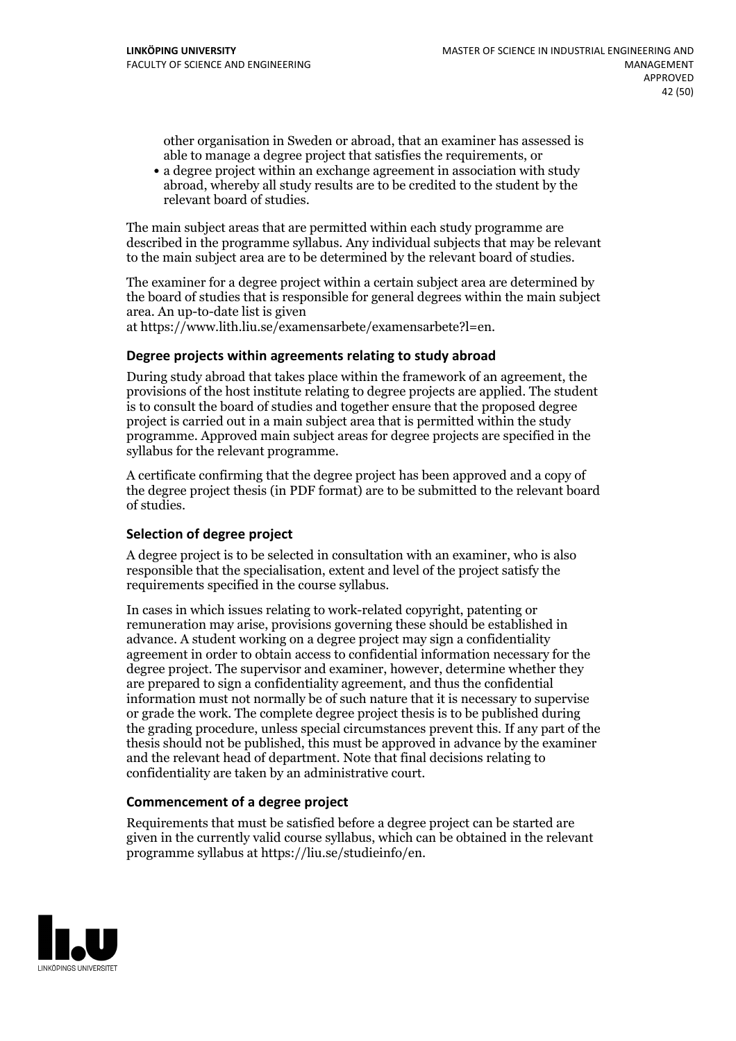other organisation in Sweden or abroad, that an examiner has assessed is able to manage a degree project that satisfies the requirements, or

- a degree project within an exchange agreement in association with study abroad, whereby all study results are to be credited to the student by the relevant board of studies.

The main subject areas that are permitted within each study programme are described in the programme syllabus. Any individual subjects that may be relevant to the main subject area are to be determined by the relevant board of studies.

The examiner for a degree project within a certain subject area are determined by the board of studies that is responsible for general degrees within the main subject area. An up-to-date list is given at https://www.lith.liu.se/examensarbete/examensarbete?l=en.

### Degree projects within agreements relating to study abroad

During study abroad that takes place within the framework of an agreement, the provisions of the host institute relating to degree projects are applied. The student is to consult the board of studies and together ensure that the proposed degree project is carried out in a main subject area that is permitted within the study programme. Approved main subject areas for degree projects are specified in the syllabus for the relevant programme.

A certificate confirming that the degree project has been approved and a copy of the degree project thesis (in PDF format) are to be submitted to the relevant board of studies.

### Selection of degree project

A degree project is to be selected in consultation with an examiner, who is also responsible that the specialisation, extent and level of the project satisfy the requirements specified in the course syllabus.

In cases in which issues relating to work-related copyright, patenting or remuneration may arise, provisions governing these should be established in advance. A student working on a degree project may sign a confidentiality agreement in order to obtain access to confidential information necessary for the degree project. The supervisor and examiner, however, determine whether they are prepared to sign a confidentiality agreement, and thus the confidential information must not normally be of such nature that it is necessary to supervise or grade the work. The complete degree project thesis is to be published during the grading procedure, unless special circumstances prevent this. If any part of the thesis should not be published, this must be approved in advance by the examiner and the relevant head of department. Note that final decisions relating to confidentiality are taken by an administrative court.

### Commencement of a degree project

Requirements that must be satisfied before a degree project can be started are given in the currently valid course syllabus, which can be obtained in the relevant programme syllabus at https://liu.se/studieinfo/en.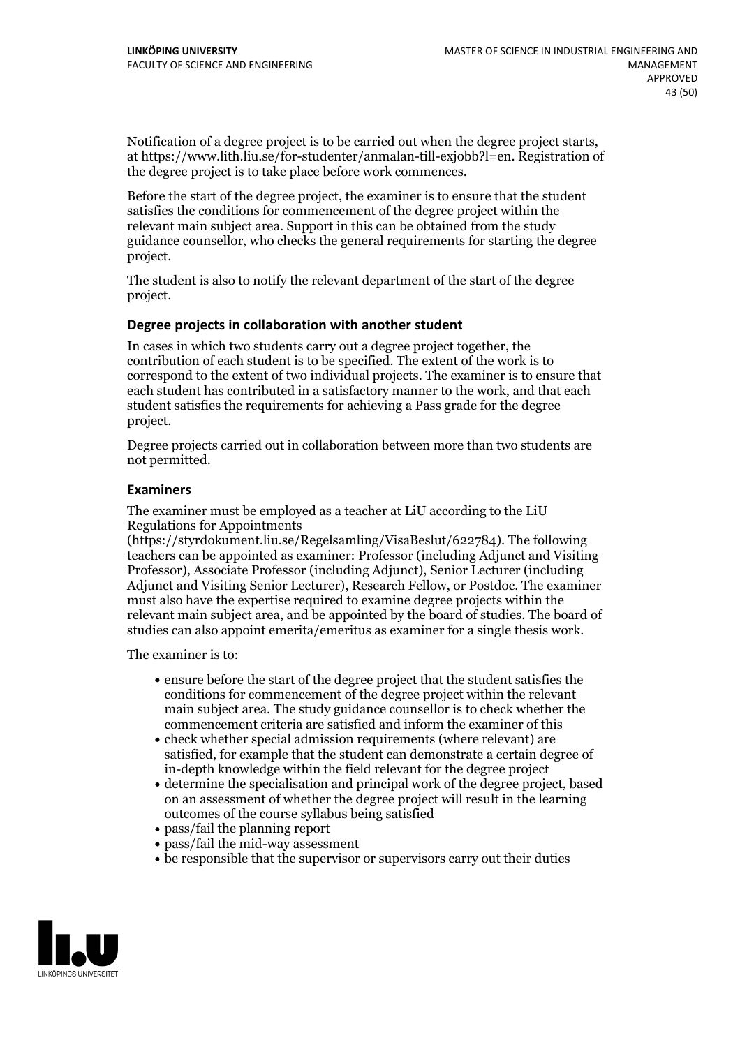Notification of a degree project is to be carried out when the degree project starts, at https://www.lith.liu.se/for-studenter/anmalan-till-exjobb?l=en. Registration of the degree project is to take place before work commences.

Before the start of the degree project, the examiner is to ensure that the student satisfies the conditions for commencement of the degree project within the relevant main subject area. Support in this can be obtained from the study guidance counsellor, who checks the general requirements for starting the degree project.

The student is also to notify the relevant department of the start of the degree project.

### Degree projects in collaboration with another student

In cases in which two students carry out a degree project together, the contribution of each student is to be specified. The extent of the work is to correspond to the extent of two individual projects. The examiner is to ensure that each student has contributed in a satisfactory manner to the work, and that each student satisfies the requirements for achieving a Pass grade for the degree project.

Degree projects carried out in collaboration between more than two students are not permitted.

### Examiners

The examiner must be employed as a teacher at LiU according to the LiU Regulations for Appointments (https://styrdokument.liu.se/Regelsamling/VisaBeslut/622784). The following teachers can be appointed as examiner: Professor (including Adjunct and Visiting Professor), Associate Professor (including Adjunct), Senior Lecturer (including Adjunct and Visiting Senior Lecturer), Research Fellow, or Postdoc. The examiner must also have the expertise required to examine degree projects within the relevant main subject area, and be appointed by the board of studies. The board of studies can also appoint emerita/emeritus as examiner for a single thesis work.

The examiner is to:

- ensure before the start of the degree project that the student satisfies the conditions for commencement of the degree project within the relevant main subject area. The study guidance counsellor is to check whether the commencement criteria are satisfied and inform the examiner of this
- check whether special admission requirements (where relevant) are satisfied, for example that the student can demonstrate a certain degree of in-depth knowledge within the field relevant for the degree project
- determine the specialisation and principal work of the degree project, based on an assessment of whether the degree project will result in the learning outcomes of the course syllabus being satisfied
- pass/fail the planning report
- pass/fail the mid-way assessment
- be responsible that the supervisor or supervisors carry out their duties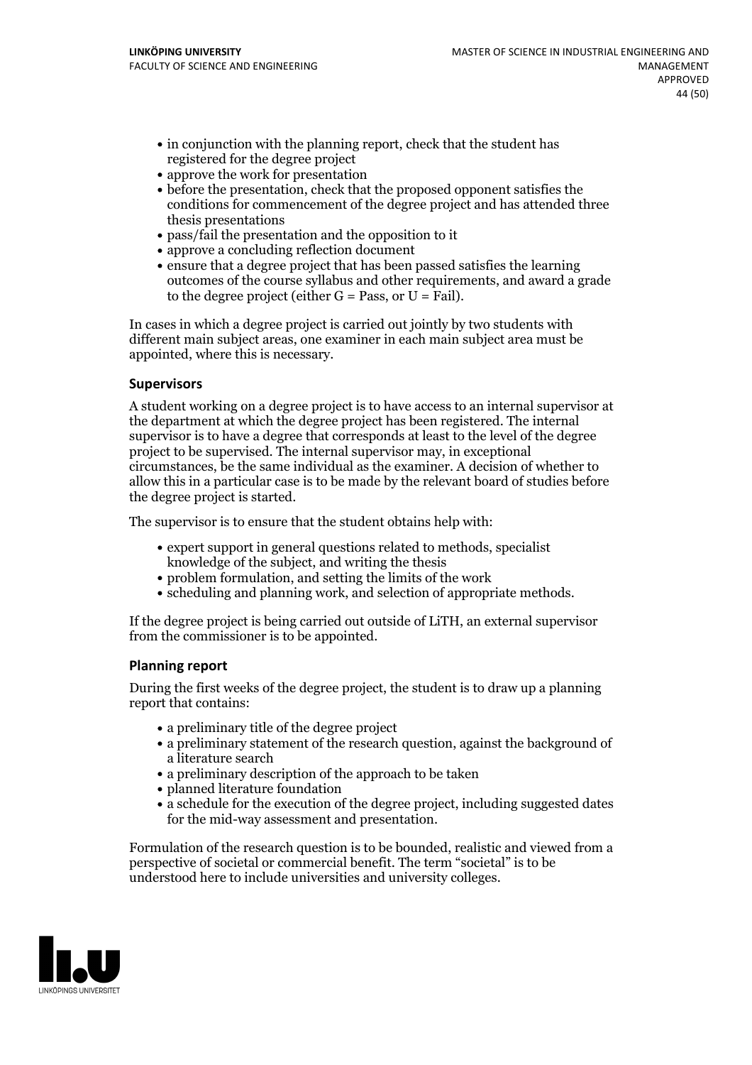- in conjunction with the planning report, check that the student has registered for the degree project
- approve the work for presentation
- before the presentation, check that the proposed opponent satisfies the conditions for commencement of the degree project and has attended three thesis presentations
- pass/fail the presentation and the opposition to it
- approve a concluding reflection document
- ensure that a degree project that has been passed satisfies the learning outcomes of the course syllabus and other requirements, and award a grade to the degree project (either G = Pass, or U = Fail).

In cases in which a degree project is carried out jointly by two students with different main subject areas, one examiner in each main subject area must be appointed, where this is necessary.

### Supervisors

A student working on a degree project is to have access to an internal supervisor at the department at which the degree project has been registered. The internal supervisor is to have a degree that corresponds at least to the level of the degree project to be supervised. The internal supervisor may, in exceptional circumstances, be the same individual as the examiner. A decision of whether to allow this in a particular case is to be made by the relevant board of studies before the degree project is started.

The supervisor is to ensure that the student obtains help with:

- expert support in general questions related to methods, specialist knowledge of the subject, and writing the thesis
- problem formulation, and setting the limits of the work
- scheduling and planning work, and selection of appropriate methods.

If the degree project is being carried out outside of LiTH, an external supervisor from the commissioner is to be appointed.

### Planning report

During the first weeks of the degree project, the student is to draw up a planning report that contains:

- a preliminary title of the degree project
- a preliminary statement of the research question, against the background of a literature search
- a preliminary description of the approach to be taken
- planned literature foundation
- a schedule for the execution of the degree project, including suggested dates for the mid-way assessment and presentation.

Formulation of the research question is to be bounded, realistic and viewed from a perspective of societal or commercial benefit. The term "societal" is to be understood here to include universities and university colleges.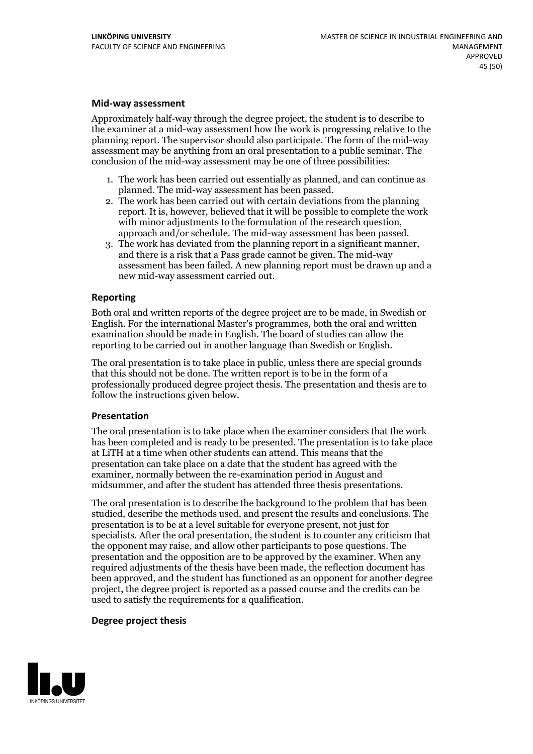### Mid-way assessment

Approximately half-way through the degree project, the student is to describe to the examiner at a mid-way assessment how the work is progressing relative to the planning report. The supervisor should also participate. The form of the mid-way assessment may be anything from an oral presentation to a public seminar. The conclusion of the mid-way assessment may be one of three possibilities:

1. The work has been carried out essentially as planned, and can continue as planned. The mid-way assessment has been passed.
2. The work has been carried out with certain deviations from the planning report. It is, however, believed that it will be possible to complete the work with minor adjustments to the formulation of the research question, approach and/or schedule. The mid-way assessment has been passed.
3. The work has deviated from the planning report in a significant manner, and there is a risk that a Pass grade cannot be given. The mid-way assessment has been failed. A new planning report must be drawn up and a new mid-way assessment carried out.

### Reporting

Both oral and written reports of the degree project are to be made, in Swedish or English. For the international Master's programmes, both the oral and written examination should be made in English. The board of studies can allow the reporting to be carried out in another language than Swedish or English.

The oral presentation is to take place in public, unless there are special grounds that this should not be done. The written report is to be in the form of a professionally produced degree project thesis. The presentation and thesis are to follow the instructions given below.

### Presentation

The oral presentation is to take place when the examiner considers that the work has been completed and is ready to be presented. The presentation is to take place at LiTH at a time when other students can attend. This means that the presentation can take place on a date that the student has agreed with the examiner, normally between the re-examination period in August and midsummer, and after the student has attended three thesis presentations.

The oral presentation is to describe the background to the problem that has been studied, describe the methods used, and present the results and conclusions. The presentation is to be at a level suitable for everyone present, not just for specialists. After the oral presentation, the student is to counter any criticism that the opponent may raise, and allow other participants to pose questions. The presentation and the opposition are to be approved by the examiner. When any required adjustments of the thesis have been made, the reflection document has been approved, and the student has functioned as an opponent for another degree project, the degree project is reported as a passed course and the credits can be used to satisfy the requirements for a qualification.

### Degree project thesis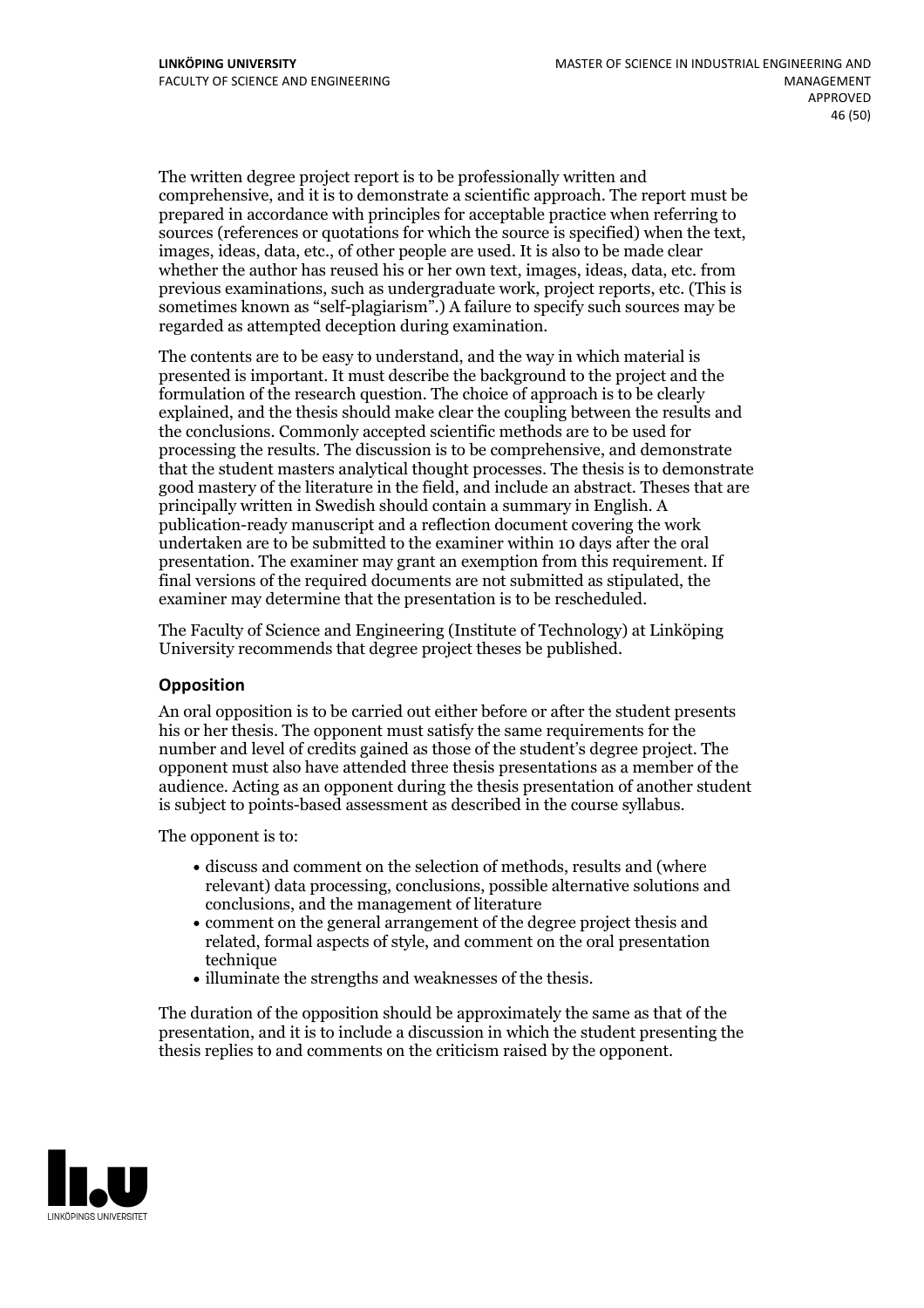The written degree project report is to be professionally written and comprehensive, and it is to demonstrate a scientific approach. The report must be prepared in accordance with principles for acceptable practice when referring to sources (references or quotations for which the source is specified) when the text, images, ideas, data, etc., of other people are used. It is also to be made clear whether the author has reused his or her own text, images, ideas, data, etc. from previous examinations, such as undergraduate work, project reports, etc. (This is sometimes known as "self-plagiarism".) A failure to specify such sources may be regarded as attempted deception during examination.

The contents are to be easy to understand, and the way in which material is presented is important. It must describe the background to the project and the formulation of the research question. The choice of approach is to be clearly explained, and the thesis should make clear the coupling between the results and the conclusions. Commonly accepted scientific methods are to be used for processing the results. The discussion is to be comprehensive, and demonstrate that the student masters analytical thought processes. The thesis is to demonstrate good mastery of the literature in the field, and include an abstract. Theses that are principally written in Swedish should contain a summary in English. A publication-ready manuscript and a reflection document covering the work undertaken are to be submitted to the examiner within 10 days after the oral presentation. The examiner may grant an exemption from this requirement. If final versions of the required documents are not submitted as stipulated, the examiner may determine that the presentation is to be rescheduled.

The Faculty of Science and Engineering (Institute of Technology) at Linköping University recommends that degree project theses be published.

### Opposition

An oral opposition is to be carried out either before or after the student presents his or her thesis. The opponent must satisfy the same requirements for the number and level of credits gained as those of the student's degree project. The opponent must also have attended three thesis presentations as a member of the audience. Acting as an opponent during the thesis presentation of another student is subject to points-based assessment as described in the course syllabus.

The opponent is to:

- discuss and comment on the selection of methods, results and (where relevant) data processing, conclusions, possible alternative solutions and conclusions, and the management of literature
- comment on the general arrangement of the degree project thesis and related, formal aspects of style, and comment on the oral presentation technique
- illuminate the strengths and weaknesses of the thesis.

The duration of the opposition should be approximately the same as that of the presentation, and it is to include a discussion in which the student presenting the thesis replies to and comments on the criticism raised by the opponent.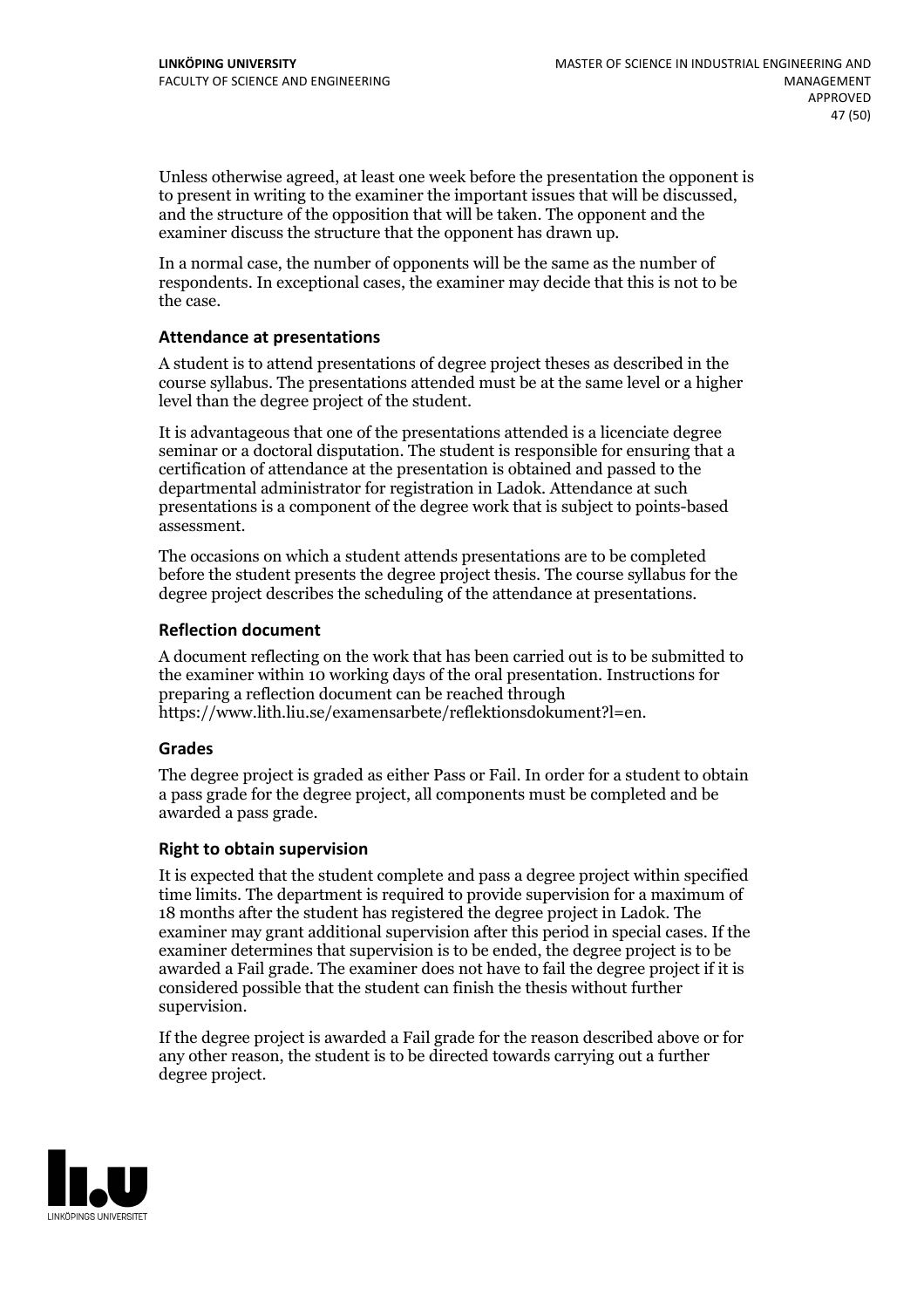Unless otherwise agreed, at least one week before the presentation the opponent is to present in writing to the examiner the important issues that will be discussed, and the structure of the opposition that will be taken. The opponent and the examiner discuss the structure that the opponent has drawn up.

In a normal case, the number of opponents will be the same as the number of respondents. In exceptional cases, the examiner may decide that this is not to be the case.

### Attendance at presentations

A student is to attend presentations of degree project theses as described in the course syllabus. The presentations attended must be at the same level or a higher level than the degree project of the student.

It is advantageous that one of the presentations attended is a licenciate degree seminar or a doctoral disputation. The student is responsible for ensuring that a certification of attendance at the presentation is obtained and passed to the departmental administrator for registration in Ladok. Attendance at such presentations is a component of the degree work that is subject to points-based assessment.

The occasions on which a student attends presentations are to be completed before the student presents the degree project thesis. The course syllabus for the degree project describes the scheduling of the attendance at presentations.

### Reflection document

A document reflecting on the work that has been carried out is to be submitted to the examiner within 10 working days of the oral presentation. Instructions for preparing a reflection document can be reached through https://www.lith.liu.se/examensarbete/reflektionsdokument?l=en.

### Grades

The degree project is graded as either Pass or Fail. In order for a student to obtain a pass grade for the degree project, all components must be completed and be awarded a pass grade.

### Right to obtain supervision

It is expected that the student complete and pass a degree project within specified time limits. The department is required to provide supervision for a maximum of 18 months after the student has registered the degree project in Ladok. The examiner may grant additional supervision after this period in special cases. If the examiner determines that supervision is to be ended, the degree project is to be awarded a Fail grade. The examiner does not have to fail the degree project if it is considered possible that the student can finish the thesis without further supervision.

If the degree project is awarded a Fail grade for the reason described above or for any other reason, the student is to be directed towards carrying out a further degree project.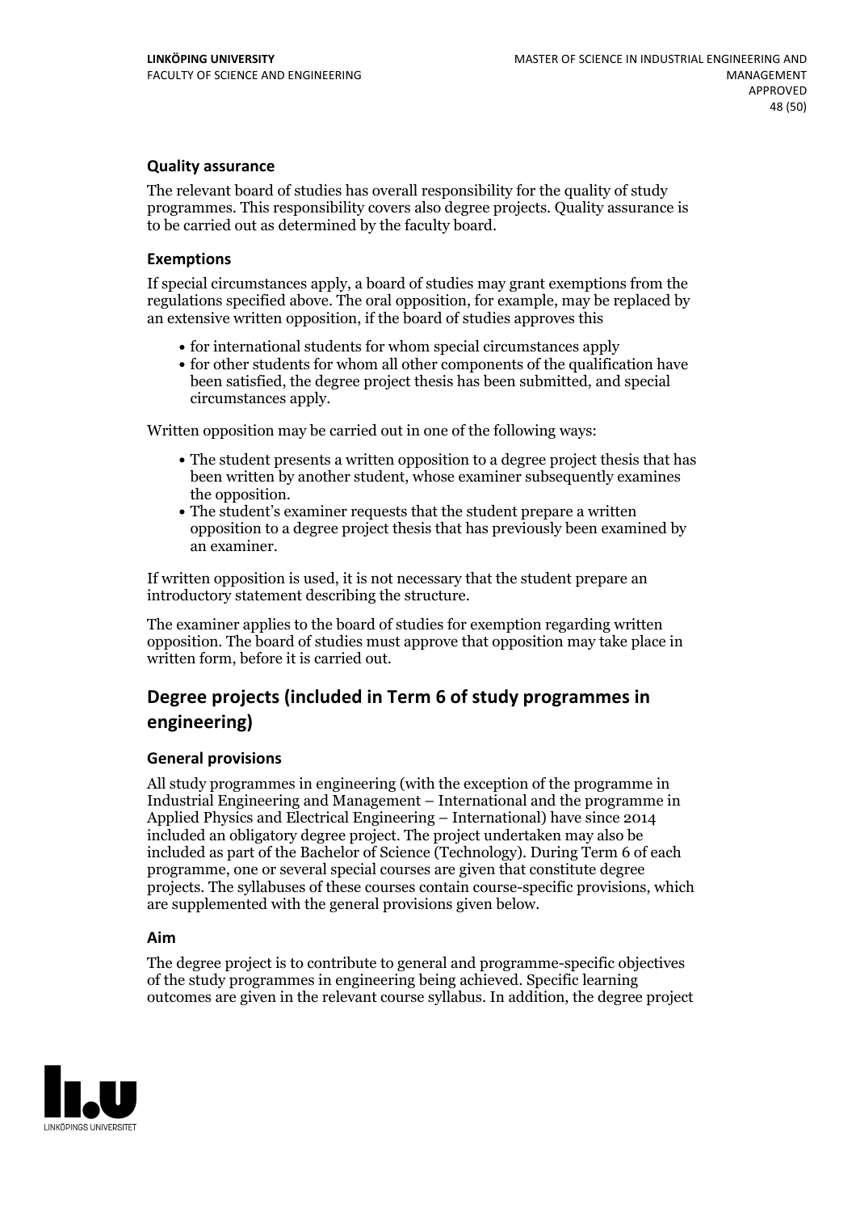### Quality assurance

The relevant board of studies has overall responsibility for the quality of study programmes. This responsibility covers also degree projects. Quality assurance is to be carried out as determined by the faculty board.

### Exemptions

If special circumstances apply, a board of studies may grant exemptions from the regulations specified above. The oral opposition, for example, may be replaced by an extensive written opposition, if the board of studies approves this

- for international students for whom special circumstances apply
- for other students for whom all other components of the qualification have been satisfied, the degree project thesis has been submitted, and special circumstances apply.

Written opposition may be carried out in one of the following ways:

- The student presents a written opposition to a degree project thesis that has been written by another student, whose examiner subsequently examines the opposition.
- The student's examiner requests that the student prepare a written opposition to a degree project thesis that has previously been examined by an examiner.

If written opposition is used, it is not necessary that the student prepare an introductory statement describing the structure.

The examiner applies to the board of studies for exemption regarding written opposition. The board of studies must approve that opposition may take place in written form, before it is carried out.

## Degree projects (included in Term 6 of study programmes in engineering)

### General provisions

All study programmes in engineering (with the exception of the programme in Industrial Engineering and Management – International and the programme in Applied Physics and Electrical Engineering – International) have since 2014 included an obligatory degree project. The project undertaken may also be included as part of the Bachelor of Science (Technology). During Term 6 of each programme, one or several special courses are given that constitute degree projects. The syllabuses of these courses contain course-specific provisions, which are supplemented with the general provisions given below.

### Aim

The degree project is to contribute to general and programme-specific objectives of the study programmes in engineering being achieved. Specific learning outcomes are given in the relevant course syllabus. In addition, the degree project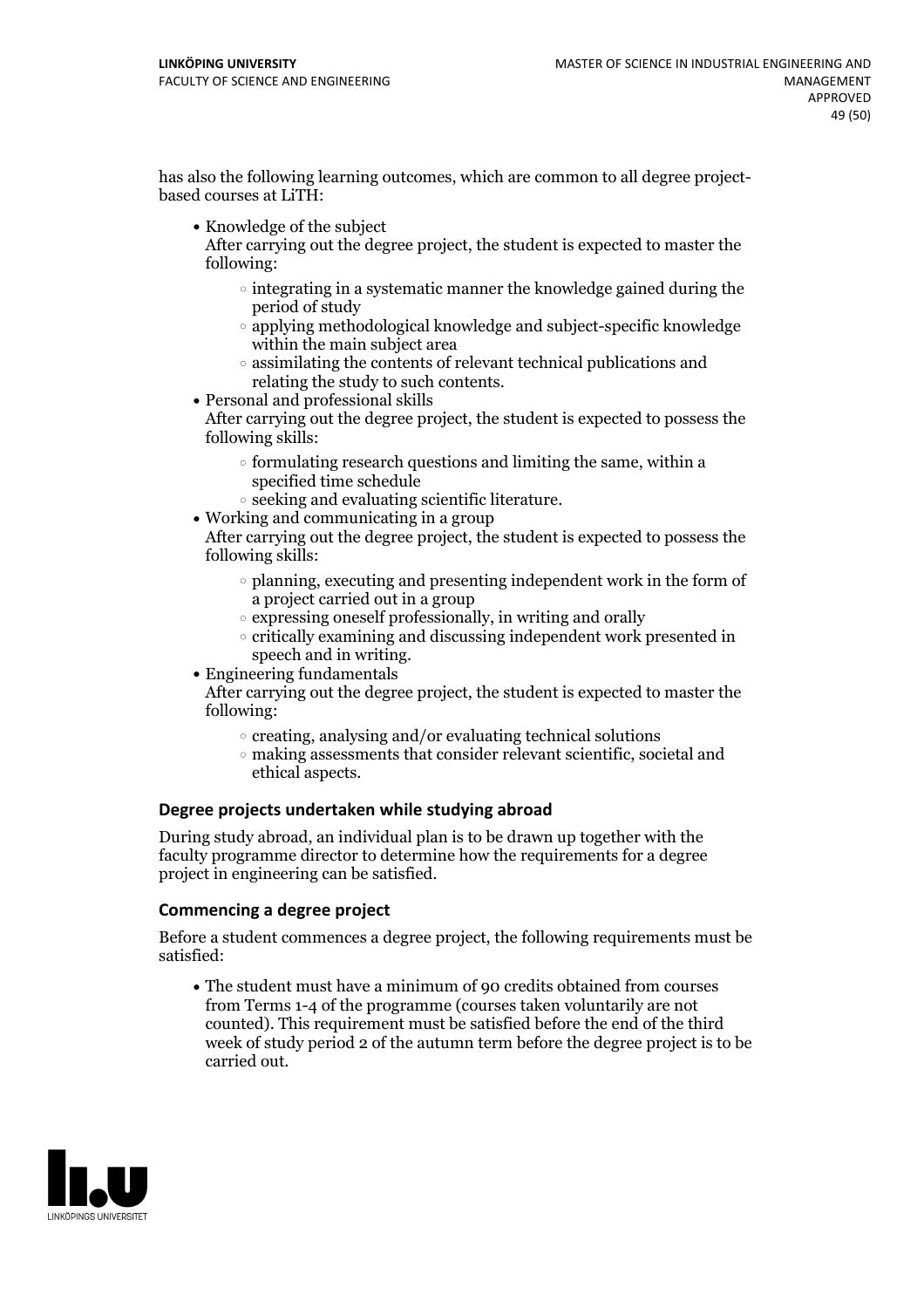has also the following learning outcomes, which are common to all degree project-based courses at LiTH:

- Knowledge of the subject
  After carrying out the degree project, the student is expected to master the following:
    - integrating in a systematic manner the knowledge gained during the period of study
    - applying methodological knowledge and subject-specific knowledge within the main subject area
    - assimilating the contents of relevant technical publications and relating the study to such contents.
- Personal and professional skills
  After carrying out the degree project, the student is expected to possess the following skills:
    - formulating research questions and limiting the same, within a specified time schedule
    - seeking and evaluating scientific literature.
- Working and communicating in a group
  After carrying out the degree project, the student is expected to possess the following skills:
    - planning, executing and presenting independent work in the form of a project carried out in a group
    - expressing oneself professionally, in writing and orally
    - critically examining and discussing independent work presented in speech and in writing.
- Engineering fundamentals
  After carrying out the degree project, the student is expected to master the following:
    - creating, analysing and/or evaluating technical solutions
    - making assessments that consider relevant scientific, societal and ethical aspects.

### Degree projects undertaken while studying abroad

During study abroad, an individual plan is to be drawn up together with the faculty programme director to determine how the requirements for a degree project in engineering can be satisfied.

### Commencing a degree project

Before a student commences a degree project, the following requirements must be satisfied:

- The student must have a minimum of 90 credits obtained from courses from Terms 1-4 of the programme (courses taken voluntarily are not counted). This requirement must be satisfied before the end of the third week of study period 2 of the autumn term before the degree project is to be carried out.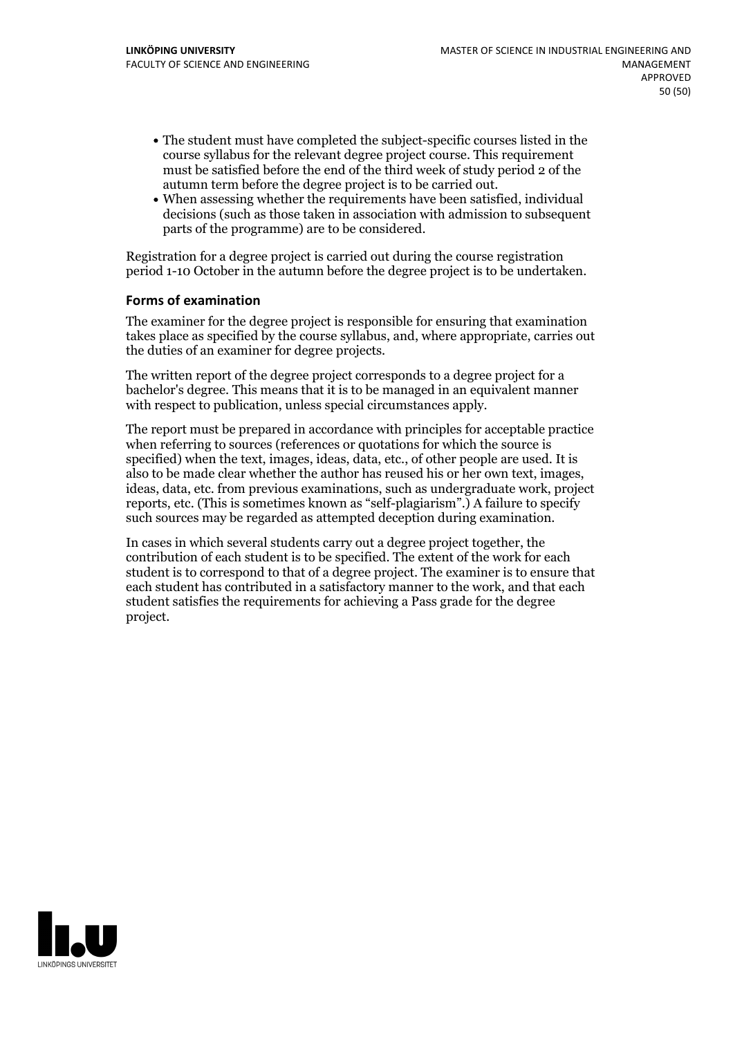- The student must have completed the subject-specific courses listed in the course syllabus for the relevant degree project course. This requirement must be satisfied before the end of the third week of study period 2 of the autumn term before the degree project is to be carried out.
- When assessing whether the requirements have been satisfied, individual decisions (such as those taken in association with admission to subsequent parts of the programme) are to be considered.

Registration for a degree project is carried out during the course registration period 1-10 October in the autumn before the degree project is to be undertaken.

### Forms of examination

The examiner for the degree project is responsible for ensuring that examination takes place as specified by the course syllabus, and, where appropriate, carries out the duties of an examiner for degree projects.

The written report of the degree project corresponds to a degree project for a bachelor's degree. This means that it is to be managed in an equivalent manner with respect to publication, unless special circumstances apply.

The report must be prepared in accordance with principles for acceptable practice when referring to sources (references or quotations for which the source is specified) when the text, images, ideas, data, etc., of other people are used. It is also to be made clear whether the author has reused his or her own text, images, ideas, data, etc. from previous examinations, such as undergraduate work, project reports, etc. (This is sometimes known as "self-plagiarism".) A failure to specify such sources may be regarded as attempted deception during examination.

In cases in which several students carry out a degree project together, the contribution of each student is to be specified. The extent of the work for each student is to correspond to that of a degree project. The examiner is to ensure that each student has contributed in a satisfactory manner to the work, and that each student satisfies the requirements for achieving a Pass grade for the degree project.